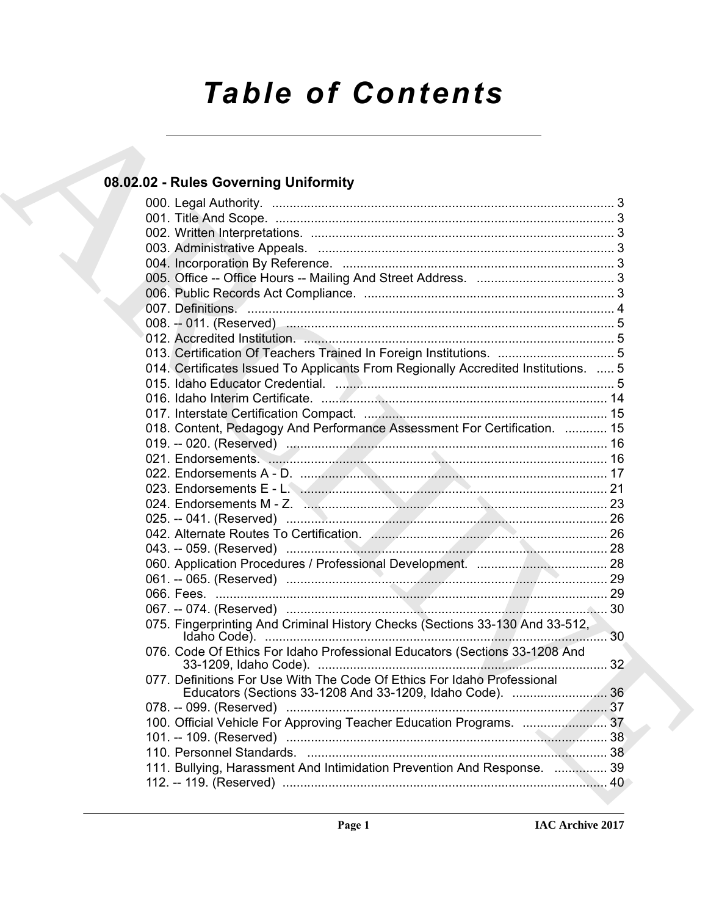# Table of Contents

## 08.02.02 - Rules Governing Uniformity

000. Legal Authority. ........................................................................................ 3
001. Title And Scope. ........................................................................................ 3
002. Written Interpretations. ............................................................................ 3
003. Administrative Appeals. ............................................................................ 3
004. Incorporation By Reference. ..................................................................... 3
005. Office -- Office Hours -- Mailing And Street Address. ............................... 3
006. Public Records Act Compliance. ............................................................... 3
007. Definitions. ............................................................................................... 4
008. -- 011. (Reserved) ..................................................................................... 5
012. Accredited Institution. ................................................................................ 5
013. Certification Of Teachers Trained In Foreign Institutions. ......................... 5
014. Certificates Issued To Applicants From Regionally Accredited Institutions. ..... 5
015. Idaho Educator Credential. ....................................................................... 5
016. Idaho Interim Certificate. ......................................................................... 14
017. Interstate Certification Compact. ............................................................. 15
018. Content, Pedagogy And Performance Assessment For Certification. ............ 15
019. -- 020. (Reserved) ................................................................................... 16
021. Endorsements. ........................................................................................ 16
022. Endorsements A - D. ............................................................................... 17
023. Endorsements E - L. ............................................................................... 21
024. Endorsements M - Z. ............................................................................... 23
025. -- 041. (Reserved) ................................................................................... 26
042. Alternate Routes To Certification. ............................................................ 26
043. -- 059. (Reserved) ................................................................................... 28
060. Application Procedures / Professional Development. ............................... 28
061. -- 065. (Reserved) ................................................................................... 29
066. Fees. ....................................................................................................... 29
067. -- 074. (Reserved) ................................................................................... 30
075. Fingerprinting And Criminal History Checks (Sections 33-130 And 33-512, Idaho Code). ................................................................................................ 30
076. Code Of Ethics For Idaho Professional Educators (Sections 33-1208 And 33-1209, Idaho Code). ................................................................................. 32
077. Definitions For Use With The Code Of Ethics For Idaho Professional Educators (Sections 33-1208 And 33-1209, Idaho Code). ........................... 36
078. -- 099. (Reserved) ................................................................................... 37
100. Official Vehicle For Approving Teacher Education Programs. ........................ 37
101. -- 109. (Reserved) ................................................................................... 38
110. Personnel Standards. .............................................................................. 38
111. Bullying, Harassment And Intimidation Prevention And Response. ............... 39
112. -- 119. (Reserved) ................................................................................... 40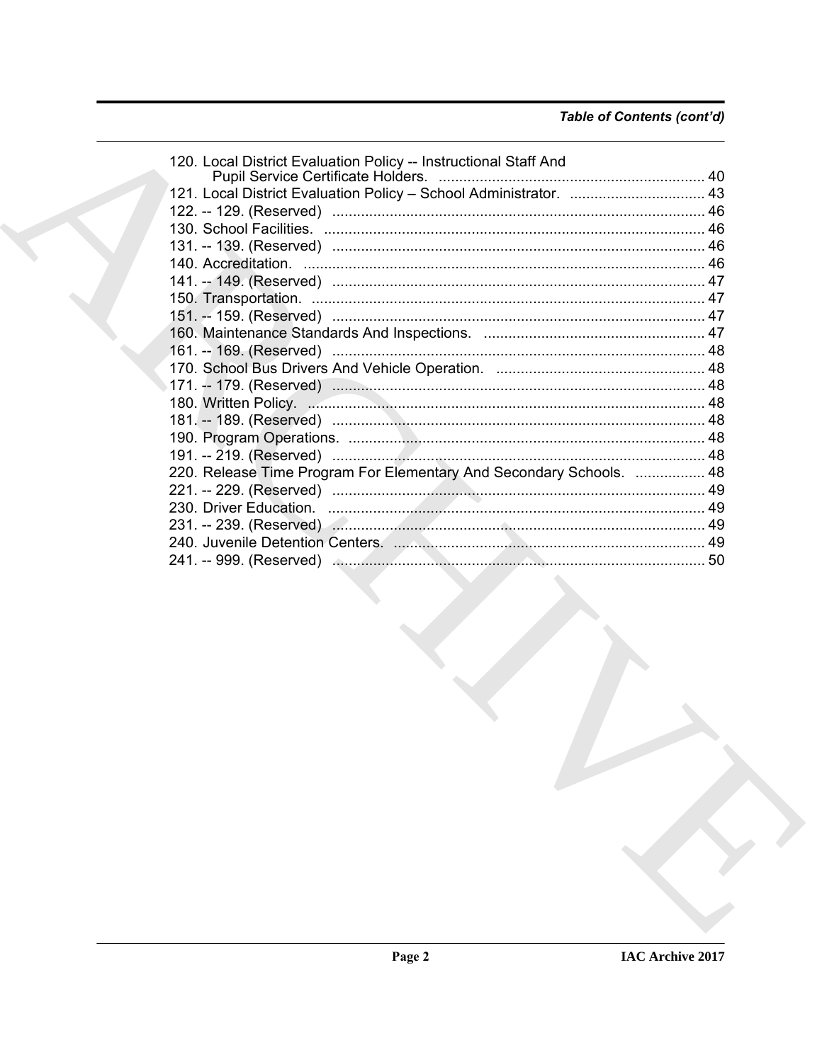*Table of Contents (cont'd)*

120. Local District Evaluation Policy -- Instructional Staff And Pupil Service Certificate Holders. .... 40
121. Local District Evaluation Policy – School Administrator. .... 43
122. -- 129. (Reserved) .... 46
130. School Facilities. .... 46
131. -- 139. (Reserved) .... 46
140. Accreditation. .... 46
141. -- 149. (Reserved) .... 47
150. Transportation. .... 47
151. -- 159. (Reserved) .... 47
160. Maintenance Standards And Inspections. .... 47
161. -- 169. (Reserved) .... 48
170. School Bus Drivers And Vehicle Operation. .... 48
171. -- 179. (Reserved) .... 48
180. Written Policy. .... 48
181. -- 189. (Reserved) .... 48
190. Program Operations. .... 48
191. -- 219. (Reserved) .... 48
220. Release Time Program For Elementary And Secondary Schools. .... 48
221. -- 229. (Reserved) .... 49
230. Driver Education. .... 49
231. -- 239. (Reserved) .... 49
240. Juvenile Detention Centers. .... 49
241. -- 999. (Reserved) .... 50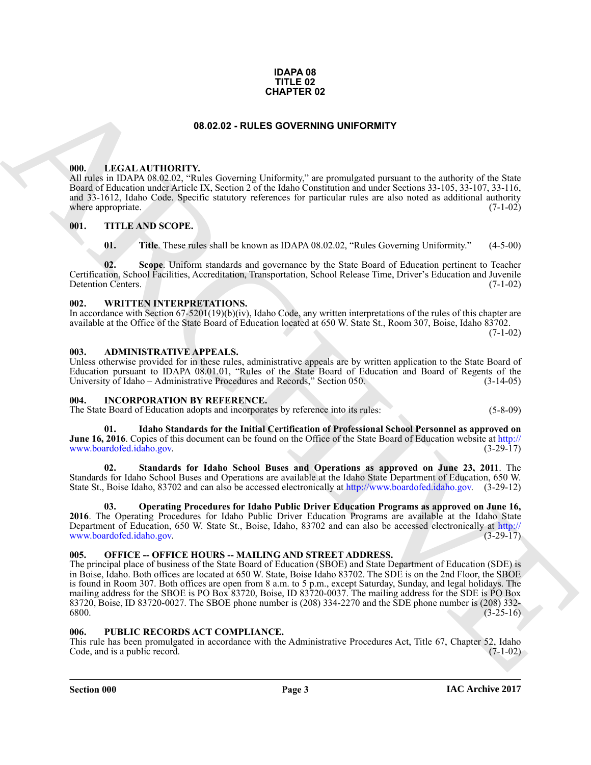**IDAPA 08**
**TITLE 02**
**CHAPTER 02**

# 08.02.02 - RULES GOVERNING UNIFORMITY

### 000. LEGAL AUTHORITY.

All rules in IDAPA 08.02.02, "Rules Governing Uniformity," are promulgated pursuant to the authority of the State Board of Education under Article IX, Section 2 of the Idaho Constitution and under Sections 33-105, 33-107, 33-116, and 33-1612, Idaho Code. Specific statutory references for particular rules are also noted as additional authority where appropriate. (7-1-02)

### 001. TITLE AND SCOPE.

**01. Title**. These rules shall be known as IDAPA 08.02.02, "Rules Governing Uniformity." (4-5-00)

**02. Scope**. Uniform standards and governance by the State Board of Education pertinent to Teacher Certification, School Facilities, Accreditation, Transportation, School Release Time, Driver's Education and Juvenile Detention Centers. (7-1-02)

### 002. WRITTEN INTERPRETATIONS.

In accordance with Section 67-5201(19)(b)(iv), Idaho Code, any written interpretations of the rules of this chapter are available at the Office of the State Board of Education located at 650 W. State St., Room 307, Boise, Idaho 83702. (7-1-02)

### 003. ADMINISTRATIVE APPEALS.

Unless otherwise provided for in these rules, administrative appeals are by written application to the State Board of Education pursuant to IDAPA 08.01.01, "Rules of the State Board of Education and Board of Regents of the University of Idaho – Administrative Procedures and Records," Section 050. (3-14-05)

### 004. INCORPORATION BY REFERENCE.

The State Board of Education adopts and incorporates by reference into its rules: (5-8-09)

**01. Idaho Standards for the Initial Certification of Professional School Personnel as approved on June 16, 2016**. Copies of this document can be found on the Office of the State Board of Education website at http://www.boardofed.idaho.gov. (3-29-17)

**02. Standards for Idaho School Buses and Operations as approved on June 23, 2011**. The Standards for Idaho School Buses and Operations are available at the Idaho State Department of Education, 650 W. State St., Boise Idaho, 83702 and can also be accessed electronically at http://www.boardofed.idaho.gov. (3-29-12)

**03. Operating Procedures for Idaho Public Driver Education Programs as approved on June 16, 2016**. The Operating Procedures for Idaho Public Driver Education Programs are available at the Idaho State Department of Education, 650 W. State St., Boise, Idaho, 83702 and can also be accessed electronically at http://www.boardofed.idaho.gov. (3-29-17)

### 005. OFFICE -- OFFICE HOURS -- MAILING AND STREET ADDRESS.

The principal place of business of the State Board of Education (SBOE) and State Department of Education (SDE) is in Boise, Idaho. Both offices are located at 650 W. State, Boise Idaho 83702. The SDE is on the 2nd Floor, the SBOE is found in Room 307. Both offices are open from 8 a.m. to 5 p.m., except Saturday, Sunday, and legal holidays. The mailing address for the SBOE is PO Box 83720, Boise, ID 83720-0037. The mailing address for the SDE is PO Box 83720, Boise, ID 83720-0027. The SBOE phone number is (208) 334-2270 and the SDE phone number is (208) 332-6800. (3-25-16)

### 006. PUBLIC RECORDS ACT COMPLIANCE.

This rule has been promulgated in accordance with the Administrative Procedures Act, Title 67, Chapter 52, Idaho Code, and is a public record. (7-1-02)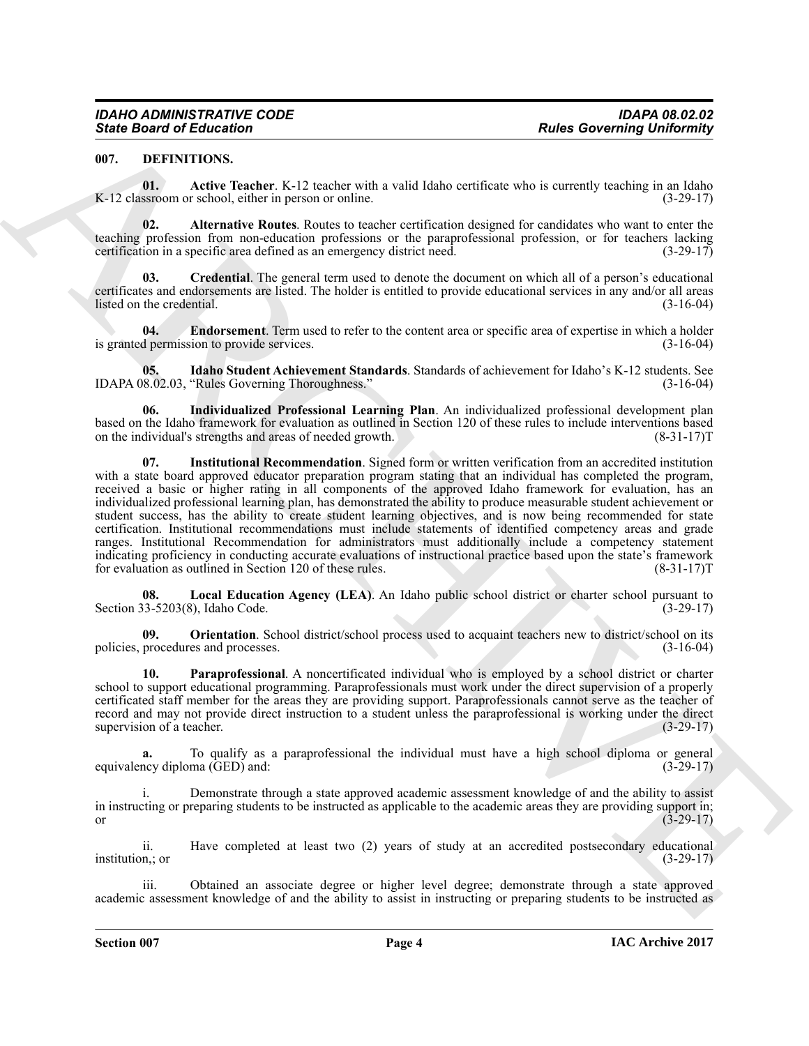## 007. DEFINITIONS.

**01. Active Teacher**. K-12 teacher with a valid Idaho certificate who is currently teaching in an Idaho K-12 classroom or school, either in person or online. (3-29-17)

**02. Alternative Routes**. Routes to teacher certification designed for candidates who want to enter the teaching profession from non-education professions or the paraprofessional profession, or for teachers lacking certification in a specific area defined as an emergency district need. (3-29-17)

**03. Credential**. The general term used to denote the document on which all of a person's educational certificates and endorsements are listed. The holder is entitled to provide educational services in any and/or all areas listed on the credential. (3-16-04)

**04. Endorsement**. Term used to refer to the content area or specific area of expertise in which a holder is granted permission to provide services. (3-16-04)

**05. Idaho Student Achievement Standards**. Standards of achievement for Idaho's K-12 students. See IDAPA 08.02.03, "Rules Governing Thoroughness." (3-16-04)

**06. Individualized Professional Learning Plan**. An individualized professional development plan based on the Idaho framework for evaluation as outlined in Section 120 of these rules to include interventions based on the individual's strengths and areas of needed growth. (8-31-17)T

**07. Institutional Recommendation**. Signed form or written verification from an accredited institution with a state board approved educator preparation program stating that an individual has completed the program, received a basic or higher rating in all components of the approved Idaho framework for evaluation, has an individualized professional learning plan, has demonstrated the ability to produce measurable student achievement or student success, has the ability to create student learning objectives, and is now being recommended for state certification. Institutional recommendations must include statements of identified competency areas and grade ranges. Institutional Recommendation for administrators must additionally include a competency statement indicating proficiency in conducting accurate evaluations of instructional practice based upon the state's framework for evaluation as outlined in Section 120 of these rules. (8-31-17)T

**08. Local Education Agency (LEA)**. An Idaho public school district or charter school pursuant to Section 33-5203(8), Idaho Code. (3-29-17)

**09. Orientation**. School district/school process used to acquaint teachers new to district/school on its policies, procedures and processes. (3-16-04)

**10. Paraprofessional**. A noncertificated individual who is employed by a school district or charter school to support educational programming. Paraprofessionals must work under the direct supervision of a properly certificated staff member for the areas they are providing support. Paraprofessionals cannot serve as the teacher of record and may not provide direct instruction to a student unless the paraprofessional is working under the direct supervision of a teacher. (3-29-17)

**a.** To qualify as a paraprofessional the individual must have a high school diploma or general equivalency diploma (GED) and: (3-29-17)

i. Demonstrate through a state approved academic assessment knowledge of and the ability to assist in instructing or preparing students to be instructed as applicable to the academic areas they are providing support in; or (3-29-17)

ii. Have completed at least two (2) years of study at an accredited postsecondary educational institution,; or (3-29-17)

iii. Obtained an associate degree or higher level degree; demonstrate through a state approved academic assessment knowledge of and the ability to assist in instructing or preparing students to be instructed as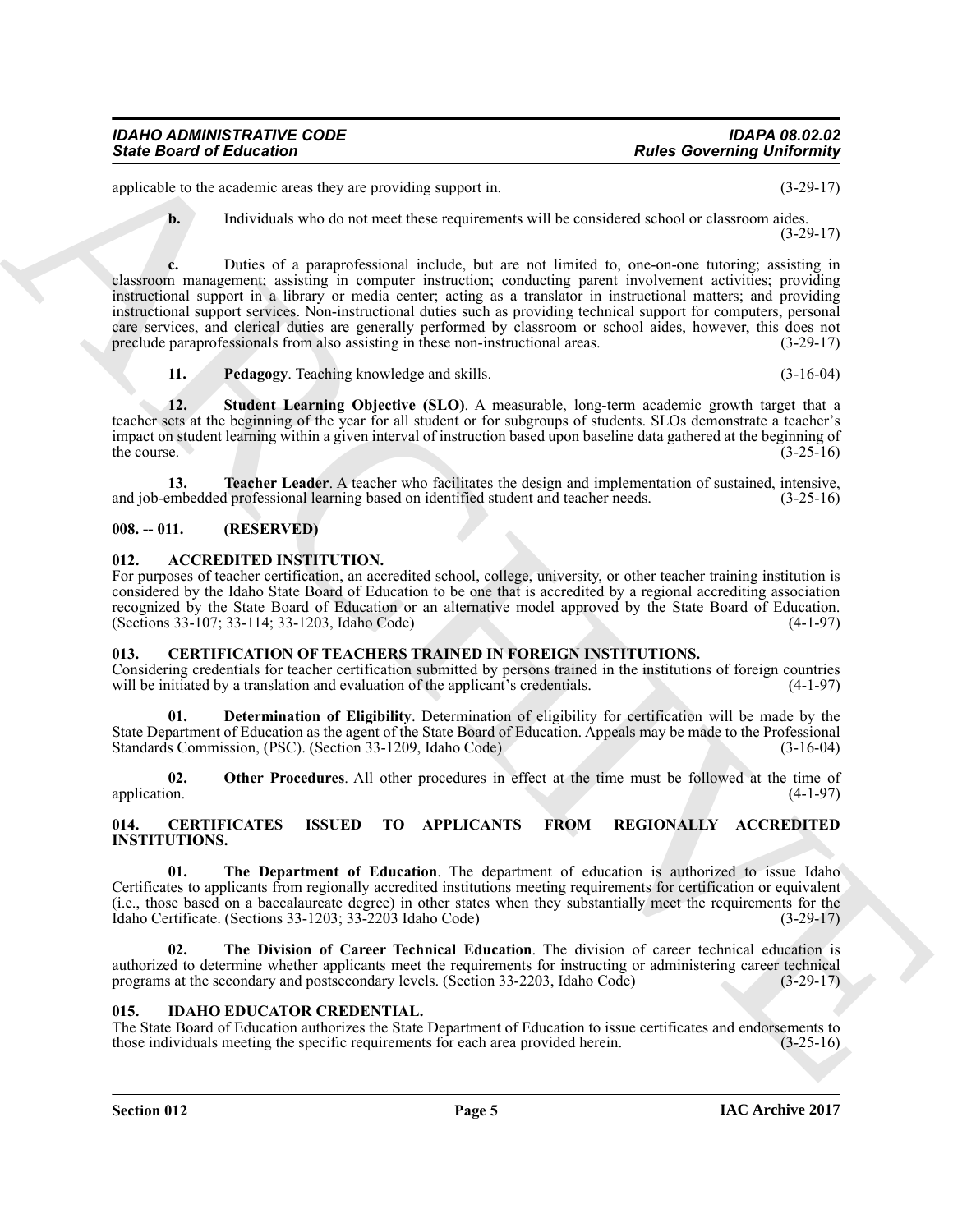applicable to the academic areas they are providing support in. (3-29-17)

**b.** Individuals who do not meet these requirements will be considered school or classroom aides. (3-29-17)

**c.** Duties of a paraprofessional include, but are not limited to, one-on-one tutoring; assisting in classroom management; assisting in computer instruction; conducting parent involvement activities; providing instructional support in a library or media center; acting as a translator in instructional matters; and providing instructional support services. Non-instructional duties such as providing technical support for computers, personal care services, and clerical duties are generally performed by classroom or school aides, however, this does not preclude paraprofessionals from also assisting in these non-instructional areas. (3-29-17)

**11. Pedagogy**. Teaching knowledge and skills. (3-16-04)

**12. Student Learning Objective (SLO)**. A measurable, long-term academic growth target that a teacher sets at the beginning of the year for all student or for subgroups of students. SLOs demonstrate a teacher's impact on student learning within a given interval of instruction based upon baseline data gathered at the beginning of the course. (3-25-16)

**13. Teacher Leader**. A teacher who facilitates the design and implementation of sustained, intensive, and job-embedded professional learning based on identified student and teacher needs. (3-25-16)

## 008. -- 011. (RESERVED)

## 012. ACCREDITED INSTITUTION.

For purposes of teacher certification, an accredited school, college, university, or other teacher training institution is considered by the Idaho State Board of Education to be one that is accredited by a regional accrediting association recognized by the State Board of Education or an alternative model approved by the State Board of Education. (Sections 33-107; 33-114; 33-1203, Idaho Code) (4-1-97)

## 013. CERTIFICATION OF TEACHERS TRAINED IN FOREIGN INSTITUTIONS.

Considering credentials for teacher certification submitted by persons trained in the institutions of foreign countries will be initiated by a translation and evaluation of the applicant's credentials. (4-1-97)

**01. Determination of Eligibility**. Determination of eligibility for certification will be made by the State Department of Education as the agent of the State Board of Education. Appeals may be made to the Professional Standards Commission, (PSC). (Section 33-1209, Idaho Code) (3-16-04)

**02. Other Procedures**. All other procedures in effect at the time must be followed at the time of application. (4-1-97)

## 014. CERTIFICATES ISSUED TO APPLICANTS FROM REGIONALLY ACCREDITED INSTITUTIONS.

**01. The Department of Education**. The department of education is authorized to issue Idaho Certificates to applicants from regionally accredited institutions meeting requirements for certification or equivalent (i.e., those based on a baccalaureate degree) in other states when they substantially meet the requirements for the Idaho Certificate. (Sections 33-1203; 33-2203 Idaho Code) (3-29-17)

**02. The Division of Career Technical Education**. The division of career technical education is authorized to determine whether applicants meet the requirements for instructing or administering career technical programs at the secondary and postsecondary levels. (Section 33-2203, Idaho Code) (3-29-17)

## 015. IDAHO EDUCATOR CREDENTIAL.

The State Board of Education authorizes the State Department of Education to issue certificates and endorsements to those individuals meeting the specific requirements for each area provided herein. (3-25-16)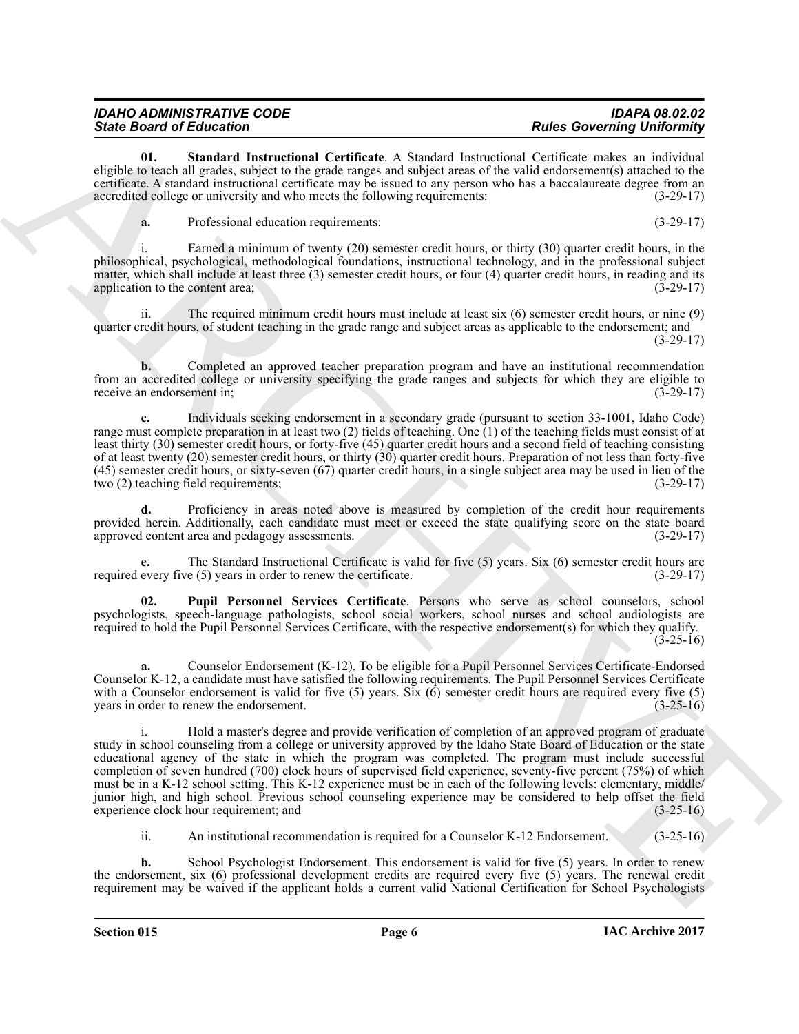**01. Standard Instructional Certificate**. A Standard Instructional Certificate makes an individual eligible to teach all grades, subject to the grade ranges and subject areas of the valid endorsement(s) attached to the certificate. A standard instructional certificate may be issued to any person who has a baccalaureate degree from an accredited college or university and who meets the following requirements: (3-29-17)

**a.** Professional education requirements: (3-29-17)

i. Earned a minimum of twenty (20) semester credit hours, or thirty (30) quarter credit hours, in the philosophical, psychological, methodological foundations, instructional technology, and in the professional subject matter, which shall include at least three (3) semester credit hours, or four (4) quarter credit hours, in reading and its application to the content area; (3-29-17)

ii. The required minimum credit hours must include at least six (6) semester credit hours, or nine (9) quarter credit hours, of student teaching in the grade range and subject areas as applicable to the endorsement; and (3-29-17)

**b.** Completed an approved teacher preparation program and have an institutional recommendation from an accredited college or university specifying the grade ranges and subjects for which they are eligible to receive an endorsement in; (3-29-17)

**c.** Individuals seeking endorsement in a secondary grade (pursuant to section 33-1001, Idaho Code) range must complete preparation in at least two (2) fields of teaching. One (1) of the teaching fields must consist of at least thirty (30) semester credit hours, or forty-five (45) quarter credit hours and a second field of teaching consisting of at least twenty (20) semester credit hours, or thirty (30) quarter credit hours. Preparation of not less than forty-five (45) semester credit hours, or sixty-seven (67) quarter credit hours, in a single subject area may be used in lieu of the two (2) teaching field requirements; (3-29-17)

**d.** Proficiency in areas noted above is measured by completion of the credit hour requirements provided herein. Additionally, each candidate must meet or exceed the state qualifying score on the state board approved content area and pedagogy assessments. (3-29-17)

**e.** The Standard Instructional Certificate is valid for five (5) years. Six (6) semester credit hours are required every five (5) years in order to renew the certificate. (3-29-17)

**02. Pupil Personnel Services Certificate**. Persons who serve as school counselors, school psychologists, speech-language pathologists, school social workers, school nurses and school audiologists are required to hold the Pupil Personnel Services Certificate, with the respective endorsement(s) for which they qualify. (3-25-16)

**a.** Counselor Endorsement (K-12). To be eligible for a Pupil Personnel Services Certificate-Endorsed Counselor K-12, a candidate must have satisfied the following requirements. The Pupil Personnel Services Certificate with a Counselor endorsement is valid for five (5) years. Six (6) semester credit hours are required every five (5) years in order to renew the endorsement. (3-25-16)

i. Hold a master's degree and provide verification of completion of an approved program of graduate study in school counseling from a college or university approved by the Idaho State Board of Education or the state educational agency of the state in which the program was completed. The program must include successful completion of seven hundred (700) clock hours of supervised field experience, seventy-five percent (75%) of which must be in a K-12 school setting. This K-12 experience must be in each of the following levels: elementary, middle/junior high, and high school. Previous school counseling experience may be considered to help offset the field experience clock hour requirement; and (3-25-16)

ii. An institutional recommendation is required for a Counselor K-12 Endorsement. (3-25-16)

**b.** School Psychologist Endorsement. This endorsement is valid for five (5) years. In order to renew the endorsement, six (6) professional development credits are required every five (5) years. The renewal credit requirement may be waived if the applicant holds a current valid National Certification for School Psychologists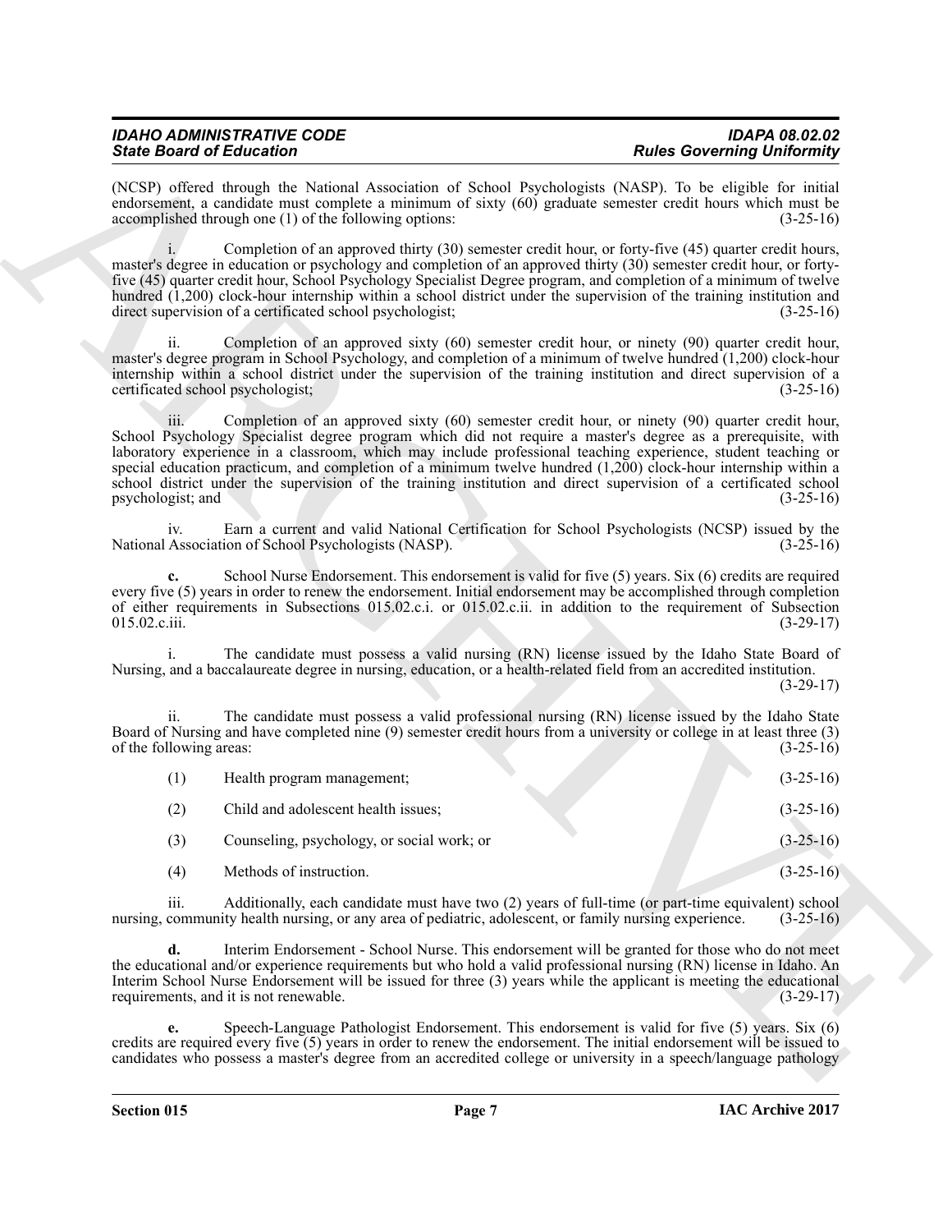(NCSP) offered through the National Association of School Psychologists (NASP). To be eligible for initial endorsement, a candidate must complete a minimum of sixty (60) graduate semester credit hours which must be accomplished through one (1) of the following options: (3-25-16)

i. Completion of an approved thirty (30) semester credit hour, or forty-five (45) quarter credit hours, master's degree in education or psychology and completion of an approved thirty (30) semester credit hour, or forty-five (45) quarter credit hour, School Psychology Specialist Degree program, and completion of a minimum of twelve hundred (1,200) clock-hour internship within a school district under the supervision of the training institution and direct supervision of a certificated school psychologist; (3-25-16)

ii. Completion of an approved sixty (60) semester credit hour, or ninety (90) quarter credit hour, master's degree program in School Psychology, and completion of a minimum of twelve hundred (1,200) clock-hour internship within a school district under the supervision of the training institution and direct supervision of a certificated school psychologist; (3-25-16)

iii. Completion of an approved sixty (60) semester credit hour, or ninety (90) quarter credit hour, School Psychology Specialist degree program which did not require a master's degree as a prerequisite, with laboratory experience in a classroom, which may include professional teaching experience, student teaching or special education practicum, and completion of a minimum twelve hundred (1,200) clock-hour internship within a school district under the supervision of the training institution and direct supervision of a certificated school psychologist; and (3-25-16)

iv. Earn a current and valid National Certification for School Psychologists (NCSP) issued by the National Association of School Psychologists (NASP). (3-25-16)

**c.** School Nurse Endorsement. This endorsement is valid for five (5) years. Six (6) credits are required every five (5) years in order to renew the endorsement. Initial endorsement may be accomplished through completion of either requirements in Subsections 015.02.c.i. or 015.02.c.ii. in addition to the requirement of Subsection 015.02.c.iii. (3-29-17)

i. The candidate must possess a valid nursing (RN) license issued by the Idaho State Board of Nursing, and a baccalaureate degree in nursing, education, or a health-related field from an accredited institution. (3-29-17)

ii. The candidate must possess a valid professional nursing (RN) license issued by the Idaho State Board of Nursing and have completed nine (9) semester credit hours from a university or college in at least three (3) of the following areas: (3-25-16)

(1) Health program management; (3-25-16)

(2) Child and adolescent health issues; (3-25-16)

(3) Counseling, psychology, or social work; or (3-25-16)

(4) Methods of instruction. (3-25-16)

iii. Additionally, each candidate must have two (2) years of full-time (or part-time equivalent) school nursing, community health nursing, or any area of pediatric, adolescent, or family nursing experience. (3-25-16)

**d.** Interim Endorsement - School Nurse. This endorsement will be granted for those who do not meet the educational and/or experience requirements but who hold a valid professional nursing (RN) license in Idaho. An Interim School Nurse Endorsement will be issued for three (3) years while the applicant is meeting the educational requirements, and it is not renewable. (3-29-17)

**e.** Speech-Language Pathologist Endorsement. This endorsement is valid for five (5) years. Six (6) credits are required every five (5) years in order to renew the endorsement. The initial endorsement will be issued to candidates who possess a master's degree from an accredited college or university in a speech/language pathology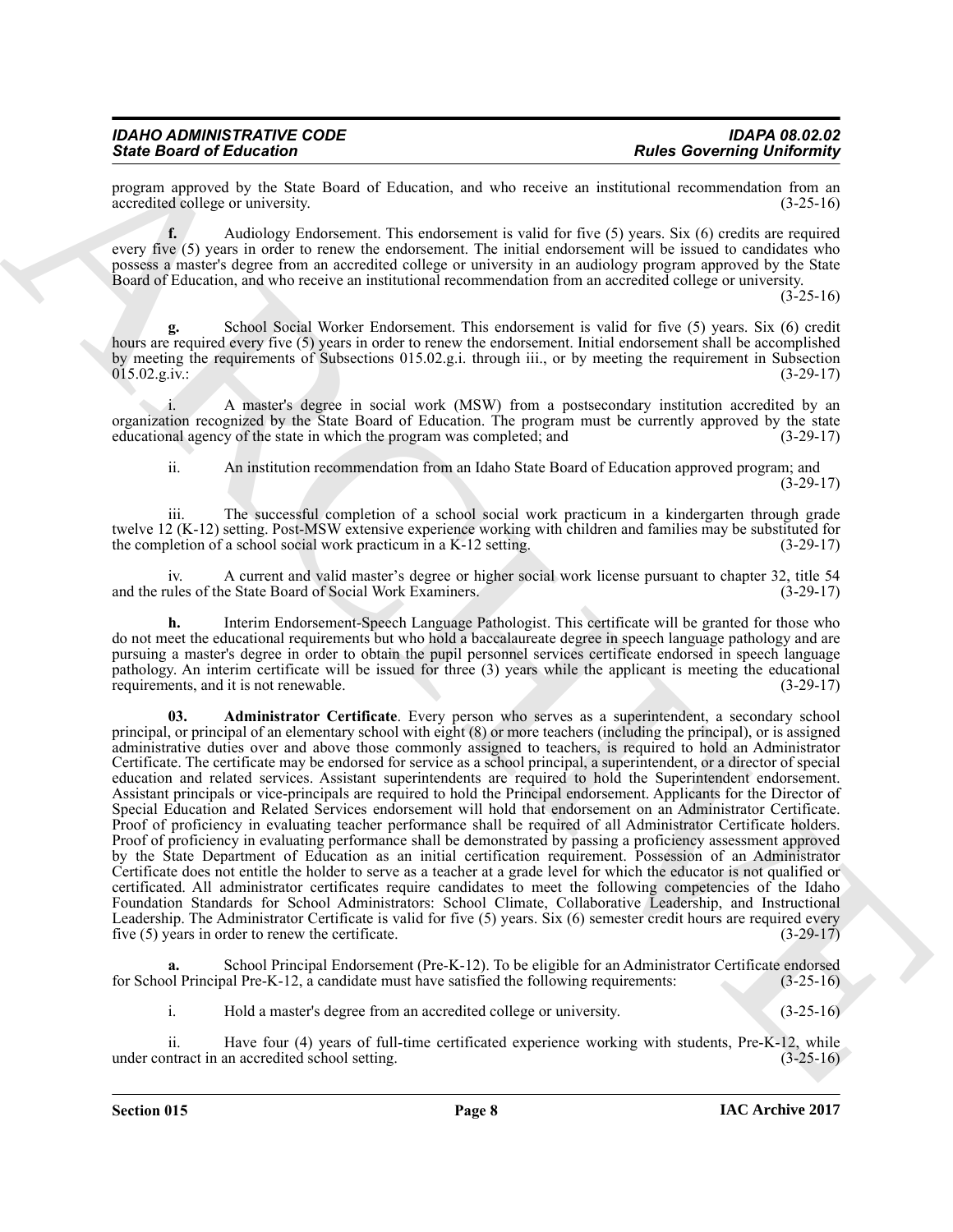program approved by the State Board of Education, and who receive an institutional recommendation from an accredited college or university. (3-25-16)

**f.** Audiology Endorsement. This endorsement is valid for five (5) years. Six (6) credits are required every five (5) years in order to renew the endorsement. The initial endorsement will be issued to candidates who possess a master's degree from an accredited college or university in an audiology program approved by the State Board of Education, and who receive an institutional recommendation from an accredited college or university. (3-25-16)

**g.** School Social Worker Endorsement. This endorsement is valid for five (5) years. Six (6) credit hours are required every five (5) years in order to renew the endorsement. Initial endorsement shall be accomplished by meeting the requirements of Subsections 015.02.g.i. through iii., or by meeting the requirement in Subsection 015.02.g.iv.: (3-29-17)

i. A master's degree in social work (MSW) from a postsecondary institution accredited by an organization recognized by the State Board of Education. The program must be currently approved by the state educational agency of the state in which the program was completed; and (3-29-17)

ii. An institution recommendation from an Idaho State Board of Education approved program; and (3-29-17)

iii. The successful completion of a school social work practicum in a kindergarten through grade twelve 12 (K-12) setting. Post-MSW extensive experience working with children and families may be substituted for the completion of a school social work practicum in a K-12 setting. (3-29-17)

iv. A current and valid master's degree or higher social work license pursuant to chapter 32, title 54 and the rules of the State Board of Social Work Examiners. (3-29-17)

**h.** Interim Endorsement-Speech Language Pathologist. This certificate will be granted for those who do not meet the educational requirements but who hold a baccalaureate degree in speech language pathology and are pursuing a master's degree in order to obtain the pupil personnel services certificate endorsed in speech language pathology. An interim certificate will be issued for three (3) years while the applicant is meeting the educational requirements, and it is not renewable. (3-29-17)

**03. Administrator Certificate**. Every person who serves as a superintendent, a secondary school principal, or principal of an elementary school with eight (8) or more teachers (including the principal), or is assigned administrative duties over and above those commonly assigned to teachers, is required to hold an Administrator Certificate. The certificate may be endorsed for service as a school principal, a superintendent, or a director of special education and related services. Assistant superintendents are required to hold the Superintendent endorsement. Assistant principals or vice-principals are required to hold the Principal endorsement. Applicants for the Director of Special Education and Related Services endorsement will hold that endorsement on an Administrator Certificate. Proof of proficiency in evaluating teacher performance shall be required of all Administrator Certificate holders. Proof of proficiency in evaluating performance shall be demonstrated by passing a proficiency assessment approved by the State Department of Education as an initial certification requirement. Possession of an Administrator Certificate does not entitle the holder to serve as a teacher at a grade level for which the educator is not qualified or certificated. All administrator certificates require candidates to meet the following competencies of the Idaho Foundation Standards for School Administrators: School Climate, Collaborative Leadership, and Instructional Leadership. The Administrator Certificate is valid for five (5) years. Six (6) semester credit hours are required every five (5) years in order to renew the certificate. (3-29-17)

**a.** School Principal Endorsement (Pre-K-12). To be eligible for an Administrator Certificate endorsed for School Principal Pre-K-12, a candidate must have satisfied the following requirements: (3-25-16)

i. Hold a master's degree from an accredited college or university. (3-25-16)

ii. Have four (4) years of full-time certificated experience working with students, Pre-K-12, while under contract in an accredited school setting. (3-25-16)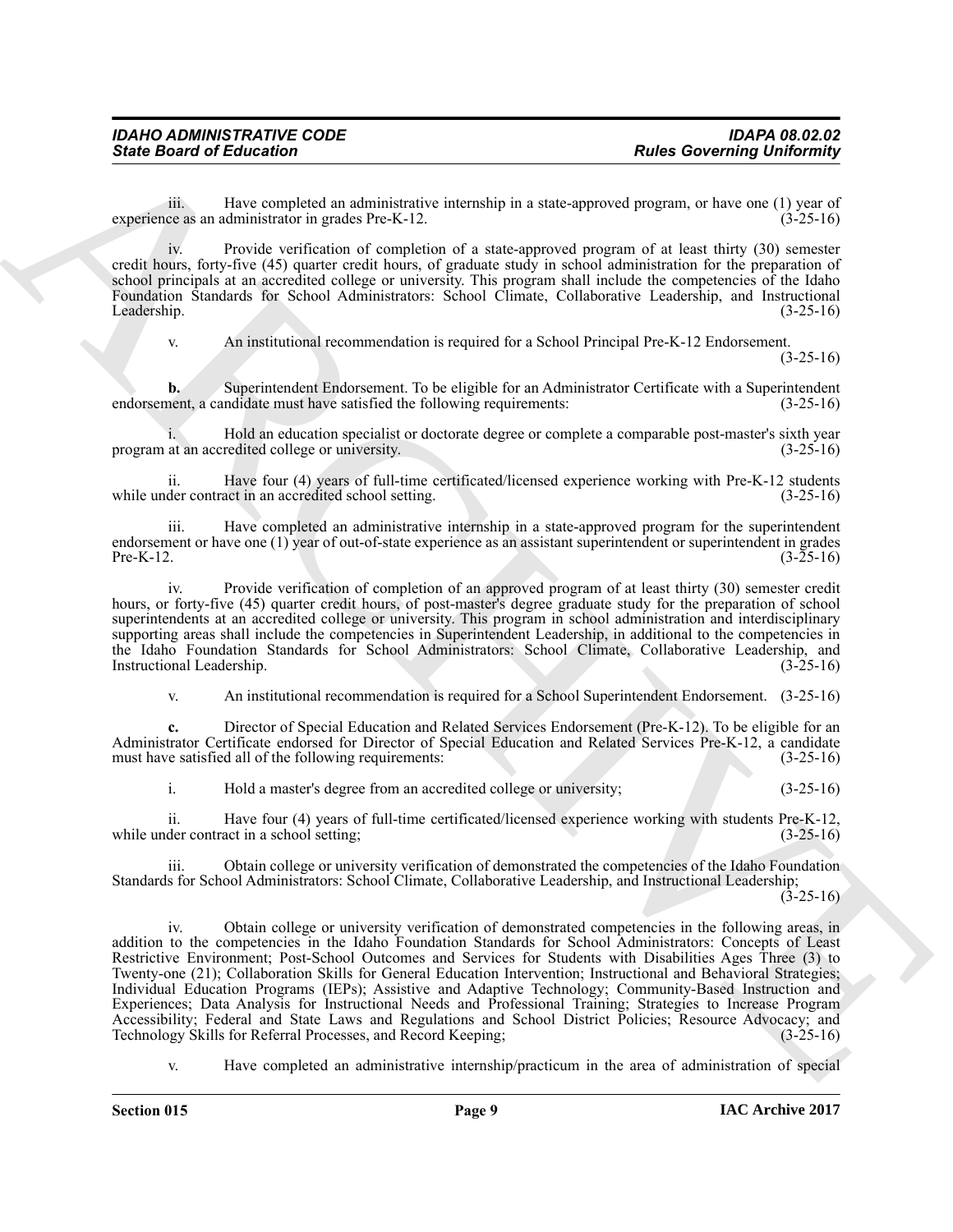iii. Have completed an administrative internship in a state-approved program, or have one (1) year of experience as an administrator in grades Pre-K-12. (3-25-16)

iv. Provide verification of completion of a state-approved program of at least thirty (30) semester credit hours, forty-five (45) quarter credit hours, of graduate study in school administration for the preparation of school principals at an accredited college or university. This program shall include the competencies of the Idaho Foundation Standards for School Administrators: School Climate, Collaborative Leadership, and Instructional Leadership. (3-25-16)

v. An institutional recommendation is required for a School Principal Pre-K-12 Endorsement. (3-25-16)

**b.** Superintendent Endorsement. To be eligible for an Administrator Certificate with a Superintendent endorsement, a candidate must have satisfied the following requirements: (3-25-16)

i. Hold an education specialist or doctorate degree or complete a comparable post-master's sixth year program at an accredited college or university. (3-25-16)

ii. Have four (4) years of full-time certificated/licensed experience working with Pre-K-12 students while under contract in an accredited school setting. (3-25-16)

iii. Have completed an administrative internship in a state-approved program for the superintendent endorsement or have one (1) year of out-of-state experience as an assistant superintendent or superintendent in grades Pre-K-12. (3-25-16)

iv. Provide verification of completion of an approved program of at least thirty (30) semester credit hours, or forty-five (45) quarter credit hours, of post-master's degree graduate study for the preparation of school superintendents at an accredited college or university. This program in school administration and interdisciplinary supporting areas shall include the competencies in Superintendent Leadership, in additional to the competencies in the Idaho Foundation Standards for School Administrators: School Climate, Collaborative Leadership, and Instructional Leadership. (3-25-16)

v. An institutional recommendation is required for a School Superintendent Endorsement. (3-25-16)

**c.** Director of Special Education and Related Services Endorsement (Pre-K-12). To be eligible for an Administrator Certificate endorsed for Director of Special Education and Related Services Pre-K-12, a candidate must have satisfied all of the following requirements: (3-25-16)

i. Hold a master's degree from an accredited college or university; (3-25-16)

ii. Have four (4) years of full-time certificated/licensed experience working with students Pre-K-12, while under contract in a school setting; (3-25-16)

iii. Obtain college or university verification of demonstrated the competencies of the Idaho Foundation Standards for School Administrators: School Climate, Collaborative Leadership, and Instructional Leadership; (3-25-16)

iv. Obtain college or university verification of demonstrated competencies in the following areas, in addition to the competencies in the Idaho Foundation Standards for School Administrators: Concepts of Least Restrictive Environment; Post-School Outcomes and Services for Students with Disabilities Ages Three (3) to Twenty-one (21); Collaboration Skills for General Education Intervention; Instructional and Behavioral Strategies; Individual Education Programs (IEPs); Assistive and Adaptive Technology; Community-Based Instruction and Experiences; Data Analysis for Instructional Needs and Professional Training; Strategies to Increase Program Accessibility; Federal and State Laws and Regulations and School District Policies; Resource Advocacy; and Technology Skills for Referral Processes, and Record Keeping; (3-25-16)

v. Have completed an administrative internship/practicum in the area of administration of special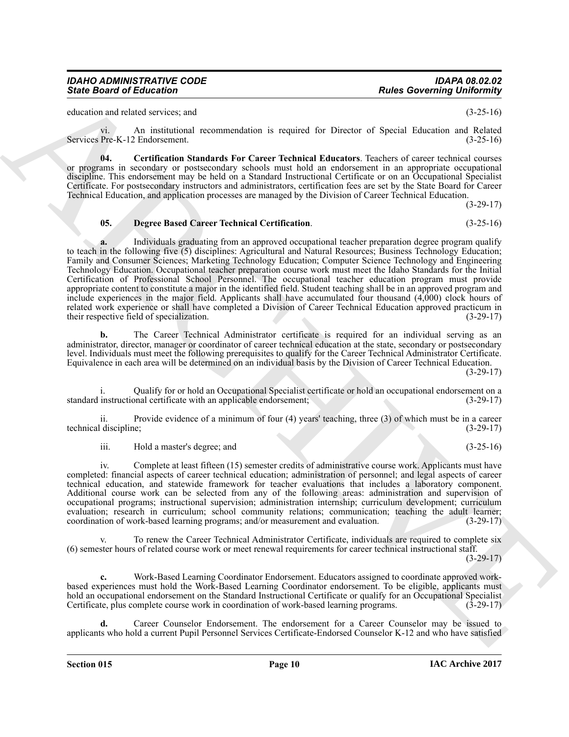education and related services; and (3-25-16)

vi. An institutional recommendation is required for Director of Special Education and Related Services Pre-K-12 Endorsement. (3-25-16)

**04. Certification Standards For Career Technical Educators**. Teachers of career technical courses or programs in secondary or postsecondary schools must hold an endorsement in an appropriate occupational discipline. This endorsement may be held on a Standard Instructional Certificate or on an Occupational Specialist Certificate. For postsecondary instructors and administrators, certification fees are set by the State Board for Career Technical Education, and application processes are managed by the Division of Career Technical Education. (3-29-17)

**05. Degree Based Career Technical Certification**. (3-25-16)

**a.** Individuals graduating from an approved occupational teacher preparation degree program qualify to teach in the following five (5) disciplines: Agricultural and Natural Resources; Business Technology Education; Family and Consumer Sciences; Marketing Technology Education; Computer Science Technology and Engineering Technology Education. Occupational teacher preparation course work must meet the Idaho Standards for the Initial Certification of Professional School Personnel. The occupational teacher education program must provide appropriate content to constitute a major in the identified field. Student teaching shall be in an approved program and include experiences in the major field. Applicants shall have accumulated four thousand (4,000) clock hours of related work experience or shall have completed a Division of Career Technical Education approved practicum in their respective field of specialization. (3-29-17)

**b.** The Career Technical Administrator certificate is required for an individual serving as an administrator, director, manager or coordinator of career technical education at the state, secondary or postsecondary level. Individuals must meet the following prerequisites to qualify for the Career Technical Administrator Certificate. Equivalence in each area will be determined on an individual basis by the Division of Career Technical Education. (3-29-17)

i. Qualify for or hold an Occupational Specialist certificate or hold an occupational endorsement on a standard instructional certificate with an applicable endorsement; (3-29-17)

ii. Provide evidence of a minimum of four (4) years' teaching, three (3) of which must be in a career technical discipline; (3-29-17)

iii. Hold a master's degree; and (3-25-16)

iv. Complete at least fifteen (15) semester credits of administrative course work. Applicants must have completed: financial aspects of career technical education; administration of personnel; and legal aspects of career technical education, and statewide framework for teacher evaluations that includes a laboratory component. Additional course work can be selected from any of the following areas: administration and supervision of occupational programs; instructional supervision; administration internship; curriculum development; curriculum evaluation; research in curriculum; school community relations; communication; teaching the adult learner; coordination of work-based learning programs; and/or measurement and evaluation. (3-29-17)

v. To renew the Career Technical Administrator Certificate, individuals are required to complete six (6) semester hours of related course work or meet renewal requirements for career technical instructional staff. (3-29-17)

**c.** Work-Based Learning Coordinator Endorsement. Educators assigned to coordinate approved work-based experiences must hold the Work-Based Learning Coordinator endorsement. To be eligible, applicants must hold an occupational endorsement on the Standard Instructional Certificate or qualify for an Occupational Specialist Certificate, plus complete course work in coordination of work-based learning programs. (3-29-17)

**d.** Career Counselor Endorsement. The endorsement for a Career Counselor may be issued to applicants who hold a current Pupil Personnel Services Certificate-Endorsed Counselor K-12 and who have satisfied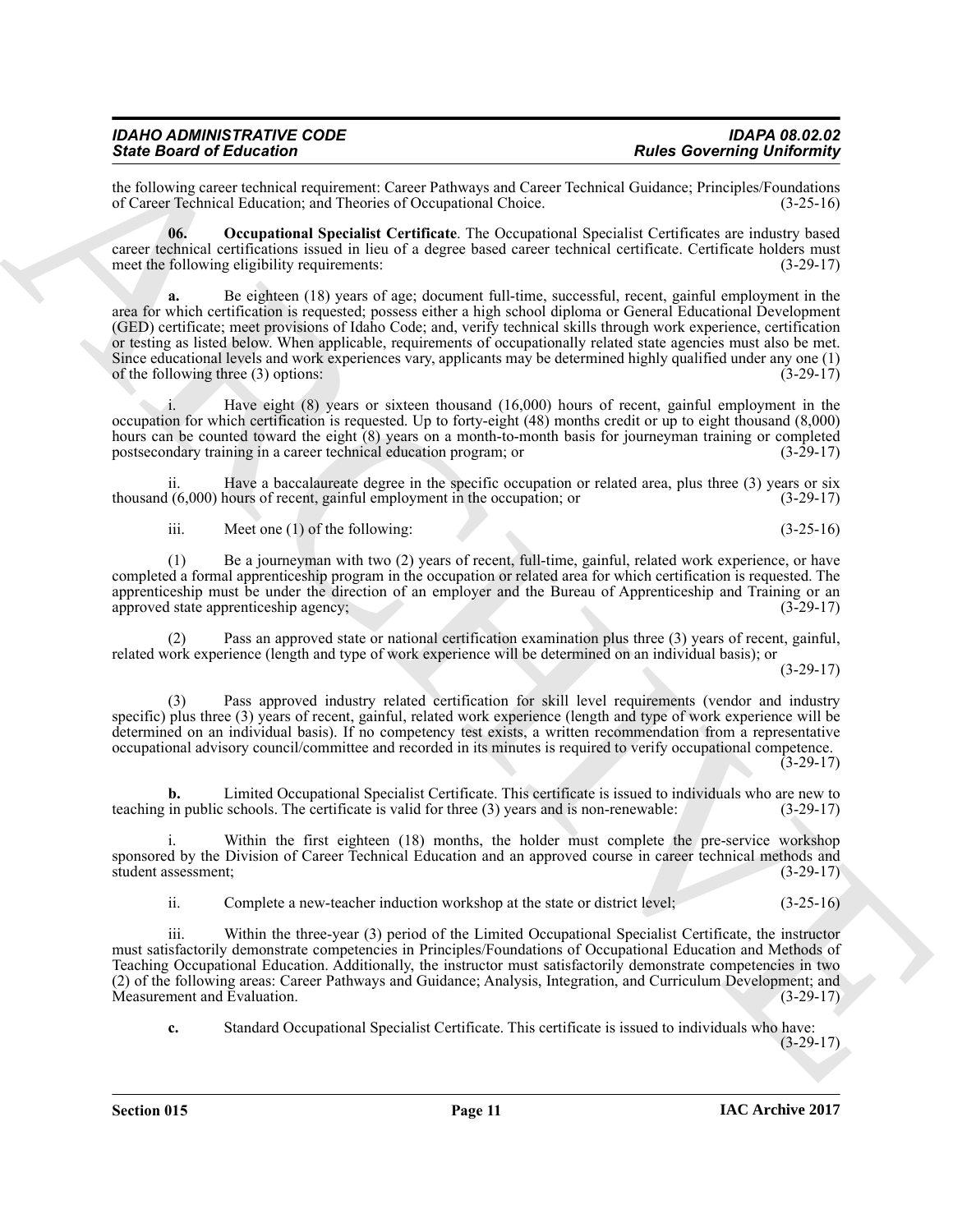the following career technical requirement: Career Pathways and Career Technical Guidance; Principles/Foundations of Career Technical Education; and Theories of Occupational Choice. (3-25-16)

**06. Occupational Specialist Certificate**. The Occupational Specialist Certificates are industry based career technical certifications issued in lieu of a degree based career technical certificate. Certificate holders must meet the following eligibility requirements: (3-29-17)

**a.** Be eighteen (18) years of age; document full-time, successful, recent, gainful employment in the area for which certification is requested; possess either a high school diploma or General Educational Development (GED) certificate; meet provisions of Idaho Code; and, verify technical skills through work experience, certification or testing as listed below. When applicable, requirements of occupationally related state agencies must also be met. Since educational levels and work experiences vary, applicants may be determined highly qualified under any one (1) of the following three (3) options: (3-29-17)

i. Have eight (8) years or sixteen thousand (16,000) hours of recent, gainful employment in the occupation for which certification is requested. Up to forty-eight (48) months credit or up to eight thousand (8,000) hours can be counted toward the eight (8) years on a month-to-month basis for journeyman training or completed postsecondary training in a career technical education program; or (3-29-17)

ii. Have a baccalaureate degree in the specific occupation or related area, plus three (3) years or six thousand (6,000) hours of recent, gainful employment in the occupation; or (3-29-17)

iii. Meet one (1) of the following: (3-25-16)

(1) Be a journeyman with two (2) years of recent, full-time, gainful, related work experience, or have completed a formal apprenticeship program in the occupation or related area for which certification is requested. The apprenticeship must be under the direction of an employer and the Bureau of Apprenticeship and Training or an approved state apprenticeship agency; (3-29-17)

(2) Pass an approved state or national certification examination plus three (3) years of recent, gainful, related work experience (length and type of work experience will be determined on an individual basis); or (3-29-17)

(3) Pass approved industry related certification for skill level requirements (vendor and industry specific) plus three (3) years of recent, gainful, related work experience (length and type of work experience will be determined on an individual basis). If no competency test exists, a written recommendation from a representative occupational advisory council/committee and recorded in its minutes is required to verify occupational competence. (3-29-17)

**b.** Limited Occupational Specialist Certificate. This certificate is issued to individuals who are new to teaching in public schools. The certificate is valid for three (3) years and is non-renewable: (3-29-17)

i. Within the first eighteen (18) months, the holder must complete the pre-service workshop sponsored by the Division of Career Technical Education and an approved course in career technical methods and student assessment; (3-29-17)

ii. Complete a new-teacher induction workshop at the state or district level; (3-25-16)

iii. Within the three-year (3) period of the Limited Occupational Specialist Certificate, the instructor must satisfactorily demonstrate competencies in Principles/Foundations of Occupational Education and Methods of Teaching Occupational Education. Additionally, the instructor must satisfactorily demonstrate competencies in two (2) of the following areas: Career Pathways and Guidance; Analysis, Integration, and Curriculum Development; and Measurement and Evaluation. (3-29-17)

**c.** Standard Occupational Specialist Certificate. This certificate is issued to individuals who have: (3-29-17)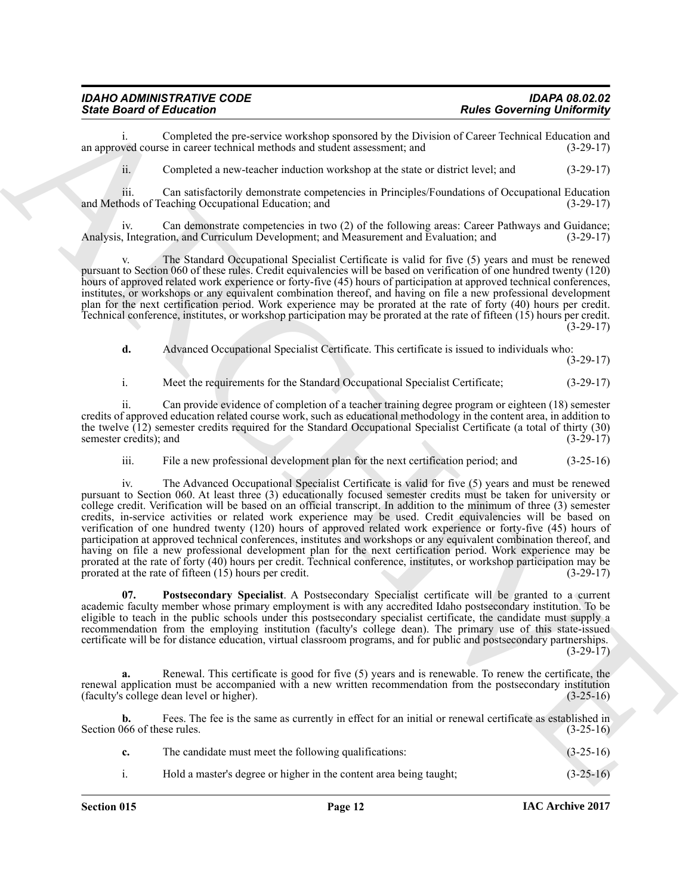i. Completed the pre-service workshop sponsored by the Division of Career Technical Education and an approved course in career technical methods and student assessment; and (3-29-17)

ii. Completed a new-teacher induction workshop at the state or district level; and (3-29-17)

iii. Can satisfactorily demonstrate competencies in Principles/Foundations of Occupational Education and Methods of Teaching Occupational Education; and (3-29-17)

iv. Can demonstrate competencies in two (2) of the following areas: Career Pathways and Guidance; Analysis, Integration, and Curriculum Development; and Measurement and Evaluation; and (3-29-17)

v. The Standard Occupational Specialist Certificate is valid for five (5) years and must be renewed pursuant to Section 060 of these rules. Credit equivalencies will be based on verification of one hundred twenty (120) hours of approved related work experience or forty-five (45) hours of participation at approved technical conferences, institutes, or workshops or any equivalent combination thereof, and having on file a new professional development plan for the next certification period. Work experience may be prorated at the rate of forty (40) hours per credit. Technical conference, institutes, or workshop participation may be prorated at the rate of fifteen (15) hours per credit. (3-29-17)

**d.** Advanced Occupational Specialist Certificate. This certificate is issued to individuals who: (3-29-17)

i. Meet the requirements for the Standard Occupational Specialist Certificate; (3-29-17)

ii. Can provide evidence of completion of a teacher training degree program or eighteen (18) semester credits of approved education related course work, such as educational methodology in the content area, in addition to the twelve (12) semester credits required for the Standard Occupational Specialist Certificate (a total of thirty (30) semester credits); and (3-29-17)

iii. File a new professional development plan for the next certification period; and (3-25-16)

iv. The Advanced Occupational Specialist Certificate is valid for five (5) years and must be renewed pursuant to Section 060. At least three (3) educationally focused semester credits must be taken for university or college credit. Verification will be based on an official transcript. In addition to the minimum of three (3) semester credits, in-service activities or related work experience may be used. Credit equivalencies will be based on verification of one hundred twenty (120) hours of approved related work experience or forty-five (45) hours of participation at approved technical conferences, institutes and workshops or any equivalent combination thereof, and having on file a new professional development plan for the next certification period. Work experience may be prorated at the rate of forty (40) hours per credit. Technical conference, institutes, or workshop participation may be prorated at the rate of fifteen (15) hours per credit. (3-29-17)

**07. Postsecondary Specialist**. A Postsecondary Specialist certificate will be granted to a current academic faculty member whose primary employment is with any accredited Idaho postsecondary institution. To be eligible to teach in the public schools under this postsecondary specialist certificate, the candidate must supply a recommendation from the employing institution (faculty's college dean). The primary use of this state-issued certificate will be for distance education, virtual classroom programs, and for public and postsecondary partnerships. (3-29-17)

**a.** Renewal. This certificate is good for five (5) years and is renewable. To renew the certificate, the renewal application must be accompanied with a new written recommendation from the postsecondary institution (faculty's college dean level or higher). (3-25-16)

**b.** Fees. The fee is the same as currently in effect for an initial or renewal certificate as established in Section 066 of these rules. (3-25-16)

**c.** The candidate must meet the following qualifications: (3-25-16)

i. Hold a master's degree or higher in the content area being taught; (3-25-16)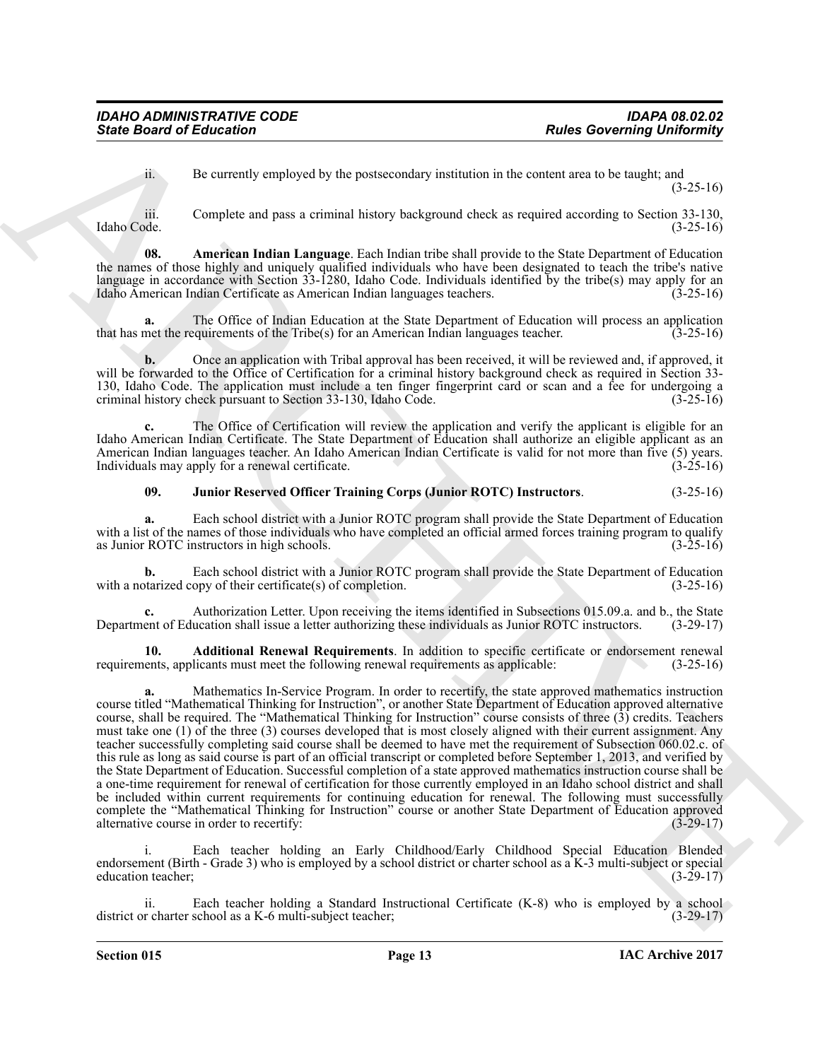ii. Be currently employed by the postsecondary institution in the content area to be taught; and (3-25-16)

iii. Complete and pass a criminal history background check as required according to Section 33-130, Idaho Code. (3-25-16)

**08. American Indian Language**. Each Indian tribe shall provide to the State Department of Education the names of those highly and uniquely qualified individuals who have been designated to teach the tribe's native language in accordance with Section 33-1280, Idaho Code. Individuals identified by the tribe(s) may apply for an Idaho American Indian Certificate as American Indian languages teachers. (3-25-16)

**a.** The Office of Indian Education at the State Department of Education will process an application that has met the requirements of the Tribe(s) for an American Indian languages teacher. (3-25-16)

**b.** Once an application with Tribal approval has been received, it will be reviewed and, if approved, it will be forwarded to the Office of Certification for a criminal history background check as required in Section 33-130, Idaho Code. The application must include a ten finger fingerprint card or scan and a fee for undergoing a criminal history check pursuant to Section 33-130, Idaho Code. (3-25-16)

**c.** The Office of Certification will review the application and verify the applicant is eligible for an Idaho American Indian Certificate. The State Department of Education shall authorize an eligible applicant as an American Indian languages teacher. An Idaho American Indian Certificate is valid for not more than five (5) years. Individuals may apply for a renewal certificate. (3-25-16)

**09. Junior Reserved Officer Training Corps (Junior ROTC) Instructors**. (3-25-16)

**a.** Each school district with a Junior ROTC program shall provide the State Department of Education with a list of the names of those individuals who have completed an official armed forces training program to qualify as Junior ROTC instructors in high schools. (3-25-16)

**b.** Each school district with a Junior ROTC program shall provide the State Department of Education with a notarized copy of their certificate(s) of completion. (3-25-16)

**c.** Authorization Letter. Upon receiving the items identified in Subsections 015.09.a. and b., the State Department of Education shall issue a letter authorizing these individuals as Junior ROTC instructors. (3-29-17)

**10. Additional Renewal Requirements**. In addition to specific certificate or endorsement renewal requirements, applicants must meet the following renewal requirements as applicable: (3-25-16)

**a.** Mathematics In-Service Program. In order to recertify, the state approved mathematics instruction course titled "Mathematical Thinking for Instruction", or another State Department of Education approved alternative course, shall be required. The "Mathematical Thinking for Instruction" course consists of three (3) credits. Teachers must take one (1) of the three (3) courses developed that is most closely aligned with their current assignment. Any teacher successfully completing said course shall be deemed to have met the requirement of Subsection 060.02.c. of this rule as long as said course is part of an official transcript or completed before September 1, 2013, and verified by the State Department of Education. Successful completion of a state approved mathematics instruction course shall be a one-time requirement for renewal of certification for those currently employed in an Idaho school district and shall be included within current requirements for continuing education for renewal. The following must successfully complete the "Mathematical Thinking for Instruction" course or another State Department of Education approved alternative course in order to recertify: (3-29-17)

i. Each teacher holding an Early Childhood/Early Childhood Special Education Blended endorsement (Birth - Grade 3) who is employed by a school district or charter school as a K-3 multi-subject or special education teacher; (3-29-17)

ii. Each teacher holding a Standard Instructional Certificate (K-8) who is employed by a school district or charter school as a K-6 multi-subject teacher; (3-29-17)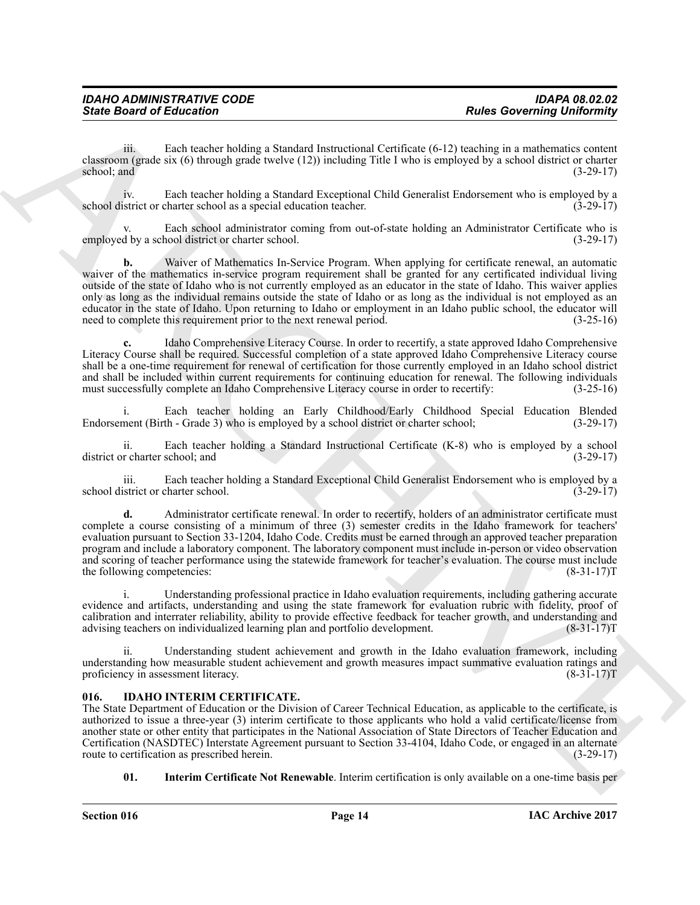iii. Each teacher holding a Standard Instructional Certificate (6-12) teaching in a mathematics content classroom (grade six (6) through grade twelve (12)) including Title I who is employed by a school district or charter school; and (3-29-17)

iv. Each teacher holding a Standard Exceptional Child Generalist Endorsement who is employed by a school district or charter school as a special education teacher. (3-29-17)

v. Each school administrator coming from out-of-state holding an Administrator Certificate who is employed by a school district or charter school. (3-29-17)

**b.** Waiver of Mathematics In-Service Program. When applying for certificate renewal, an automatic waiver of the mathematics in-service program requirement shall be granted for any certificated individual living outside of the state of Idaho who is not currently employed as an educator in the state of Idaho. This waiver applies only as long as the individual remains outside the state of Idaho or as long as the individual is not employed as an educator in the state of Idaho. Upon returning to Idaho or employment in an Idaho public school, the educator will need to complete this requirement prior to the next renewal period. (3-25-16)

**c.** Idaho Comprehensive Literacy Course. In order to recertify, a state approved Idaho Comprehensive Literacy Course shall be required. Successful completion of a state approved Idaho Comprehensive Literacy course shall be a one-time requirement for renewal of certification for those currently employed in an Idaho school district and shall be included within current requirements for continuing education for renewal. The following individuals must successfully complete an Idaho Comprehensive Literacy course in order to recertify: (3-25-16)

i. Each teacher holding an Early Childhood/Early Childhood Special Education Blended Endorsement (Birth - Grade 3) who is employed by a school district or charter school; (3-29-17)

ii. Each teacher holding a Standard Instructional Certificate (K-8) who is employed by a school district or charter school; and (3-29-17)

iii. Each teacher holding a Standard Exceptional Child Generalist Endorsement who is employed by a school district or charter school. (3-29-17)

**d.** Administrator certificate renewal. In order to recertify, holders of an administrator certificate must complete a course consisting of a minimum of three (3) semester credits in the Idaho framework for teachers' evaluation pursuant to Section 33-1204, Idaho Code. Credits must be earned through an approved teacher preparation program and include a laboratory component. The laboratory component must include in-person or video observation and scoring of teacher performance using the statewide framework for teacher's evaluation. The course must include the following competencies: (8-31-17)T

i. Understanding professional practice in Idaho evaluation requirements, including gathering accurate evidence and artifacts, understanding and using the state framework for evaluation rubric with fidelity, proof of calibration and interrater reliability, ability to provide effective feedback for teacher growth, and understanding and advising teachers on individualized learning plan and portfolio development. (8-31-17)T

ii. Understanding student achievement and growth in the Idaho evaluation framework, including understanding how measurable student achievement and growth measures impact summative evaluation ratings and proficiency in assessment literacy. (8-31-17)T

### 016. IDAHO INTERIM CERTIFICATE.

The State Department of Education or the Division of Career Technical Education, as applicable to the certificate, is authorized to issue a three-year (3) interim certificate to those applicants who hold a valid certificate/license from another state or other entity that participates in the National Association of State Directors of Teacher Education and Certification (NASDTEC) Interstate Agreement pursuant to Section 33-4104, Idaho Code, or engaged in an alternate route to certification as prescribed herein. (3-29-17)

**01. Interim Certificate Not Renewable**. Interim certification is only available on a one-time basis per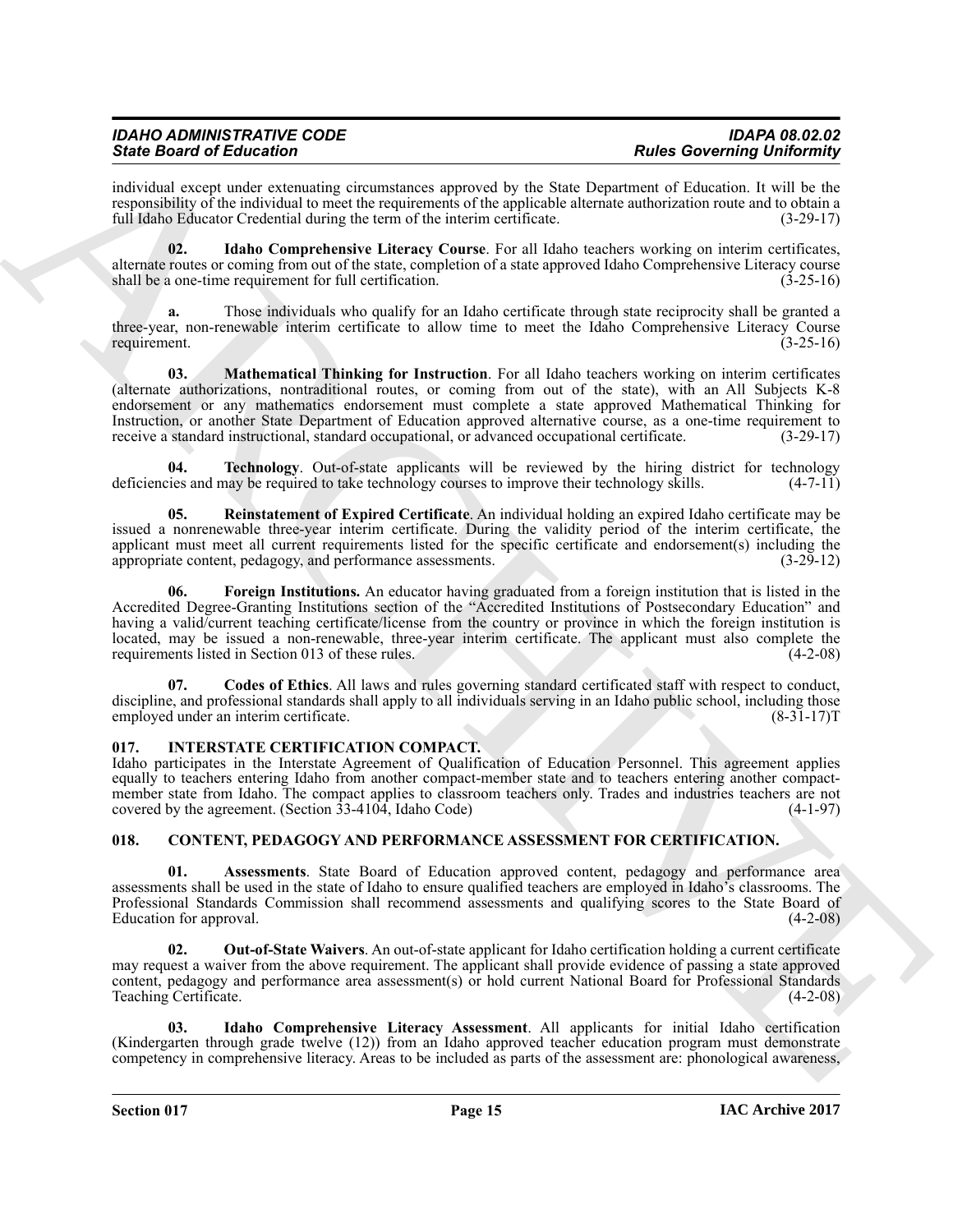individual except under extenuating circumstances approved by the State Department of Education. It will be the responsibility of the individual to meet the requirements of the applicable alternate authorization route and to obtain a full Idaho Educator Credential during the term of the interim certificate. (3-29-17)

**02. Idaho Comprehensive Literacy Course**. For all Idaho teachers working on interim certificates, alternate routes or coming from out of the state, completion of a state approved Idaho Comprehensive Literacy course shall be a one-time requirement for full certification. (3-25-16)

**a.** Those individuals who qualify for an Idaho certificate through state reciprocity shall be granted a three-year, non-renewable interim certificate to allow time to meet the Idaho Comprehensive Literacy Course requirement. (3-25-16)

**03. Mathematical Thinking for Instruction**. For all Idaho teachers working on interim certificates (alternate authorizations, nontraditional routes, or coming from out of the state), with an All Subjects K-8 endorsement or any mathematics endorsement must complete a state approved Mathematical Thinking for Instruction, or another State Department of Education approved alternative course, as a one-time requirement to receive a standard instructional, standard occupational, or advanced occupational certificate. (3-29-17)

**04. Technology**. Out-of-state applicants will be reviewed by the hiring district for technology deficiencies and may be required to take technology courses to improve their technology skills. (4-7-11)

**05. Reinstatement of Expired Certificate**. An individual holding an expired Idaho certificate may be issued a nonrenewable three-year interim certificate. During the validity period of the interim certificate, the applicant must meet all current requirements listed for the specific certificate and endorsement(s) including the appropriate content, pedagogy, and performance assessments. (3-29-12)

**06. Foreign Institutions.** An educator having graduated from a foreign institution that is listed in the Accredited Degree-Granting Institutions section of the "Accredited Institutions of Postsecondary Education" and having a valid/current teaching certificate/license from the country or province in which the foreign institution is located, may be issued a non-renewable, three-year interim certificate. The applicant must also complete the requirements listed in Section 013 of these rules. (4-2-08)

**07. Codes of Ethics**. All laws and rules governing standard certificated staff with respect to conduct, discipline, and professional standards shall apply to all individuals serving in an Idaho public school, including those employed under an interim certificate. (8-31-17)T

## 017. INTERSTATE CERTIFICATION COMPACT.

Idaho participates in the Interstate Agreement of Qualification of Education Personnel. This agreement applies equally to teachers entering Idaho from another compact-member state and to teachers entering another compact-member state from Idaho. The compact applies to classroom teachers only. Trades and industries teachers are not covered by the agreement. (Section 33-4104, Idaho Code) (4-1-97)

## 018. CONTENT, PEDAGOGY AND PERFORMANCE ASSESSMENT FOR CERTIFICATION.

**01. Assessments**. State Board of Education approved content, pedagogy and performance area assessments shall be used in the state of Idaho to ensure qualified teachers are employed in Idaho's classrooms. The Professional Standards Commission shall recommend assessments and qualifying scores to the State Board of Education for approval. (4-2-08)

**02. Out-of-State Waivers**. An out-of-state applicant for Idaho certification holding a current certificate may request a waiver from the above requirement. The applicant shall provide evidence of passing a state approved content, pedagogy and performance area assessment(s) or hold current National Board for Professional Standards Teaching Certificate. (4-2-08)

**03. Idaho Comprehensive Literacy Assessment**. All applicants for initial Idaho certification (Kindergarten through grade twelve (12)) from an Idaho approved teacher education program must demonstrate competency in comprehensive literacy. Areas to be included as parts of the assessment are: phonological awareness,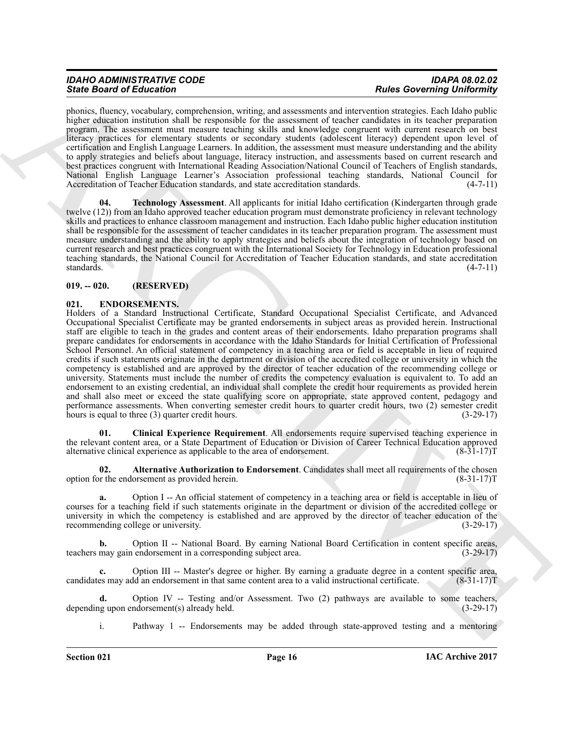phonics, fluency, vocabulary, comprehension, writing, and assessments and intervention strategies. Each Idaho public higher education institution shall be responsible for the assessment of teacher candidates in its teacher preparation program. The assessment must measure teaching skills and knowledge congruent with current research on best literacy practices for elementary students or secondary students (adolescent literacy) dependent upon level of certification and English Language Learners. In addition, the assessment must measure understanding and the ability to apply strategies and beliefs about language, literacy instruction, and assessments based on current research and best practices congruent with International Reading Association/National Council of Teachers of English standards, National English Language Learner's Association professional teaching standards, National Council for Accreditation of Teacher Education standards, and state accreditation standards. (4-7-11)

**04. Technology Assessment**. All applicants for initial Idaho certification (Kindergarten through grade twelve (12)) from an Idaho approved teacher education program must demonstrate proficiency in relevant technology skills and practices to enhance classroom management and instruction. Each Idaho public higher education institution shall be responsible for the assessment of teacher candidates in its teacher preparation program. The assessment must measure understanding and the ability to apply strategies and beliefs about the integration of technology based on current research and best practices congruent with the International Society for Technology in Education professional teaching standards, the National Council for Accreditation of Teacher Education standards, and state accreditation standards. (4-7-11)

## 019. -- 020. (RESERVED)

## 021. ENDORSEMENTS.

Holders of a Standard Instructional Certificate, Standard Occupational Specialist Certificate, and Advanced Occupational Specialist Certificate may be granted endorsements in subject areas as provided herein. Instructional staff are eligible to teach in the grades and content areas of their endorsements. Idaho preparation programs shall prepare candidates for endorsements in accordance with the Idaho Standards for Initial Certification of Professional School Personnel. An official statement of competency in a teaching area or field is acceptable in lieu of required credits if such statements originate in the department or division of the accredited college or university in which the competency is established and are approved by the director of teacher education of the recommending college or university. Statements must include the number of credits the competency evaluation is equivalent to. To add an endorsement to an existing credential, an individual shall complete the credit hour requirements as provided herein and shall also meet or exceed the state qualifying score on appropriate, state approved content, pedagogy and performance assessments. When converting semester credit hours to quarter credit hours, two (2) semester credit hours is equal to three (3) quarter credit hours. (3-29-17)

**01. Clinical Experience Requirement**. All endorsements require supervised teaching experience in the relevant content area, or a State Department of Education or Division of Career Technical Education approved alternative clinical experience as applicable to the area of endorsement. (8-31-17)T

**02. Alternative Authorization to Endorsement**. Candidates shall meet all requirements of the chosen option for the endorsement as provided herein. (8-31-17)T

**a.** Option I -- An official statement of competency in a teaching area or field is acceptable in lieu of courses for a teaching field if such statements originate in the department or division of the accredited college or university in which the competency is established and are approved by the director of teacher education of the recommending college or university. (3-29-17)

**b.** Option II -- National Board. By earning National Board Certification in content specific areas, teachers may gain endorsement in a corresponding subject area. (3-29-17)

**c.** Option III -- Master's degree or higher. By earning a graduate degree in a content specific area, candidates may add an endorsement in that same content area to a valid instructional certificate. (8-31-17)T

**d.** Option IV -- Testing and/or Assessment. Two (2) pathways are available to some teachers, depending upon endorsement(s) already held. (3-29-17)

i. Pathway 1 -- Endorsements may be added through state-approved testing and a mentoring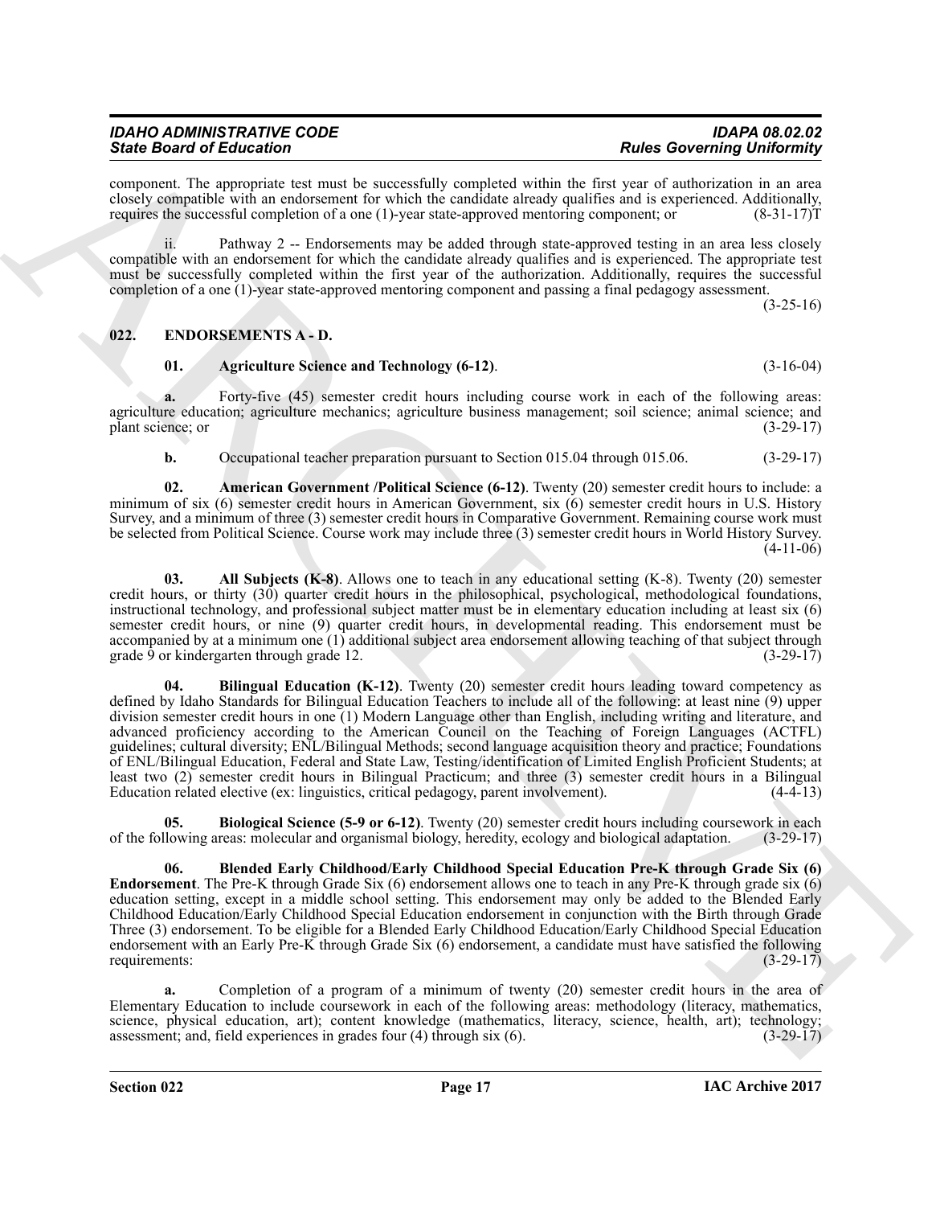component. The appropriate test must be successfully completed within the first year of authorization in an area closely compatible with an endorsement for which the candidate already qualifies and is experienced. Additionally, requires the successful completion of a one (1)-year state-approved mentoring component; or (8-31-17)T

ii. Pathway 2 -- Endorsements may be added through state-approved testing in an area less closely compatible with an endorsement for which the candidate already qualifies and is experienced. The appropriate test must be successfully completed within the first year of the authorization. Additionally, requires the successful completion of a one (1)-year state-approved mentoring component and passing a final pedagogy assessment. (3-25-16)

## 022. ENDORSEMENTS A - D.

**01. Agriculture Science and Technology (6-12)**. (3-16-04)

**a.** Forty-five (45) semester credit hours including course work in each of the following areas: agriculture education; agriculture mechanics; agriculture business management; soil science; animal science; and plant science; or (3-29-17)

**b.** Occupational teacher preparation pursuant to Section 015.04 through 015.06. (3-29-17)

**02. American Government /Political Science (6-12)**. Twenty (20) semester credit hours to include: a minimum of six (6) semester credit hours in American Government, six (6) semester credit hours in U.S. History Survey, and a minimum of three (3) semester credit hours in Comparative Government. Remaining course work must be selected from Political Science. Course work may include three (3) semester credit hours in World History Survey. (4-11-06)

**03. All Subjects (K-8)**. Allows one to teach in any educational setting (K-8). Twenty (20) semester credit hours, or thirty (30) quarter credit hours in the philosophical, psychological, methodological foundations, instructional technology, and professional subject matter must be in elementary education including at least six (6) semester credit hours, or nine (9) quarter credit hours, in developmental reading. This endorsement must be accompanied by at a minimum one (1) additional subject area endorsement allowing teaching of that subject through grade 9 or kindergarten through grade 12. (3-29-17)

**04. Bilingual Education (K-12)**. Twenty (20) semester credit hours leading toward competency as defined by Idaho Standards for Bilingual Education Teachers to include all of the following: at least nine (9) upper division semester credit hours in one (1) Modern Language other than English, including writing and literature, and advanced proficiency according to the American Council on the Teaching of Foreign Languages (ACTFL) guidelines; cultural diversity; ENL/Bilingual Methods; second language acquisition theory and practice; Foundations of ENL/Bilingual Education, Federal and State Law, Testing/identification of Limited English Proficient Students; at least two (2) semester credit hours in Bilingual Practicum; and three (3) semester credit hours in a Bilingual Education related elective (ex: linguistics, critical pedagogy, parent involvement). (4-4-13)

**05. Biological Science (5-9 or 6-12)**. Twenty (20) semester credit hours including coursework in each of the following areas: molecular and organismal biology, heredity, ecology and biological adaptation. (3-29-17)

**06. Blended Early Childhood/Early Childhood Special Education Pre-K through Grade Six (6) Endorsement**. The Pre-K through Grade Six (6) endorsement allows one to teach in any Pre-K through grade six (6) education setting, except in a middle school setting. This endorsement may only be added to the Blended Early Childhood Education/Early Childhood Special Education endorsement in conjunction with the Birth through Grade Three (3) endorsement. To be eligible for a Blended Early Childhood Education/Early Childhood Special Education endorsement with an Early Pre-K through Grade Six (6) endorsement, a candidate must have satisfied the following requirements: (3-29-17)

**a.** Completion of a program of a minimum of twenty (20) semester credit hours in the area of Elementary Education to include coursework in each of the following areas: methodology (literacy, mathematics, science, physical education, art); content knowledge (mathematics, literacy, science, health, art); technology; assessment; and, field experiences in grades four (4) through six (6). (3-29-17)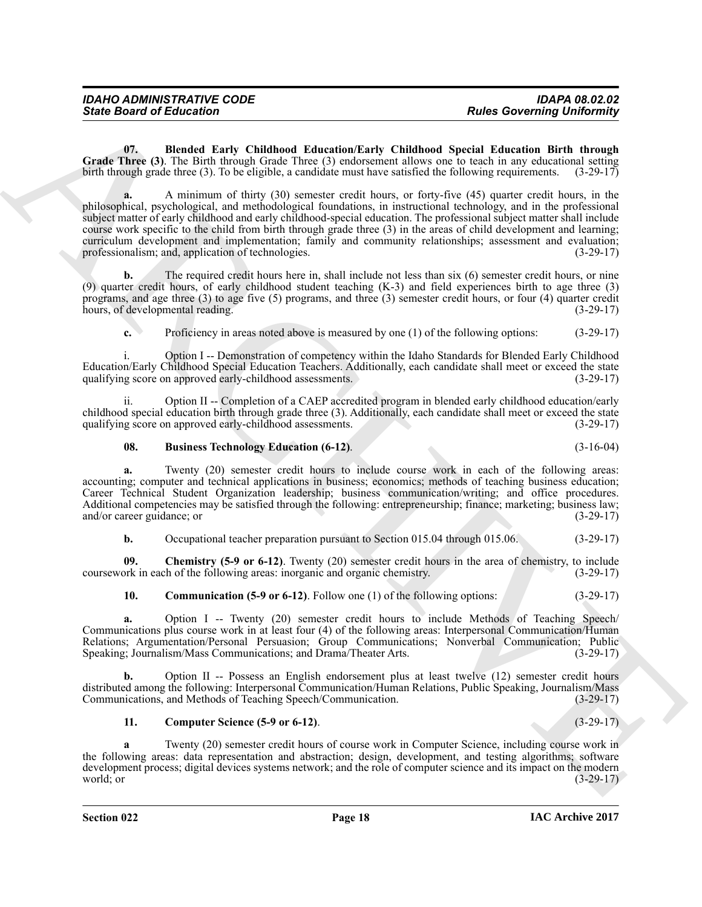**07. Blended Early Childhood Education/Early Childhood Special Education Birth through Grade Three (3)**. The Birth through Grade Three (3) endorsement allows one to teach in any educational setting birth through grade three (3). To be eligible, a candidate must have satisfied the following requirements. (3-29-17)

**a.** A minimum of thirty (30) semester credit hours, or forty-five (45) quarter credit hours, in the philosophical, psychological, and methodological foundations, in instructional technology, and in the professional subject matter of early childhood and early childhood-special education. The professional subject matter shall include course work specific to the child from birth through grade three (3) in the areas of child development and learning; curriculum development and implementation; family and community relationships; assessment and evaluation; professionalism; and, application of technologies. (3-29-17)

**b.** The required credit hours here in, shall include not less than six (6) semester credit hours, or nine (9) quarter credit hours, of early childhood student teaching (K-3) and field experiences birth to age three (3) programs, and age three (3) to age five (5) programs, and three (3) semester credit hours, or four (4) quarter credit hours, of developmental reading. (3-29-17)

**c.** Proficiency in areas noted above is measured by one (1) of the following options: (3-29-17)

i. Option I -- Demonstration of competency within the Idaho Standards for Blended Early Childhood Education/Early Childhood Special Education Teachers. Additionally, each candidate shall meet or exceed the state qualifying score on approved early-childhood assessments. (3-29-17)

ii. Option II -- Completion of a CAEP accredited program in blended early childhood education/early childhood special education birth through grade three (3). Additionally, each candidate shall meet or exceed the state qualifying score on approved early-childhood assessments. (3-29-17)

**08. Business Technology Education (6-12)**. (3-16-04)

**a.** Twenty (20) semester credit hours to include course work in each of the following areas: accounting; computer and technical applications in business; economics; methods of teaching business education; Career Technical Student Organization leadership; business communication/writing; and office procedures. Additional competencies may be satisfied through the following: entrepreneurship; finance; marketing; business law; and/or career guidance; or (3-29-17)

**b.** Occupational teacher preparation pursuant to Section 015.04 through 015.06. (3-29-17)

**09. Chemistry (5-9 or 6-12)**. Twenty (20) semester credit hours in the area of chemistry, to include coursework in each of the following areas: inorganic and organic chemistry. (3-29-17)

**10. Communication (5-9 or 6-12)**. Follow one (1) of the following options: (3-29-17)

**a.** Option I -- Twenty (20) semester credit hours to include Methods of Teaching Speech/ Communications plus course work in at least four (4) of the following areas: Interpersonal Communication/Human Relations; Argumentation/Personal Persuasion; Group Communications; Nonverbal Communication; Public Speaking; Journalism/Mass Communications; and Drama/Theater Arts. (3-29-17)

**b.** Option II -- Possess an English endorsement plus at least twelve (12) semester credit hours distributed among the following: Interpersonal Communication/Human Relations, Public Speaking, Journalism/Mass Communications, and Methods of Teaching Speech/Communication. (3-29-17)

**11. Computer Science (5-9 or 6-12)**. (3-29-17)

**a** Twenty (20) semester credit hours of course work in Computer Science, including course work in the following areas: data representation and abstraction; design, development, and testing algorithms; software development process; digital devices systems network; and the role of computer science and its impact on the modern world; or (3-29-17)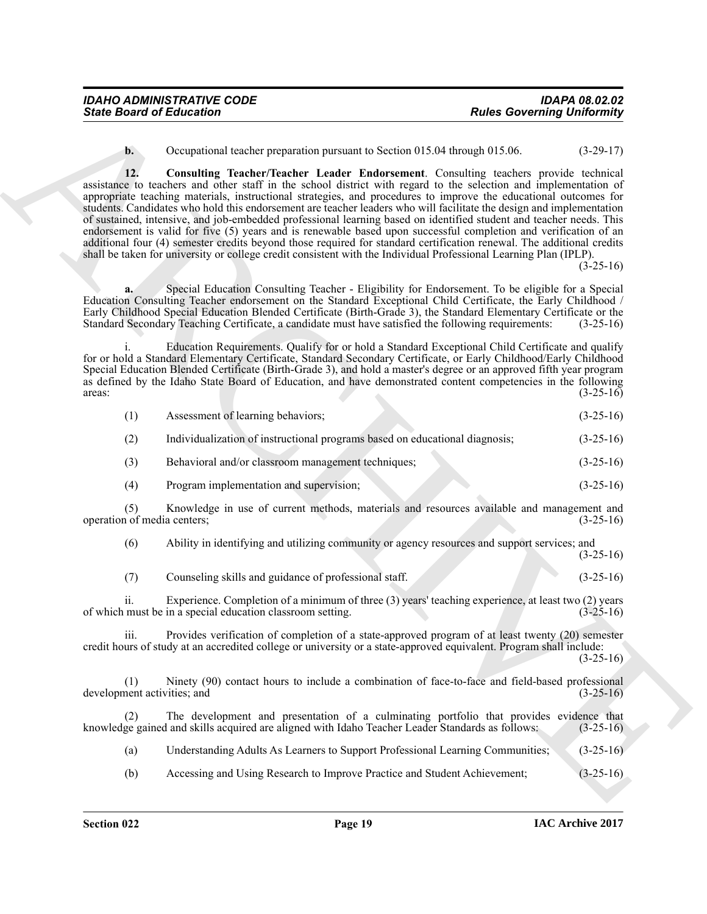**b.** Occupational teacher preparation pursuant to Section 015.04 through 015.06. (3-29-17)

**12. Consulting Teacher/Teacher Leader Endorsement**. Consulting teachers provide technical assistance to teachers and other staff in the school district with regard to the selection and implementation of appropriate teaching materials, instructional strategies, and procedures to improve the educational outcomes for students. Candidates who hold this endorsement are teacher leaders who will facilitate the design and implementation of sustained, intensive, and job-embedded professional learning based on identified student and teacher needs. This endorsement is valid for five (5) years and is renewable based upon successful completion and verification of an additional four (4) semester credits beyond those required for standard certification renewal. The additional credits shall be taken for university or college credit consistent with the Individual Professional Learning Plan (IPLP). (3-25-16)

**a.** Special Education Consulting Teacher - Eligibility for Endorsement. To be eligible for a Special Education Consulting Teacher endorsement on the Standard Exceptional Child Certificate, the Early Childhood / Early Childhood Special Education Blended Certificate (Birth-Grade 3), the Standard Elementary Certificate or the Standard Secondary Teaching Certificate, a candidate must have satisfied the following requirements: (3-25-16)

i. Education Requirements. Qualify for or hold a Standard Exceptional Child Certificate and qualify for or hold a Standard Elementary Certificate, Standard Secondary Certificate, or Early Childhood/Early Childhood Special Education Blended Certificate (Birth-Grade 3), and hold a master's degree or an approved fifth year program as defined by the Idaho State Board of Education, and have demonstrated content competencies in the following areas: (3-25-16)

(1) Assessment of learning behaviors; (3-25-16)

(2) Individualization of instructional programs based on educational diagnosis; (3-25-16)

(3) Behavioral and/or classroom management techniques; (3-25-16)

(4) Program implementation and supervision; (3-25-16)

(5) Knowledge in use of current methods, materials and resources available and management and operation of media centers; (3-25-16)

(6) Ability in identifying and utilizing community or agency resources and support services; and (3-25-16)

(7) Counseling skills and guidance of professional staff. (3-25-16)

ii. Experience. Completion of a minimum of three (3) years' teaching experience, at least two (2) years of which must be in a special education classroom setting. (3-25-16)

iii. Provides verification of completion of a state-approved program of at least twenty (20) semester credit hours of study at an accredited college or university or a state-approved equivalent. Program shall include: (3-25-16)

(1) Ninety (90) contact hours to include a combination of face-to-face and field-based professional development activities; and (3-25-16)

(2) The development and presentation of a culminating portfolio that provides evidence that knowledge gained and skills acquired are aligned with Idaho Teacher Leader Standards as follows: (3-25-16)

(a) Understanding Adults As Learners to Support Professional Learning Communities; (3-25-16)

(b) Accessing and Using Research to Improve Practice and Student Achievement; (3-25-16)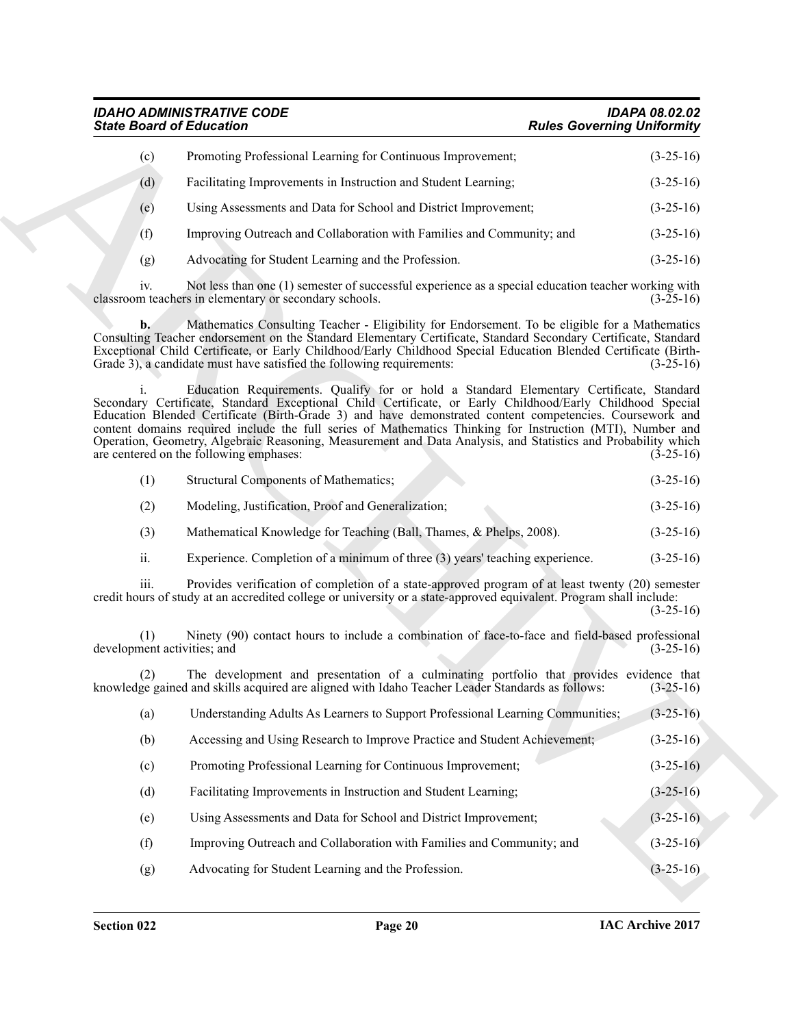(c) Promoting Professional Learning for Continuous Improvement; (3-25-16)

(d) Facilitating Improvements in Instruction and Student Learning; (3-25-16)

(e) Using Assessments and Data for School and District Improvement; (3-25-16)

(f) Improving Outreach and Collaboration with Families and Community; and (3-25-16)

(g) Advocating for Student Learning and the Profession. (3-25-16)

iv. Not less than one (1) semester of successful experience as a special education teacher working with classroom teachers in elementary or secondary schools. (3-25-16)

**b.** Mathematics Consulting Teacher - Eligibility for Endorsement. To be eligible for a Mathematics Consulting Teacher endorsement on the Standard Elementary Certificate, Standard Secondary Certificate, Standard Exceptional Child Certificate, or Early Childhood/Early Childhood Special Education Blended Certificate (Birth-Grade 3), a candidate must have satisfied the following requirements: (3-25-16)

i. Education Requirements. Qualify for or hold a Standard Elementary Certificate, Standard Secondary Certificate, Standard Exceptional Child Certificate, or Early Childhood/Early Childhood Special Education Blended Certificate (Birth-Grade 3) and have demonstrated content competencies. Coursework and content domains required include the full series of Mathematics Thinking for Instruction (MTI), Number and Operation, Geometry, Algebraic Reasoning, Measurement and Data Analysis, and Statistics and Probability which are centered on the following emphases: (3-25-16)

(1) Structural Components of Mathematics; (3-25-16)

(2) Modeling, Justification, Proof and Generalization; (3-25-16)

(3) Mathematical Knowledge for Teaching (Ball, Thames, & Phelps, 2008). (3-25-16)

ii. Experience. Completion of a minimum of three (3) years' teaching experience. (3-25-16)

iii. Provides verification of completion of a state-approved program of at least twenty (20) semester credit hours of study at an accredited college or university or a state-approved equivalent. Program shall include: (3-25-16)

(1) Ninety (90) contact hours to include a combination of face-to-face and field-based professional development activities; and (3-25-16)

(2) The development and presentation of a culminating portfolio that provides evidence that knowledge gained and skills acquired are aligned with Idaho Teacher Leader Standards as follows: (3-25-16)

(a) Understanding Adults As Learners to Support Professional Learning Communities; (3-25-16)

(b) Accessing and Using Research to Improve Practice and Student Achievement; (3-25-16)

(c) Promoting Professional Learning for Continuous Improvement; (3-25-16)

(d) Facilitating Improvements in Instruction and Student Learning; (3-25-16)

(e) Using Assessments and Data for School and District Improvement; (3-25-16)

(f) Improving Outreach and Collaboration with Families and Community; and (3-25-16)

(g) Advocating for Student Learning and the Profession. (3-25-16)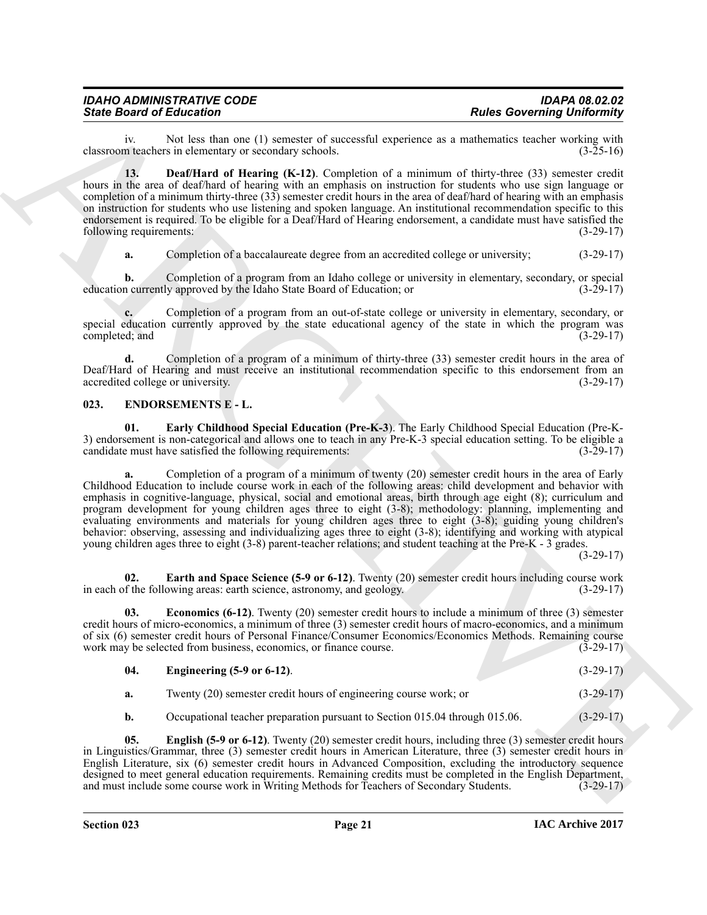iv. Not less than one (1) semester of successful experience as a mathematics teacher working with classroom teachers in elementary or secondary schools. (3-25-16)

**13. Deaf/Hard of Hearing (K-12)**. Completion of a minimum of thirty-three (33) semester credit hours in the area of deaf/hard of hearing with an emphasis on instruction for students who use sign language or completion of a minimum thirty-three (33) semester credit hours in the area of deaf/hard of hearing with an emphasis on instruction for students who use listening and spoken language. An institutional recommendation specific to this endorsement is required. To be eligible for a Deaf/Hard of Hearing endorsement, a candidate must have satisfied the following requirements: (3-29-17)

**a.** Completion of a baccalaureate degree from an accredited college or university; (3-29-17)

**b.** Completion of a program from an Idaho college or university in elementary, secondary, or special education currently approved by the Idaho State Board of Education; or (3-29-17)

**c.** Completion of a program from an out-of-state college or university in elementary, secondary, or special education currently approved by the state educational agency of the state in which the program was completed; and (3-29-17)

**d.** Completion of a program of a minimum of thirty-three (33) semester credit hours in the area of Deaf/Hard of Hearing and must receive an institutional recommendation specific to this endorsement from an accredited college or university. (3-29-17)

## 023. ENDORSEMENTS E - L.

**01. Early Childhood Special Education (Pre-K-3)**. The Early Childhood Special Education (Pre-K-3) endorsement is non-categorical and allows one to teach in any Pre-K-3 special education setting. To be eligible a candidate must have satisfied the following requirements: (3-29-17)

**a.** Completion of a program of a minimum of twenty (20) semester credit hours in the area of Early Childhood Education to include course work in each of the following areas: child development and behavior with emphasis in cognitive-language, physical, social and emotional areas, birth through age eight (8); curriculum and program development for young children ages three to eight (3-8); methodology: planning, implementing and evaluating environments and materials for young children ages three to eight (3-8); guiding young children's behavior: observing, assessing and individualizing ages three to eight (3-8); identifying and working with atypical young children ages three to eight (3-8) parent-teacher relations; and student teaching at the Pre-K - 3 grades. (3-29-17)

**02. Earth and Space Science (5-9 or 6-12)**. Twenty (20) semester credit hours including course work in each of the following areas: earth science, astronomy, and geology. (3-29-17)

**03. Economics (6-12)**. Twenty (20) semester credit hours to include a minimum of three (3) semester credit hours of micro-economics, a minimum of three (3) semester credit hours of macro-economics, and a minimum of six (6) semester credit hours of Personal Finance/Consumer Economics/Economics Methods. Remaining course work may be selected from business, economics, or finance course. (3-29-17)

**04. Engineering (5-9 or 6-12)**. (3-29-17)

**a.** Twenty (20) semester credit hours of engineering course work; or (3-29-17)

**b.** Occupational teacher preparation pursuant to Section 015.04 through 015.06. (3-29-17)

**05. English (5-9 or 6-12)**. Twenty (20) semester credit hours, including three (3) semester credit hours in Linguistics/Grammar, three (3) semester credit hours in American Literature, three (3) semester credit hours in English Literature, six (6) semester credit hours in Advanced Composition, excluding the introductory sequence designed to meet general education requirements. Remaining credits must be completed in the English Department, and must include some course work in Writing Methods for Teachers of Secondary Students. (3-29-17)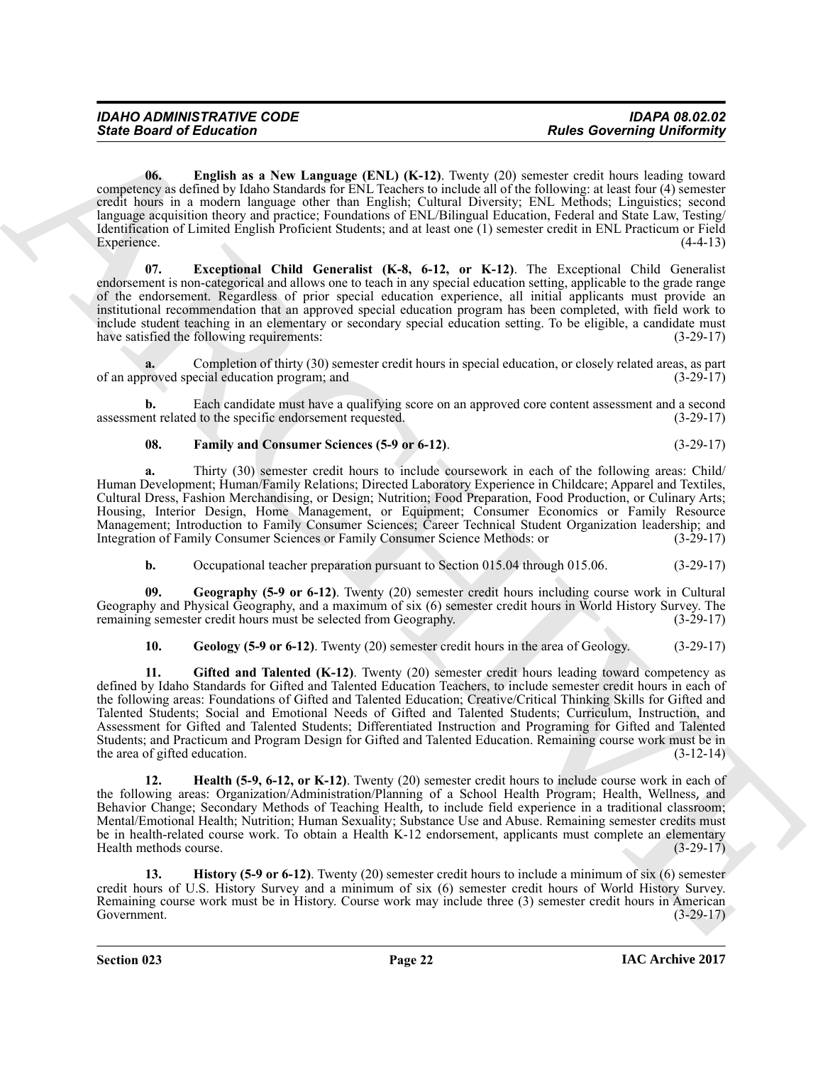**06. English as a New Language (ENL) (K-12)**. Twenty (20) semester credit hours leading toward competency as defined by Idaho Standards for ENL Teachers to include all of the following: at least four (4) semester credit hours in a modern language other than English; Cultural Diversity; ENL Methods; Linguistics; second language acquisition theory and practice; Foundations of ENL/Bilingual Education, Federal and State Law, Testing/Identification of Limited English Proficient Students; and at least one (1) semester credit in ENL Practicum or Field Experience. (4-4-13)

**07. Exceptional Child Generalist (K-8, 6-12, or K-12)**. The Exceptional Child Generalist endorsement is non-categorical and allows one to teach in any special education setting, applicable to the grade range of the endorsement. Regardless of prior special education experience, all initial applicants must provide an institutional recommendation that an approved special education program has been completed, with field work to include student teaching in an elementary or secondary special education setting. To be eligible, a candidate must have satisfied the following requirements: (3-29-17)

**a.** Completion of thirty (30) semester credit hours in special education, or closely related areas, as part of an approved special education program; and (3-29-17)

**b.** Each candidate must have a qualifying score on an approved core content assessment and a second assessment related to the specific endorsement requested. (3-29-17)

**08. Family and Consumer Sciences (5-9 or 6-12)**. (3-29-17)

**a.** Thirty (30) semester credit hours to include coursework in each of the following areas: Child/Human Development; Human/Family Relations; Directed Laboratory Experience in Childcare; Apparel and Textiles, Cultural Dress, Fashion Merchandising, or Design; Nutrition; Food Preparation, Food Production, or Culinary Arts; Housing, Interior Design, Home Management, or Equipment; Consumer Economics or Family Resource Management; Introduction to Family Consumer Sciences; Career Technical Student Organization leadership; and Integration of Family Consumer Sciences or Family Consumer Science Methods: or (3-29-17)

**b.** Occupational teacher preparation pursuant to Section 015.04 through 015.06. (3-29-17)

**09. Geography (5-9 or 6-12)**. Twenty (20) semester credit hours including course work in Cultural Geography and Physical Geography, and a maximum of six (6) semester credit hours in World History Survey. The remaining semester credit hours must be selected from Geography. (3-29-17)

**10. Geology (5-9 or 6-12)**. Twenty (20) semester credit hours in the area of Geology. (3-29-17)

**11. Gifted and Talented (K-12)**. Twenty (20) semester credit hours leading toward competency as defined by Idaho Standards for Gifted and Talented Education Teachers, to include semester credit hours in each of the following areas: Foundations of Gifted and Talented Education; Creative/Critical Thinking Skills for Gifted and Talented Students; Social and Emotional Needs of Gifted and Talented Students; Curriculum, Instruction, and Assessment for Gifted and Talented Students; Differentiated Instruction and Programing for Gifted and Talented Students; and Practicum and Program Design for Gifted and Talented Education. Remaining course work must be in the area of gifted education. (3-12-14)

**12. Health (5-9, 6-12, or K-12)**. Twenty (20) semester credit hours to include course work in each of the following areas: Organization/Administration/Planning of a School Health Program; Health, Wellness, and Behavior Change; Secondary Methods of Teaching Health, to include field experience in a traditional classroom; Mental/Emotional Health; Nutrition; Human Sexuality; Substance Use and Abuse. Remaining semester credits must be in health-related course work. To obtain a Health K-12 endorsement, applicants must complete an elementary Health methods course. (3-29-17)

**13. History (5-9 or 6-12)**. Twenty (20) semester credit hours to include a minimum of six (6) semester credit hours of U.S. History Survey and a minimum of six (6) semester credit hours of World History Survey. Remaining course work must be in History. Course work may include three (3) semester credit hours in American Government. (3-29-17)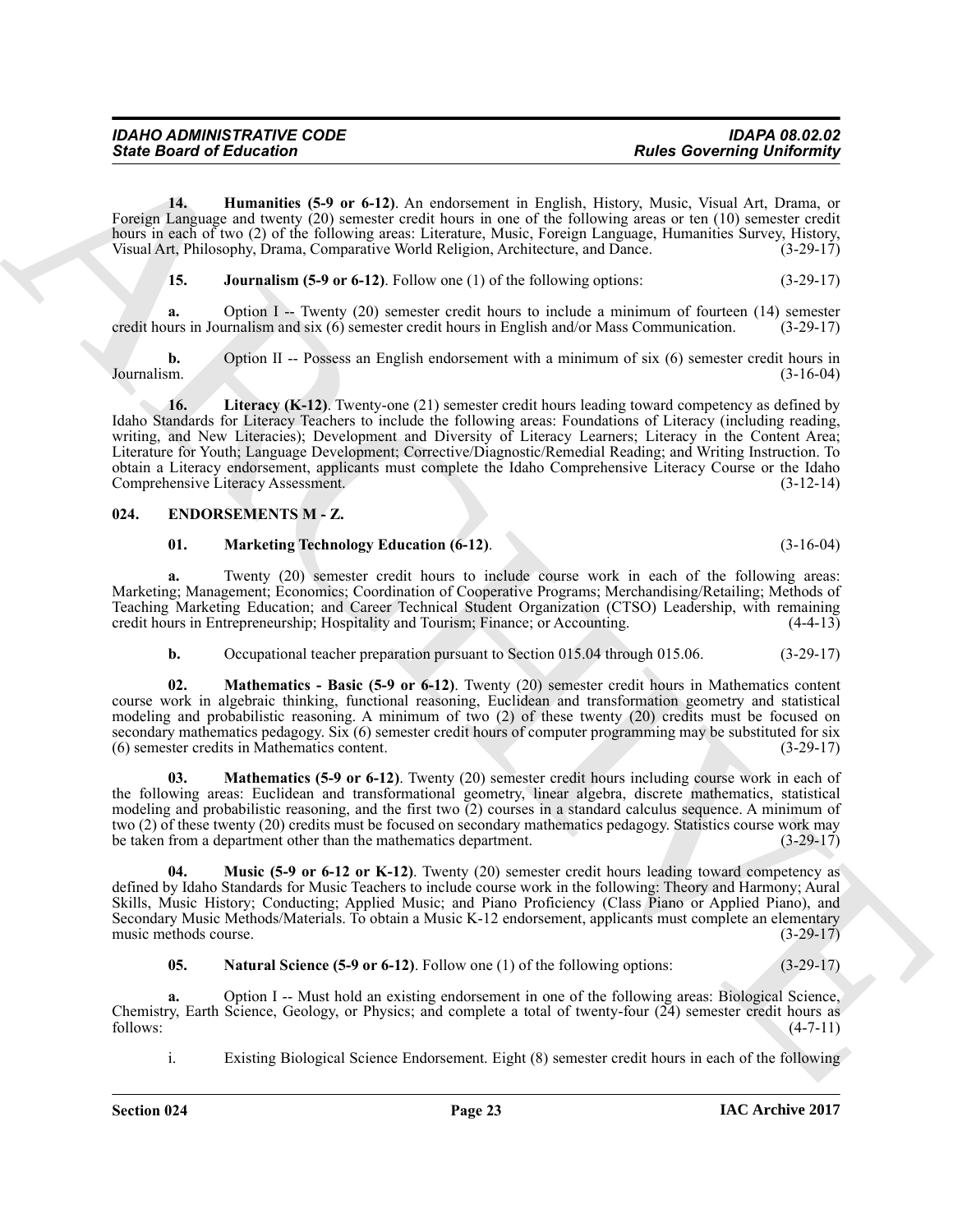**14. Humanities (5-9 or 6-12)**. An endorsement in English, History, Music, Visual Art, Drama, or Foreign Language and twenty (20) semester credit hours in one of the following areas or ten (10) semester credit hours in each of two (2) of the following areas: Literature, Music, Foreign Language, Humanities Survey, History, Visual Art, Philosophy, Drama, Comparative World Religion, Architecture, and Dance. (3-29-17)

**15. Journalism (5-9 or 6-12)**. Follow one (1) of the following options: (3-29-17)

**a.** Option I -- Twenty (20) semester credit hours to include a minimum of fourteen (14) semester credit hours in Journalism and six (6) semester credit hours in English and/or Mass Communication. (3-29-17)

**b.** Option II -- Possess an English endorsement with a minimum of six (6) semester credit hours in Journalism. (3-16-04)

**16. Literacy (K-12)**. Twenty-one (21) semester credit hours leading toward competency as defined by Idaho Standards for Literacy Teachers to include the following areas: Foundations of Literacy (including reading, writing, and New Literacies); Development and Diversity of Literacy Learners; Literacy in the Content Area; Literature for Youth; Language Development; Corrective/Diagnostic/Remedial Reading; and Writing Instruction. To obtain a Literacy endorsement, applicants must complete the Idaho Comprehensive Literacy Course or the Idaho Comprehensive Literacy Assessment. (3-12-14)

## 024. ENDORSEMENTS M - Z.

**01. Marketing Technology Education (6-12)**. (3-16-04)

**a.** Twenty (20) semester credit hours to include course work in each of the following areas: Marketing; Management; Economics; Coordination of Cooperative Programs; Merchandising/Retailing; Methods of Teaching Marketing Education; and Career Technical Student Organization (CTSO) Leadership, with remaining credit hours in Entrepreneurship; Hospitality and Tourism; Finance; or Accounting. (4-4-13)

**b.** Occupational teacher preparation pursuant to Section 015.04 through 015.06. (3-29-17)

**02. Mathematics - Basic (5-9 or 6-12)**. Twenty (20) semester credit hours in Mathematics content course work in algebraic thinking, functional reasoning, Euclidean and transformation geometry and statistical modeling and probabilistic reasoning. A minimum of two (2) of these twenty (20) credits must be focused on secondary mathematics pedagogy. Six (6) semester credit hours of computer programming may be substituted for six (6) semester credits in Mathematics content. (3-29-17)

**03. Mathematics (5-9 or 6-12)**. Twenty (20) semester credit hours including course work in each of the following areas: Euclidean and transformational geometry, linear algebra, discrete mathematics, statistical modeling and probabilistic reasoning, and the first two (2) courses in a standard calculus sequence. A minimum of two (2) of these twenty (20) credits must be focused on secondary mathematics pedagogy. Statistics course work may be taken from a department other than the mathematics department. (3-29-17)

**04. Music (5-9 or 6-12 or K-12)**. Twenty (20) semester credit hours leading toward competency as defined by Idaho Standards for Music Teachers to include course work in the following: Theory and Harmony; Aural Skills, Music History; Conducting; Applied Music; and Piano Proficiency (Class Piano or Applied Piano), and Secondary Music Methods/Materials. To obtain a Music K-12 endorsement, applicants must complete an elementary music methods course. (3-29-17)

**05. Natural Science (5-9 or 6-12)**. Follow one (1) of the following options: (3-29-17)

**a.** Option I -- Must hold an existing endorsement in one of the following areas: Biological Science, Chemistry, Earth Science, Geology, or Physics; and complete a total of twenty-four (24) semester credit hours as follows: (4-7-11)

i. Existing Biological Science Endorsement. Eight (8) semester credit hours in each of the following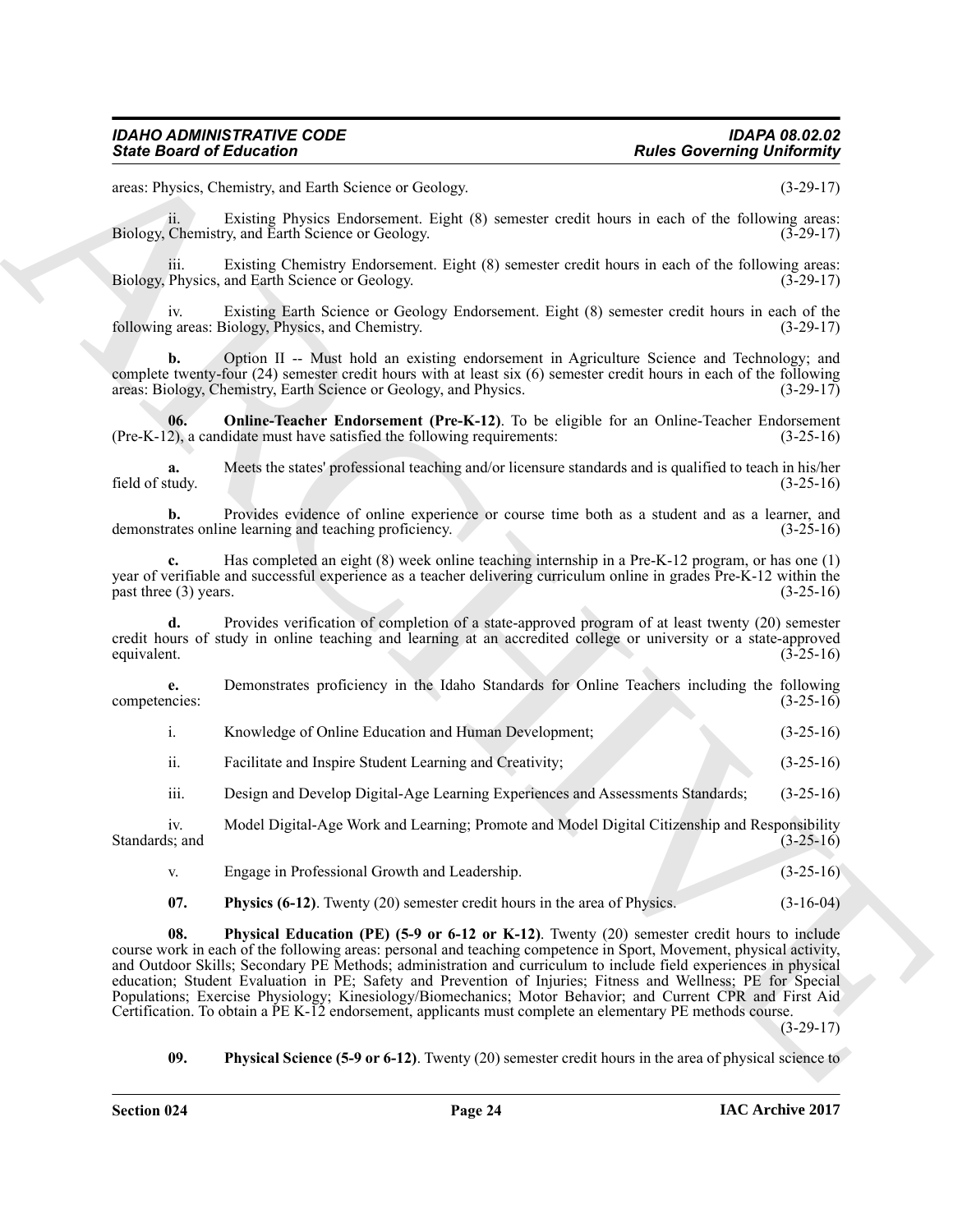areas: Physics, Chemistry, and Earth Science or Geology. (3-29-17)

ii. Existing Physics Endorsement. Eight (8) semester credit hours in each of the following areas: Biology, Chemistry, and Earth Science or Geology. (3-29-17)

iii. Existing Chemistry Endorsement. Eight (8) semester credit hours in each of the following areas: Biology, Physics, and Earth Science or Geology. (3-29-17)

iv. Existing Earth Science or Geology Endorsement. Eight (8) semester credit hours in each of the following areas: Biology, Physics, and Chemistry. (3-29-17)

**b.** Option II -- Must hold an existing endorsement in Agriculture Science and Technology; and complete twenty-four (24) semester credit hours with at least six (6) semester credit hours in each of the following areas: Biology, Chemistry, Earth Science or Geology, and Physics. (3-29-17)

**06. Online-Teacher Endorsement (Pre-K-12)**. To be eligible for an Online-Teacher Endorsement (Pre-K-12), a candidate must have satisfied the following requirements: (3-25-16)

**a.** Meets the states' professional teaching and/or licensure standards and is qualified to teach in his/her field of study. (3-25-16)

**b.** Provides evidence of online experience or course time both as a student and as a learner, and demonstrates online learning and teaching proficiency. (3-25-16)

**c.** Has completed an eight (8) week online teaching internship in a Pre-K-12 program, or has one (1) year of verifiable and successful experience as a teacher delivering curriculum online in grades Pre-K-12 within the past three (3) years. (3-25-16)

**d.** Provides verification of completion of a state-approved program of at least twenty (20) semester credit hours of study in online teaching and learning at an accredited college or university or a state-approved equivalent. (3-25-16)

**e.** Demonstrates proficiency in the Idaho Standards for Online Teachers including the following competencies: (3-25-16)

i. Knowledge of Online Education and Human Development; (3-25-16)

ii. Facilitate and Inspire Student Learning and Creativity; (3-25-16)

iii. Design and Develop Digital-Age Learning Experiences and Assessments Standards; (3-25-16)

iv. Model Digital-Age Work and Learning; Promote and Model Digital Citizenship and Responsibility Standards; and (3-25-16)

v. Engage in Professional Growth and Leadership. (3-25-16)

**07. Physics (6-12)**. Twenty (20) semester credit hours in the area of Physics. (3-16-04)

**08. Physical Education (PE) (5-9 or 6-12 or K-12)**. Twenty (20) semester credit hours to include course work in each of the following areas: personal and teaching competence in Sport, Movement, physical activity, and Outdoor Skills; Secondary PE Methods; administration and curriculum to include field experiences in physical education; Student Evaluation in PE; Safety and Prevention of Injuries; Fitness and Wellness; PE for Special Populations; Exercise Physiology; Kinesiology/Biomechanics; Motor Behavior; and Current CPR and First Aid Certification. To obtain a PE K-12 endorsement, applicants must complete an elementary PE methods course. (3-29-17)

**09. Physical Science (5-9 or 6-12)**. Twenty (20) semester credit hours in the area of physical science to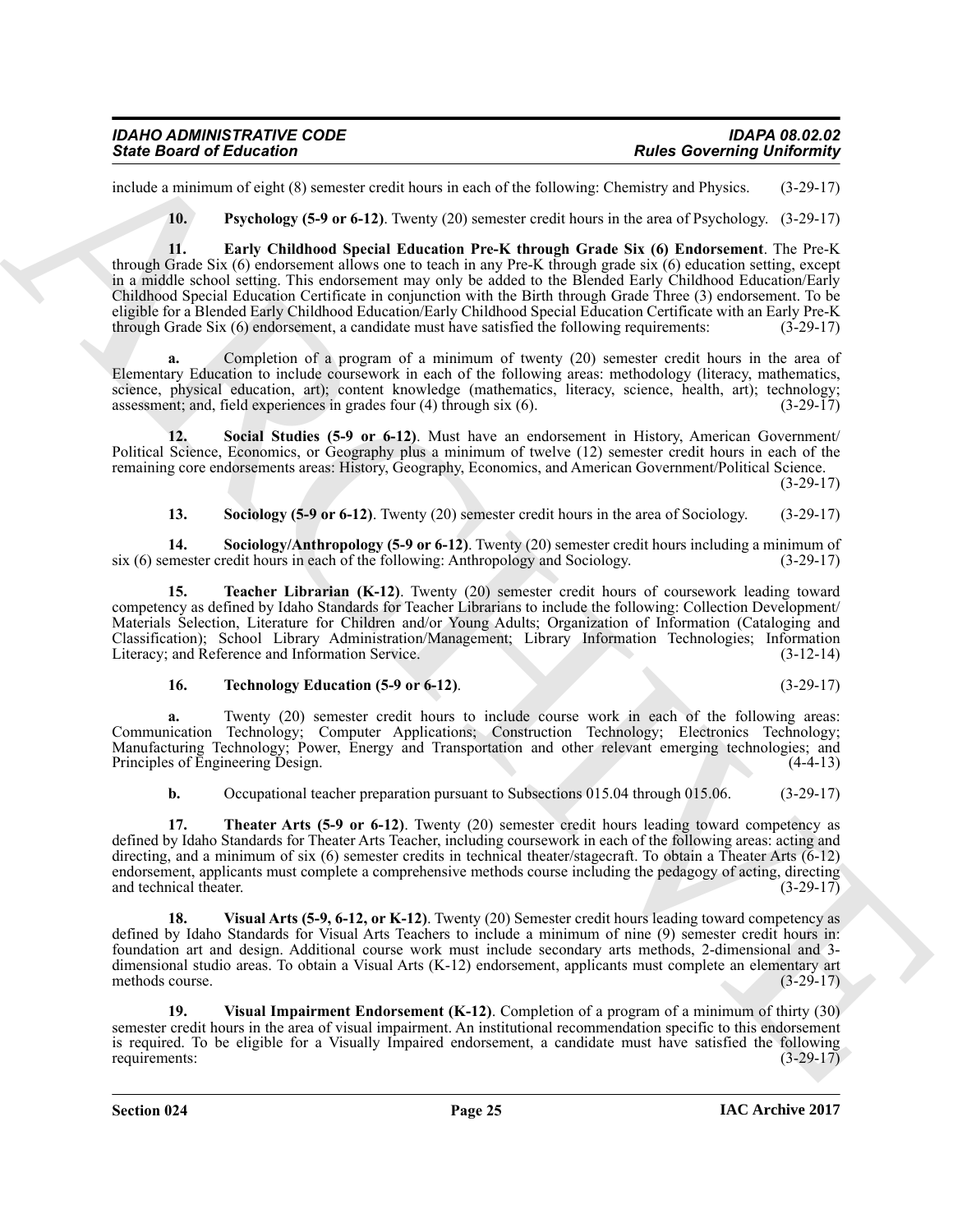include a minimum of eight (8) semester credit hours in each of the following: Chemistry and Physics. (3-29-17)

**10. Psychology (5-9 or 6-12)**. Twenty (20) semester credit hours in the area of Psychology. (3-29-17)

**11. Early Childhood Special Education Pre-K through Grade Six (6) Endorsement**. The Pre-K through Grade Six (6) endorsement allows one to teach in any Pre-K through grade six (6) education setting, except in a middle school setting. This endorsement may only be added to the Blended Early Childhood Education/Early Childhood Special Education Certificate in conjunction with the Birth through Grade Three (3) endorsement. To be eligible for a Blended Early Childhood Education/Early Childhood Special Education Certificate with an Early Pre-K through Grade Six (6) endorsement, a candidate must have satisfied the following requirements: (3-29-17)

**a.** Completion of a program of a minimum of twenty (20) semester credit hours in the area of Elementary Education to include coursework in each of the following areas: methodology (literacy, mathematics, science, physical education, art); content knowledge (mathematics, literacy, science, health, art); technology; assessment; and, field experiences in grades four (4) through six (6). (3-29-17)

**12. Social Studies (5-9 or 6-12)**. Must have an endorsement in History, American Government/ Political Science, Economics, or Geography plus a minimum of twelve (12) semester credit hours in each of the remaining core endorsements areas: History, Geography, Economics, and American Government/Political Science. (3-29-17)

**13. Sociology (5-9 or 6-12)**. Twenty (20) semester credit hours in the area of Sociology. (3-29-17)

**14. Sociology/Anthropology (5-9 or 6-12)**. Twenty (20) semester credit hours including a minimum of six (6) semester credit hours in each of the following: Anthropology and Sociology. (3-29-17)

**15. Teacher Librarian (K-12)**. Twenty (20) semester credit hours of coursework leading toward competency as defined by Idaho Standards for Teacher Librarians to include the following: Collection Development/ Materials Selection, Literature for Children and/or Young Adults; Organization of Information (Cataloging and Classification); School Library Administration/Management; Library Information Technologies; Information Literacy; and Reference and Information Service. (3-12-14)

**16. Technology Education (5-9 or 6-12)**. (3-29-17)

**a.** Twenty (20) semester credit hours to include course work in each of the following areas: Communication Technology; Computer Applications; Construction Technology; Electronics Technology; Manufacturing Technology; Power, Energy and Transportation and other relevant emerging technologies; and Principles of Engineering Design. (4-4-13)

**b.** Occupational teacher preparation pursuant to Subsections 015.04 through 015.06. (3-29-17)

**17. Theater Arts (5-9 or 6-12)**. Twenty (20) semester credit hours leading toward competency as defined by Idaho Standards for Theater Arts Teacher, including coursework in each of the following areas: acting and directing, and a minimum of six (6) semester credits in technical theater/stagecraft. To obtain a Theater Arts (6-12) endorsement, applicants must complete a comprehensive methods course including the pedagogy of acting, directing and technical theater. (3-29-17)

**18. Visual Arts (5-9, 6-12, or K-12)**. Twenty (20) Semester credit hours leading toward competency as defined by Idaho Standards for Visual Arts Teachers to include a minimum of nine (9) semester credit hours in: foundation art and design. Additional course work must include secondary arts methods, 2-dimensional and 3-dimensional studio areas. To obtain a Visual Arts (K-12) endorsement, applicants must complete an elementary art methods course. (3-29-17)

**19. Visual Impairment Endorsement (K-12)**. Completion of a program of a minimum of thirty (30) semester credit hours in the area of visual impairment. An institutional recommendation specific to this endorsement is required. To be eligible for a Visually Impaired endorsement, a candidate must have satisfied the following requirements: (3-29-17)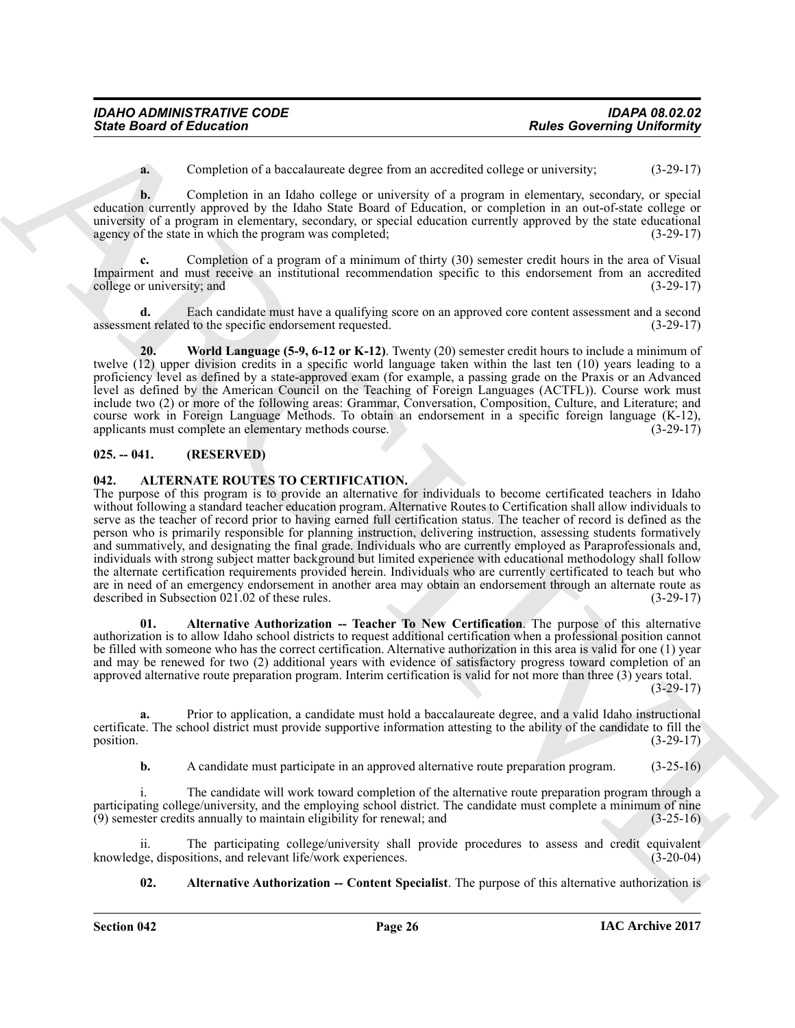**a.** Completion of a baccalaureate degree from an accredited college or university; (3-29-17)

**b.** Completion in an Idaho college or university of a program in elementary, secondary, or special education currently approved by the Idaho State Board of Education, or completion in an out-of-state college or university of a program in elementary, secondary, or special education currently approved by the state educational agency of the state in which the program was completed; (3-29-17)

**c.** Completion of a program of a minimum of thirty (30) semester credit hours in the area of Visual Impairment and must receive an institutional recommendation specific to this endorsement from an accredited college or university; and (3-29-17)

**d.** Each candidate must have a qualifying score on an approved core content assessment and a second assessment related to the specific endorsement requested. (3-29-17)

**20. World Language (5-9, 6-12 or K-12)**. Twenty (20) semester credit hours to include a minimum of twelve (12) upper division credits in a specific world language taken within the last ten (10) years leading to a proficiency level as defined by a state-approved exam (for example, a passing grade on the Praxis or an Advanced level as defined by the American Council on the Teaching of Foreign Languages (ACTFL)). Course work must include two (2) or more of the following areas: Grammar, Conversation, Composition, Culture, and Literature; and course work in Foreign Language Methods. To obtain an endorsement in a specific foreign language (K-12), applicants must complete an elementary methods course. (3-29-17)

## 025. -- 041. (RESERVED)

## 042. ALTERNATE ROUTES TO CERTIFICATION.

The purpose of this program is to provide an alternative for individuals to become certificated teachers in Idaho without following a standard teacher education program. Alternative Routes to Certification shall allow individuals to serve as the teacher of record prior to having earned full certification status. The teacher of record is defined as the person who is primarily responsible for planning instruction, delivering instruction, assessing students formatively and summatively, and designating the final grade. Individuals who are currently employed as Paraprofessionals and, individuals with strong subject matter background but limited experience with educational methodology shall follow the alternate certification requirements provided herein. Individuals who are currently certificated to teach but who are in need of an emergency endorsement in another area may obtain an endorsement through an alternate route as described in Subsection 021.02 of these rules. (3-29-17)

**01. Alternative Authorization -- Teacher To New Certification**. The purpose of this alternative authorization is to allow Idaho school districts to request additional certification when a professional position cannot be filled with someone who has the correct certification. Alternative authorization in this area is valid for one (1) year and may be renewed for two (2) additional years with evidence of satisfactory progress toward completion of an approved alternative route preparation program. Interim certification is valid for not more than three (3) years total. (3-29-17)

**a.** Prior to application, a candidate must hold a baccalaureate degree, and a valid Idaho instructional certificate. The school district must provide supportive information attesting to the ability of the candidate to fill the position. (3-29-17)

**b.** A candidate must participate in an approved alternative route preparation program. (3-25-16)

i. The candidate will work toward completion of the alternative route preparation program through a participating college/university, and the employing school district. The candidate must complete a minimum of nine (9) semester credits annually to maintain eligibility for renewal; and (3-25-16)

ii. The participating college/university shall provide procedures to assess and credit equivalent knowledge, dispositions, and relevant life/work experiences. (3-20-04)

**02. Alternative Authorization -- Content Specialist**. The purpose of this alternative authorization is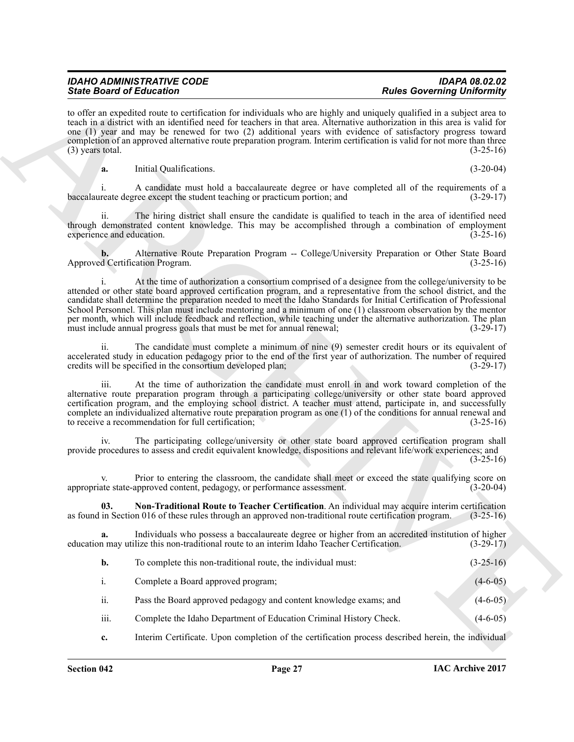to offer an expedited route to certification for individuals who are highly and uniquely qualified in a subject area to teach in a district with an identified need for teachers in that area. Alternative authorization in this area is valid for one (1) year and may be renewed for two (2) additional years with evidence of satisfactory progress toward completion of an approved alternative route preparation program. Interim certification is valid for not more than three (3) years total. (3-25-16)

**a.** Initial Qualifications. (3-20-04)

i. A candidate must hold a baccalaureate degree or have completed all of the requirements of a baccalaureate degree except the student teaching or practicum portion; and (3-29-17)

ii. The hiring district shall ensure the candidate is qualified to teach in the area of identified need through demonstrated content knowledge. This may be accomplished through a combination of employment experience and education. (3-25-16)

**b.** Alternative Route Preparation Program -- College/University Preparation or Other State Board Approved Certification Program. (3-25-16)

i. At the time of authorization a consortium comprised of a designee from the college/university to be attended or other state board approved certification program, and a representative from the school district, and the candidate shall determine the preparation needed to meet the Idaho Standards for Initial Certification of Professional School Personnel. This plan must include mentoring and a minimum of one (1) classroom observation by the mentor per month, which will include feedback and reflection, while teaching under the alternative authorization. The plan must include annual progress goals that must be met for annual renewal; (3-29-17)

ii. The candidate must complete a minimum of nine (9) semester credit hours or its equivalent of accelerated study in education pedagogy prior to the end of the first year of authorization. The number of required credits will be specified in the consortium developed plan; (3-29-17)

iii. At the time of authorization the candidate must enroll in and work toward completion of the alternative route preparation program through a participating college/university or other state board approved certification program, and the employing school district. A teacher must attend, participate in, and successfully complete an individualized alternative route preparation program as one (1) of the conditions for annual renewal and to receive a recommendation for full certification; (3-25-16)

iv. The participating college/university or other state board approved certification program shall provide procedures to assess and credit equivalent knowledge, dispositions and relevant life/work experiences; and (3-25-16)

v. Prior to entering the classroom, the candidate shall meet or exceed the state qualifying score on appropriate state-approved content, pedagogy, or performance assessment. (3-20-04)

**03. Non-Traditional Route to Teacher Certification**. An individual may acquire interim certification as found in Section 016 of these rules through an approved non-traditional route certification program. (3-25-16)

**a.** Individuals who possess a baccalaureate degree or higher from an accredited institution of higher education may utilize this non-traditional route to an interim Idaho Teacher Certification. (3-29-17)

**b.** To complete this non-traditional route, the individual must: (3-25-16)

i. Complete a Board approved program; (4-6-05)

ii. Pass the Board approved pedagogy and content knowledge exams; and (4-6-05)

iii. Complete the Idaho Department of Education Criminal History Check. (4-6-05)

**c.** Interim Certificate. Upon completion of the certification process described herein, the individual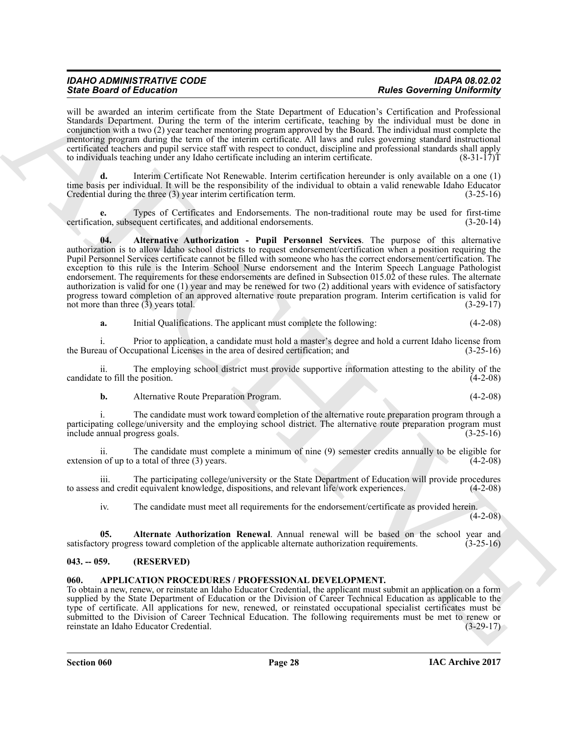will be awarded an interim certificate from the State Department of Education's Certification and Professional Standards Department. During the term of the interim certificate, teaching by the individual must be done in conjunction with a two (2) year teacher mentoring program approved by the Board. The individual must complete the mentoring program during the term of the interim certificate. All laws and rules governing standard instructional certificated teachers and pupil service staff with respect to conduct, discipline and professional standards shall apply to individuals teaching under any Idaho certificate including an interim certificate. (8-31-17)T

**d.** Interim Certificate Not Renewable. Interim certification hereunder is only available on a one (1) time basis per individual. It will be the responsibility of the individual to obtain a valid renewable Idaho Educator Credential during the three (3) year interim certification term. (3-25-16)

**e.** Types of Certificates and Endorsements. The non-traditional route may be used for first-time certification, subsequent certificates, and additional endorsements. (3-20-14)

**04. Alternative Authorization - Pupil Personnel Services**. The purpose of this alternative authorization is to allow Idaho school districts to request endorsement/certification when a position requiring the Pupil Personnel Services certificate cannot be filled with someone who has the correct endorsement/certification. The exception to this rule is the Interim School Nurse endorsement and the Interim Speech Language Pathologist endorsement. The requirements for these endorsements are defined in Subsection 015.02 of these rules. The alternate authorization is valid for one (1) year and may be renewed for two (2) additional years with evidence of satisfactory progress toward completion of an approved alternative route preparation program. Interim certification is valid for not more than three (3) years total. (3-29-17)

**a.** Initial Qualifications. The applicant must complete the following: (4-2-08)

i. Prior to application, a candidate must hold a master's degree and hold a current Idaho license from the Bureau of Occupational Licenses in the area of desired certification; and (3-25-16)

ii. The employing school district must provide supportive information attesting to the ability of the candidate to fill the position. (4-2-08)

**b.** Alternative Route Preparation Program. (4-2-08)

i. The candidate must work toward completion of the alternative route preparation program through a participating college/university and the employing school district. The alternative route preparation program must include annual progress goals. (3-25-16)

ii. The candidate must complete a minimum of nine (9) semester credits annually to be eligible for extension of up to a total of three (3) years. (4-2-08)

iii. The participating college/university or the State Department of Education will provide procedures to assess and credit equivalent knowledge, dispositions, and relevant life/work experiences. (4-2-08)

iv. The candidate must meet all requirements for the endorsement/certificate as provided herein. (4-2-08)

**05. Alternate Authorization Renewal**. Annual renewal will be based on the school year and satisfactory progress toward completion of the applicable alternate authorization requirements. (3-25-16)

## 043. -- 059. (RESERVED)

## 060. APPLICATION PROCEDURES / PROFESSIONAL DEVELOPMENT.

To obtain a new, renew, or reinstate an Idaho Educator Credential, the applicant must submit an application on a form supplied by the State Department of Education or the Division of Career Technical Education as applicable to the type of certificate. All applications for new, renewed, or reinstated occupational specialist certificates must be submitted to the Division of Career Technical Education. The following requirements must be met to renew or reinstate an Idaho Educator Credential. (3-29-17)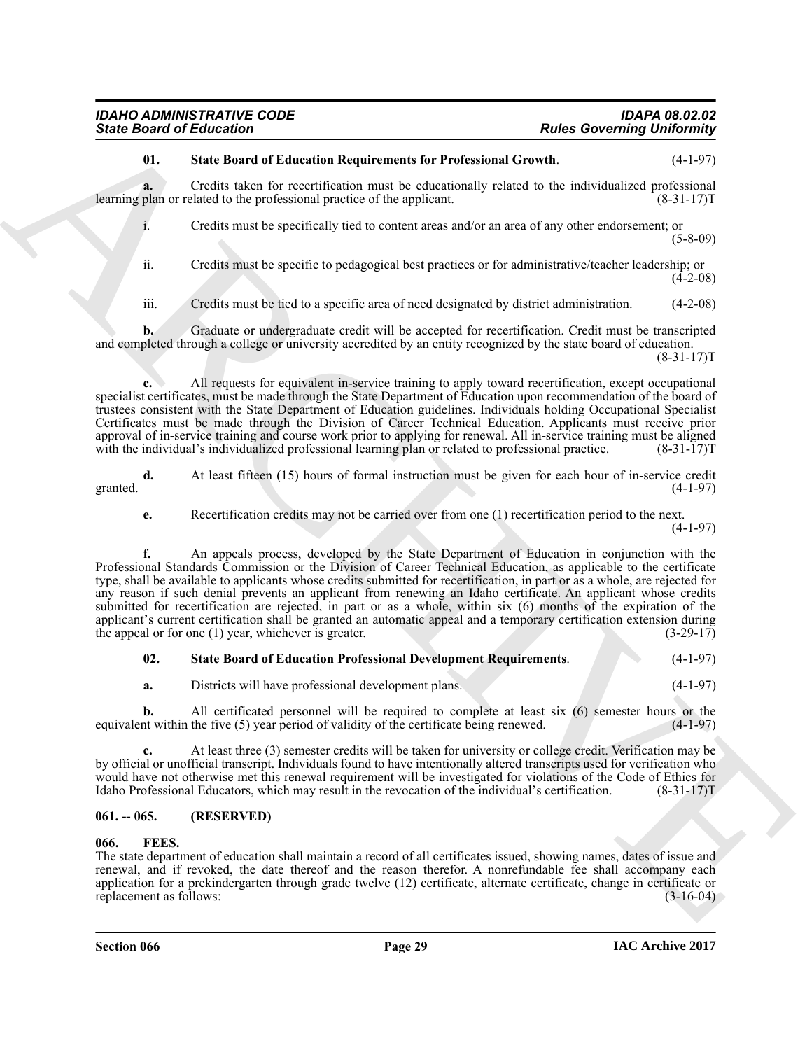**01. State Board of Education Requirements for Professional Growth**. (4-1-97)

**a.** Credits taken for recertification must be educationally related to the individualized professional learning plan or related to the professional practice of the applicant. (8-31-17)T

i. Credits must be specifically tied to content areas and/or an area of any other endorsement; or (5-8-09)

ii. Credits must be specific to pedagogical best practices or for administrative/teacher leadership; or (4-2-08)

iii. Credits must be tied to a specific area of need designated by district administration. (4-2-08)

**b.** Graduate or undergraduate credit will be accepted for recertification. Credit must be transcripted and completed through a college or university accredited by an entity recognized by the state board of education. (8-31-17)T

**c.** All requests for equivalent in-service training to apply toward recertification, except occupational specialist certificates, must be made through the State Department of Education upon recommendation of the board of trustees consistent with the State Department of Education guidelines. Individuals holding Occupational Specialist Certificates must be made through the Division of Career Technical Education. Applicants must receive prior approval of in-service training and course work prior to applying for renewal. All in-service training must be aligned with the individual's individualized professional learning plan or related to professional practice. (8-31-17)T

**d.** At least fifteen (15) hours of formal instruction must be given for each hour of in-service credit granted. (4-1-97)

**e.** Recertification credits may not be carried over from one (1) recertification period to the next. (4-1-97)

**f.** An appeals process, developed by the State Department of Education in conjunction with the Professional Standards Commission or the Division of Career Technical Education, as applicable to the certificate type, shall be available to applicants whose credits submitted for recertification, in part or as a whole, are rejected for any reason if such denial prevents an applicant from renewing an Idaho certificate. An applicant whose credits submitted for recertification are rejected, in part or as a whole, within six (6) months of the expiration of the applicant's current certification shall be granted an automatic appeal and a temporary certification extension during the appeal or for one (1) year, whichever is greater. (3-29-17)

**02. State Board of Education Professional Development Requirements**. (4-1-97)

**a.** Districts will have professional development plans. (4-1-97)

**b.** All certificated personnel will be required to complete at least six (6) semester hours or the equivalent within the five (5) year period of validity of the certificate being renewed. (4-1-97)

**c.** At least three (3) semester credits will be taken for university or college credit. Verification may be by official or unofficial transcript. Individuals found to have intentionally altered transcripts used for verification who would have not otherwise met this renewal requirement will be investigated for violations of the Code of Ethics for Idaho Professional Educators, which may result in the revocation of the individual's certification. (8-31-17)T

## 061. -- 065. (RESERVED)

## 066. FEES.

The state department of education shall maintain a record of all certificates issued, showing names, dates of issue and renewal, and if revoked, the date thereof and the reason therefor. A nonrefundable fee shall accompany each application for a prekindergarten through grade twelve (12) certificate, alternate certificate, change in certificate or replacement as follows: (3-16-04)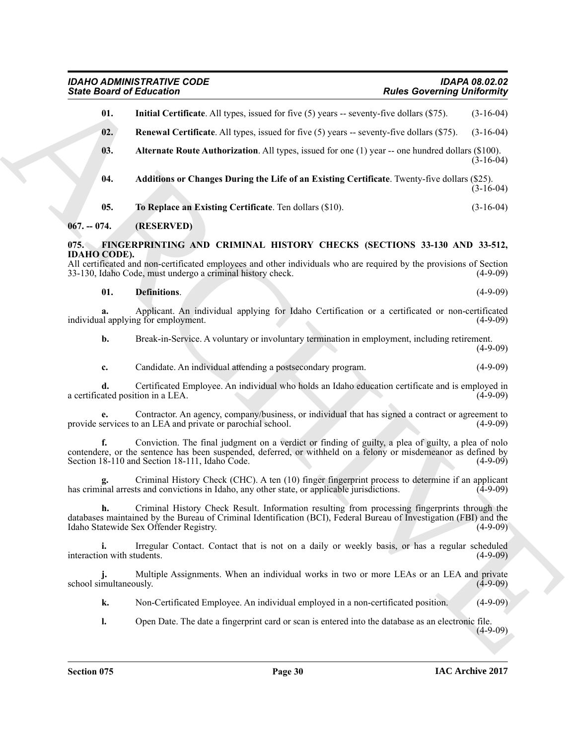**01.** **Initial Certificate**. All types, issued for five (5) years -- seventy-five dollars ($75). (3-16-04)

**02.** **Renewal Certificate**. All types, issued for five (5) years -- seventy-five dollars ($75). (3-16-04)

**03.** **Alternate Route Authorization**. All types, issued for one (1) year -- one hundred dollars ($100). (3-16-04)

**04.** **Additions or Changes During the Life of an Existing Certificate**. Twenty-five dollars ($25). (3-16-04)

**05.** **To Replace an Existing Certificate**. Ten dollars ($10). (3-16-04)

## 067. -- 074. (RESERVED)

## 075. FINGERPRINTING AND CRIMINAL HISTORY CHECKS (SECTIONS 33-130 AND 33-512, IDAHO CODE).

All certificated and non-certificated employees and other individuals who are required by the provisions of Section 33-130, Idaho Code, must undergo a criminal history check. (4-9-09)

**01.** **Definitions**. (4-9-09)

**a.** Applicant. An individual applying for Idaho Certification or a certificated or non-certificated individual applying for employment. (4-9-09)

**b.** Break-in-Service. A voluntary or involuntary termination in employment, including retirement. (4-9-09)

**c.** Candidate. An individual attending a postsecondary program. (4-9-09)

**d.** Certificated Employee. An individual who holds an Idaho education certificate and is employed in a certificated position in a LEA. (4-9-09)

**e.** Contractor. An agency, company/business, or individual that has signed a contract or agreement to provide services to an LEA and private or parochial school. (4-9-09)

**f.** Conviction. The final judgment on a verdict or finding of guilty, a plea of guilty, a plea of nolo contendere, or the sentence has been suspended, deferred, or withheld on a felony or misdemeanor as defined by Section 18-110 and Section 18-111, Idaho Code. (4-9-09)

**g.** Criminal History Check (CHC). A ten (10) finger fingerprint process to determine if an applicant has criminal arrests and convictions in Idaho, any other state, or applicable jurisdictions. (4-9-09)

**h.** Criminal History Check Result. Information resulting from processing fingerprints through the databases maintained by the Bureau of Criminal Identification (BCI), Federal Bureau of Investigation (FBI) and the Idaho Statewide Sex Offender Registry. (4-9-09)

**i.** Irregular Contact. Contact that is not on a daily or weekly basis, or has a regular scheduled interaction with students. (4-9-09)

**j.** Multiple Assignments. When an individual works in two or more LEAs or an LEA and private school simultaneously. (4-9-09)

**k.** Non-Certificated Employee. An individual employed in a non-certificated position. (4-9-09)

**l.** Open Date. The date a fingerprint card or scan is entered into the database as an electronic file. (4-9-09)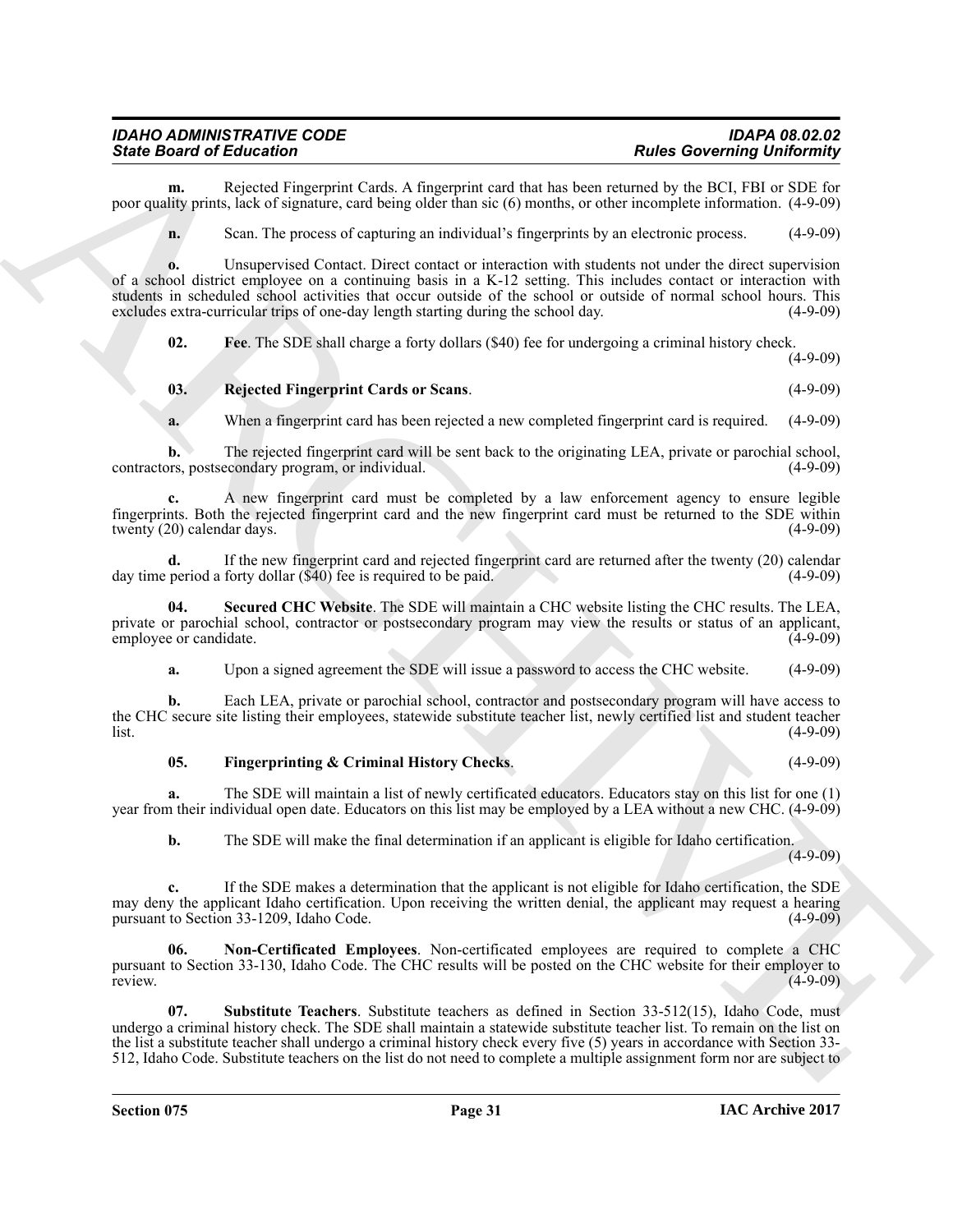**m.** Rejected Fingerprint Cards. A fingerprint card that has been returned by the BCI, FBI or SDE for poor quality prints, lack of signature, card being older than sic (6) months, or other incomplete information. (4-9-09)

**n.** Scan. The process of capturing an individual's fingerprints by an electronic process. (4-9-09)

**o.** Unsupervised Contact. Direct contact or interaction with students not under the direct supervision of a school district employee on a continuing basis in a K-12 setting. This includes contact or interaction with students in scheduled school activities that occur outside of the school or outside of normal school hours. This excludes extra-curricular trips of one-day length starting during the school day. (4-9-09)

**02. Fee**. The SDE shall charge a forty dollars ($40) fee for undergoing a criminal history check. (4-9-09)

**03. Rejected Fingerprint Cards or Scans**. (4-9-09)

**a.** When a fingerprint card has been rejected a new completed fingerprint card is required. (4-9-09)

**b.** The rejected fingerprint card will be sent back to the originating LEA, private or parochial school, contractors, postsecondary program, or individual. (4-9-09)

**c.** A new fingerprint card must be completed by a law enforcement agency to ensure legible fingerprints. Both the rejected fingerprint card and the new fingerprint card must be returned to the SDE within twenty (20) calendar days. (4-9-09)

**d.** If the new fingerprint card and rejected fingerprint card are returned after the twenty (20) calendar day time period a forty dollar ($40) fee is required to be paid. (4-9-09)

**04. Secured CHC Website**. The SDE will maintain a CHC website listing the CHC results. The LEA, private or parochial school, contractor or postsecondary program may view the results or status of an applicant, employee or candidate. (4-9-09)

**a.** Upon a signed agreement the SDE will issue a password to access the CHC website. (4-9-09)

**b.** Each LEA, private or parochial school, contractor and postsecondary program will have access to the CHC secure site listing their employees, statewide substitute teacher list, newly certified list and student teacher list. (4-9-09)

**05. Fingerprinting & Criminal History Checks**. (4-9-09)

**a.** The SDE will maintain a list of newly certificated educators. Educators stay on this list for one (1) year from their individual open date. Educators on this list may be employed by a LEA without a new CHC. (4-9-09)

**b.** The SDE will make the final determination if an applicant is eligible for Idaho certification. (4-9-09)

**c.** If the SDE makes a determination that the applicant is not eligible for Idaho certification, the SDE may deny the applicant Idaho certification. Upon receiving the written denial, the applicant may request a hearing pursuant to Section 33-1209, Idaho Code. (4-9-09)

**06. Non-Certificated Employees**. Non-certificated employees are required to complete a CHC pursuant to Section 33-130, Idaho Code. The CHC results will be posted on the CHC website for their employer to review. (4-9-09)

**07. Substitute Teachers**. Substitute teachers as defined in Section 33-512(15), Idaho Code, must undergo a criminal history check. The SDE shall maintain a statewide substitute teacher list. To remain on the list on the list a substitute teacher shall undergo a criminal history check every five (5) years in accordance with Section 33-512, Idaho Code. Substitute teachers on the list do not need to complete a multiple assignment form nor are subject to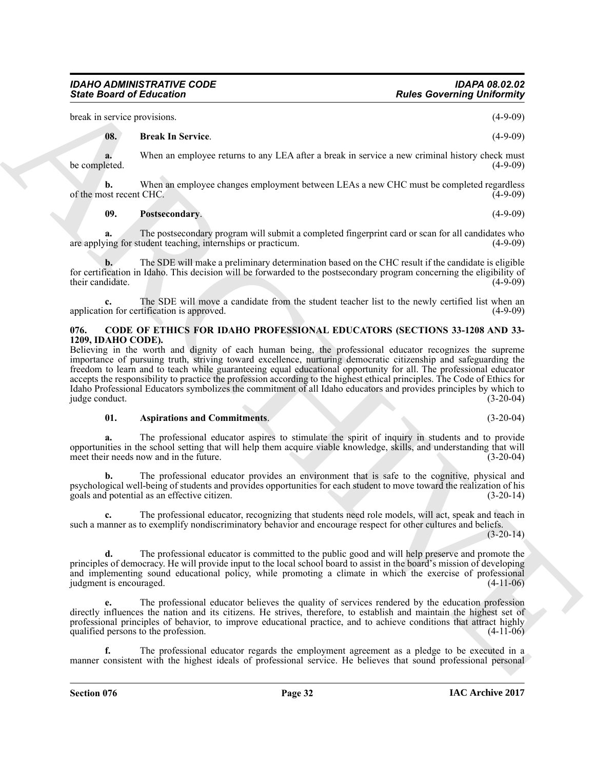break in service provisions. (4-9-09)

**08. Break In Service**. (4-9-09)

**a.** When an employee returns to any LEA after a break in service a new criminal history check must be completed. (4-9-09)

**b.** When an employee changes employment between LEAs a new CHC must be completed regardless of the most recent CHC. (4-9-09)

**09. Postsecondary**. (4-9-09)

**a.** The postsecondary program will submit a completed fingerprint card or scan for all candidates who are applying for student teaching, internships or practicum. (4-9-09)

**b.** The SDE will make a preliminary determination based on the CHC result if the candidate is eligible for certification in Idaho. This decision will be forwarded to the postsecondary program concerning the eligibility of their candidate. (4-9-09)

**c.** The SDE will move a candidate from the student teacher list to the newly certified list when an application for certification is approved. (4-9-09)

**076. CODE OF ETHICS FOR IDAHO PROFESSIONAL EDUCATORS (SECTIONS 33-1208 AND 33-1209, IDAHO CODE).**

Believing in the worth and dignity of each human being, the professional educator recognizes the supreme importance of pursuing truth, striving toward excellence, nurturing democratic citizenship and safeguarding the freedom to learn and to teach while guaranteeing equal educational opportunity for all. The professional educator accepts the responsibility to practice the profession according to the highest ethical principles. The Code of Ethics for Idaho Professional Educators symbolizes the commitment of all Idaho educators and provides principles by which to judge conduct. (3-20-04)

**01. Aspirations and Commitments**. (3-20-04)

**a.** The professional educator aspires to stimulate the spirit of inquiry in students and to provide opportunities in the school setting that will help them acquire viable knowledge, skills, and understanding that will meet their needs now and in the future. (3-20-04)

**b.** The professional educator provides an environment that is safe to the cognitive, physical and psychological well-being of students and provides opportunities for each student to move toward the realization of his goals and potential as an effective citizen. (3-20-14)

**c.** The professional educator, recognizing that students need role models, will act, speak and teach in such a manner as to exemplify nondiscriminatory behavior and encourage respect for other cultures and beliefs. (3-20-14)

**d.** The professional educator is committed to the public good and will help preserve and promote the principles of democracy. He will provide input to the local school board to assist in the board's mission of developing and implementing sound educational policy, while promoting a climate in which the exercise of professional judgment is encouraged. (4-11-06)

**e.** The professional educator believes the quality of services rendered by the education profession directly influences the nation and its citizens. He strives, therefore, to establish and maintain the highest set of professional principles of behavior, to improve educational practice, and to achieve conditions that attract highly qualified persons to the profession. (4-11-06)

**f.** The professional educator regards the employment agreement as a pledge to be executed in a manner consistent with the highest ideals of professional service. He believes that sound professional personal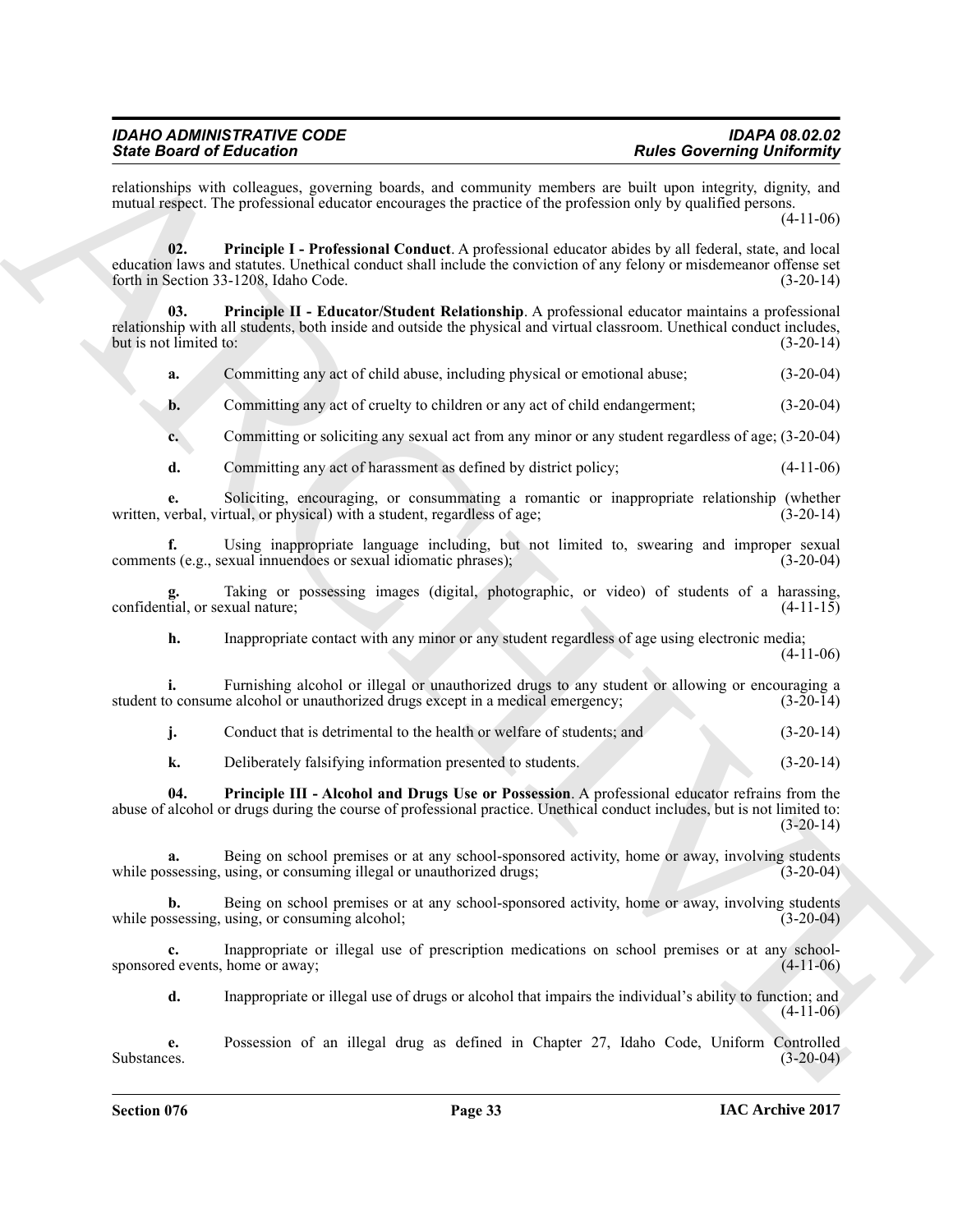relationships with colleagues, governing boards, and community members are built upon integrity, dignity, and mutual respect. The professional educator encourages the practice of the profession only by qualified persons. (4-11-06)

**02. Principle I - Professional Conduct**. A professional educator abides by all federal, state, and local education laws and statutes. Unethical conduct shall include the conviction of any felony or misdemeanor offense set forth in Section 33-1208, Idaho Code. (3-20-14)

**03. Principle II - Educator/Student Relationship**. A professional educator maintains a professional relationship with all students, both inside and outside the physical and virtual classroom. Unethical conduct includes, but is not limited to: (3-20-14)

**a.** Committing any act of child abuse, including physical or emotional abuse; (3-20-04)

**b.** Committing any act of cruelty to children or any act of child endangerment; (3-20-04)

**c.** Committing or soliciting any sexual act from any minor or any student regardless of age; (3-20-04)

**d.** Committing any act of harassment as defined by district policy; (4-11-06)

**e.** Soliciting, encouraging, or consummating a romantic or inappropriate relationship (whether written, verbal, virtual, or physical) with a student, regardless of age; (3-20-14)

**f.** Using inappropriate language including, but not limited to, swearing and improper sexual comments (e.g., sexual innuendoes or sexual idiomatic phrases); (3-20-04)

**g.** Taking or possessing images (digital, photographic, or video) of students of a harassing, confidential, or sexual nature; (4-11-15)

**h.** Inappropriate contact with any minor or any student regardless of age using electronic media; (4-11-06)

**i.** Furnishing alcohol or illegal or unauthorized drugs to any student or allowing or encouraging a student to consume alcohol or unauthorized drugs except in a medical emergency; (3-20-14)

**j.** Conduct that is detrimental to the health or welfare of students; and (3-20-14)

**k.** Deliberately falsifying information presented to students. (3-20-14)

**04. Principle III - Alcohol and Drugs Use or Possession**. A professional educator refrains from the abuse of alcohol or drugs during the course of professional practice. Unethical conduct includes, but is not limited to: (3-20-14)

**a.** Being on school premises or at any school-sponsored activity, home or away, involving students while possessing, using, or consuming illegal or unauthorized drugs; (3-20-04)

**b.** Being on school premises or at any school-sponsored activity, home or away, involving students while possessing, using, or consuming alcohol; (3-20-04)

**c.** Inappropriate or illegal use of prescription medications on school premises or at any school-sponsored events, home or away; (4-11-06)

**d.** Inappropriate or illegal use of drugs or alcohol that impairs the individual's ability to function; and (4-11-06)

**e.** Possession of an illegal drug as defined in Chapter 27, Idaho Code, Uniform Controlled Substances. (3-20-04)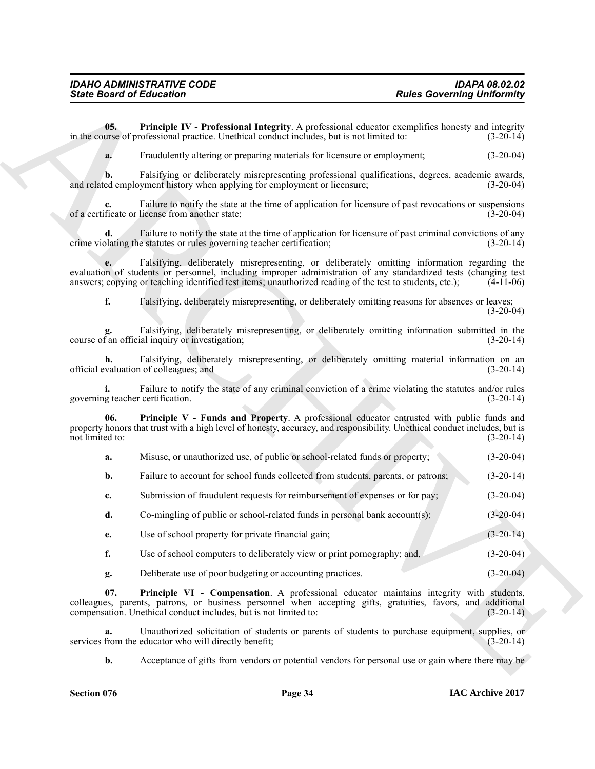**05. Principle IV - Professional Integrity**. A professional educator exemplifies honesty and integrity in the course of professional practice. Unethical conduct includes, but is not limited to: (3-20-14)

**a.** Fraudulently altering or preparing materials for licensure or employment; (3-20-04)

**b.** Falsifying or deliberately misrepresenting professional qualifications, degrees, academic awards, and related employment history when applying for employment or licensure; (3-20-04)

**c.** Failure to notify the state at the time of application for licensure of past revocations or suspensions of a certificate or license from another state; (3-20-04)

**d.** Failure to notify the state at the time of application for licensure of past criminal convictions of any crime violating the statutes or rules governing teacher certification; (3-20-14)

**e.** Falsifying, deliberately misrepresenting, or deliberately omitting information regarding the evaluation of students or personnel, including improper administration of any standardized tests (changing test answers; copying or teaching identified test items; unauthorized reading of the test to students, etc.); (4-11-06)

**f.** Falsifying, deliberately misrepresenting, or deliberately omitting reasons for absences or leaves; (3-20-04)

**g.** Falsifying, deliberately misrepresenting, or deliberately omitting information submitted in the course of an official inquiry or investigation; (3-20-14)

**h.** Falsifying, deliberately misrepresenting, or deliberately omitting material information on an official evaluation of colleagues; and (3-20-14)

**i.** Failure to notify the state of any criminal conviction of a crime violating the statutes and/or rules governing teacher certification. (3-20-14)

**06. Principle V - Funds and Property**. A professional educator entrusted with public funds and property honors that trust with a high level of honesty, accuracy, and responsibility. Unethical conduct includes, but is not limited to: (3-20-14)

**a.** Misuse, or unauthorized use, of public or school-related funds or property; (3-20-04)

**b.** Failure to account for school funds collected from students, parents, or patrons; (3-20-14)

**c.** Submission of fraudulent requests for reimbursement of expenses or for pay; (3-20-04)

**d.** Co-mingling of public or school-related funds in personal bank account(s); (3-20-04)

**e.** Use of school property for private financial gain; (3-20-14)

**f.** Use of school computers to deliberately view or print pornography; and, (3-20-04)

**g.** Deliberate use of poor budgeting or accounting practices. (3-20-04)

**07. Principle VI - Compensation**. A professional educator maintains integrity with students, colleagues, parents, patrons, or business personnel when accepting gifts, gratuities, favors, and additional compensation. Unethical conduct includes, but is not limited to: (3-20-14)

**a.** Unauthorized solicitation of students or parents of students to purchase equipment, supplies, or services from the educator who will directly benefit; (3-20-14)

**b.** Acceptance of gifts from vendors or potential vendors for personal use or gain where there may be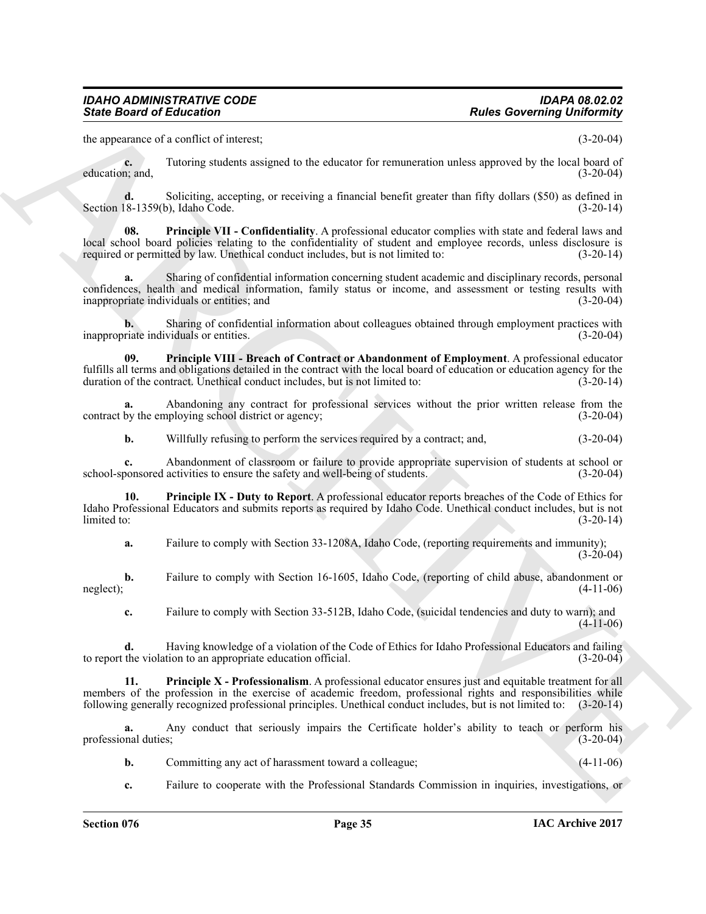the appearance of a conflict of interest; (3-20-04)

**c.** Tutoring students assigned to the educator for remuneration unless approved by the local board of education; and, (3-20-04)

**d.** Soliciting, accepting, or receiving a financial benefit greater than fifty dollars ($50) as defined in Section 18-1359(b), Idaho Code. (3-20-14)

**08. Principle VII - Confidentiality**. A professional educator complies with state and federal laws and local school board policies relating to the confidentiality of student and employee records, unless disclosure is required or permitted by law. Unethical conduct includes, but is not limited to: (3-20-14)

**a.** Sharing of confidential information concerning student academic and disciplinary records, personal confidences, health and medical information, family status or income, and assessment or testing results with inappropriate individuals or entities; and (3-20-04)

**b.** Sharing of confidential information about colleagues obtained through employment practices with inappropriate individuals or entities. (3-20-04)

**09. Principle VIII - Breach of Contract or Abandonment of Employment**. A professional educator fulfills all terms and obligations detailed in the contract with the local board of education or education agency for the duration of the contract. Unethical conduct includes, but is not limited to: (3-20-14)

**a.** Abandoning any contract for professional services without the prior written release from the contract by the employing school district or agency; (3-20-04)

**b.** Willfully refusing to perform the services required by a contract; and, (3-20-04)

**c.** Abandonment of classroom or failure to provide appropriate supervision of students at school or school-sponsored activities to ensure the safety and well-being of students. (3-20-04)

**10. Principle IX - Duty to Report**. A professional educator reports breaches of the Code of Ethics for Idaho Professional Educators and submits reports as required by Idaho Code. Unethical conduct includes, but is not limited to: (3-20-14)

**a.** Failure to comply with Section 33-1208A, Idaho Code, (reporting requirements and immunity); (3-20-04)

**b.** Failure to comply with Section 16-1605, Idaho Code, (reporting of child abuse, abandonment or neglect); (4-11-06)

**c.** Failure to comply with Section 33-512B, Idaho Code, (suicidal tendencies and duty to warn); and (4-11-06)

**d.** Having knowledge of a violation of the Code of Ethics for Idaho Professional Educators and failing to report the violation to an appropriate education official. (3-20-04)

**11. Principle X - Professionalism**. A professional educator ensures just and equitable treatment for all members of the profession in the exercise of academic freedom, professional rights and responsibilities while following generally recognized professional principles. Unethical conduct includes, but is not limited to: (3-20-14)

**a.** Any conduct that seriously impairs the Certificate holder's ability to teach or perform his professional duties; (3-20-04)

**b.** Committing any act of harassment toward a colleague; (4-11-06)

**c.** Failure to cooperate with the Professional Standards Commission in inquiries, investigations, or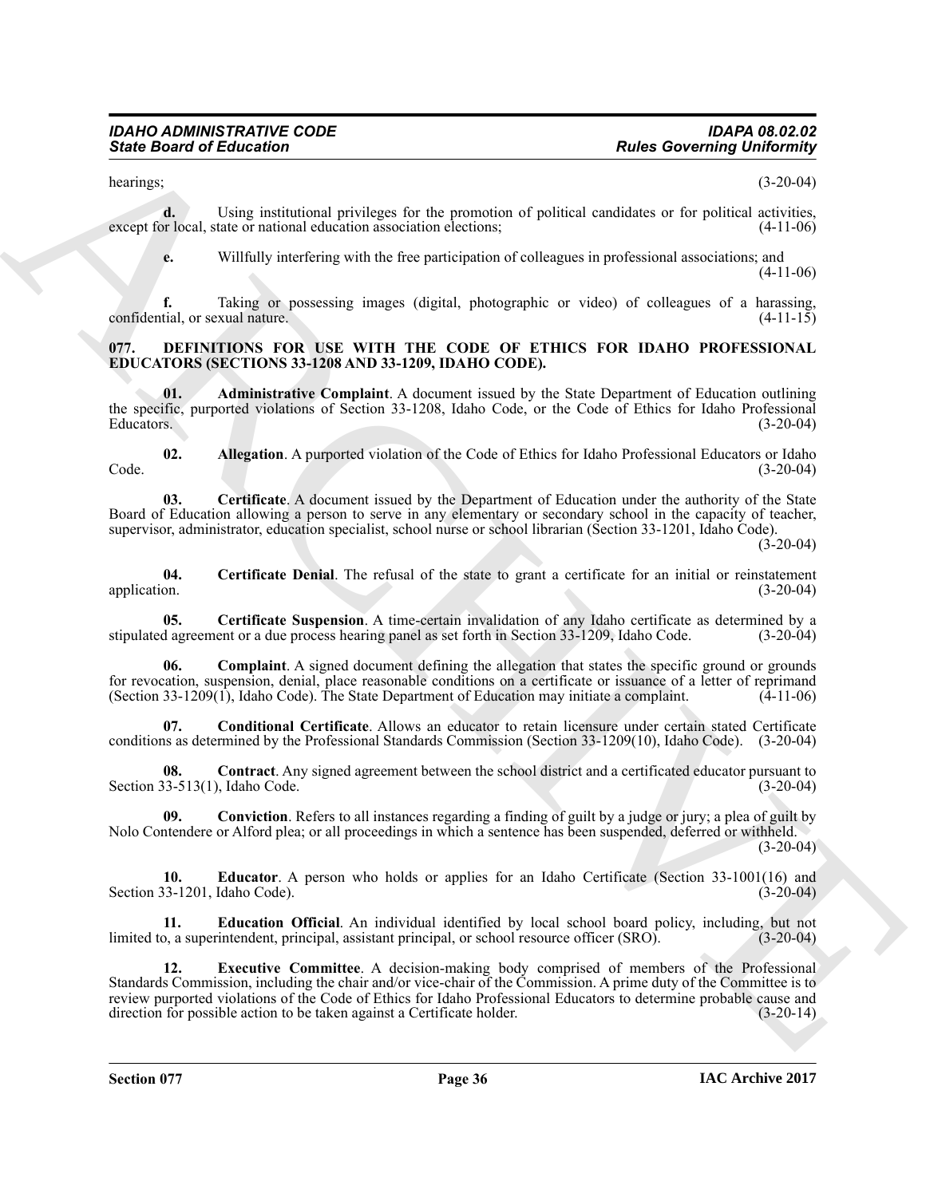hearings; (3-20-04)

**d.** Using institutional privileges for the promotion of political candidates or for political activities, except for local, state or national education association elections; (4-11-06)

**e.** Willfully interfering with the free participation of colleagues in professional associations; and (4-11-06)

**f.** Taking or possessing images (digital, photographic or video) of colleagues of a harassing, confidential, or sexual nature. (4-11-15)

### 077. DEFINITIONS FOR USE WITH THE CODE OF ETHICS FOR IDAHO PROFESSIONAL EDUCATORS (SECTIONS 33-1208 AND 33-1209, IDAHO CODE).

**01. Administrative Complaint**. A document issued by the State Department of Education outlining the specific, purported violations of Section 33-1208, Idaho Code, or the Code of Ethics for Idaho Professional Educators. (3-20-04)

**02. Allegation**. A purported violation of the Code of Ethics for Idaho Professional Educators or Idaho Code. (3-20-04)

**03. Certificate**. A document issued by the Department of Education under the authority of the State Board of Education allowing a person to serve in any elementary or secondary school in the capacity of teacher, supervisor, administrator, education specialist, school nurse or school librarian (Section 33-1201, Idaho Code). (3-20-04)

**04. Certificate Denial**. The refusal of the state to grant a certificate for an initial or reinstatement application. (3-20-04)

**05. Certificate Suspension**. A time-certain invalidation of any Idaho certificate as determined by a stipulated agreement or a due process hearing panel as set forth in Section 33-1209, Idaho Code. (3-20-04)

**06. Complaint**. A signed document defining the allegation that states the specific ground or grounds for revocation, suspension, denial, place reasonable conditions on a certificate or issuance of a letter of reprimand (Section 33-1209(1), Idaho Code). The State Department of Education may initiate a complaint. (4-11-06)

**07. Conditional Certificate**. Allows an educator to retain licensure under certain stated Certificate conditions as determined by the Professional Standards Commission (Section 33-1209(10), Idaho Code). (3-20-04)

**08. Contract**. Any signed agreement between the school district and a certificated educator pursuant to Section 33-513(1), Idaho Code. (3-20-04)

**09. Conviction**. Refers to all instances regarding a finding of guilt by a judge or jury; a plea of guilt by Nolo Contendere or Alford plea; or all proceedings in which a sentence has been suspended, deferred or withheld. (3-20-04)

**10. Educator**. A person who holds or applies for an Idaho Certificate (Section 33-1001(16) and Section 33-1201, Idaho Code). (3-20-04)

**11. Education Official**. An individual identified by local school board policy, including, but not limited to, a superintendent, principal, assistant principal, or school resource officer (SRO). (3-20-04)

**12. Executive Committee**. A decision-making body comprised of members of the Professional Standards Commission, including the chair and/or vice-chair of the Commission. A prime duty of the Committee is to review purported violations of the Code of Ethics for Idaho Professional Educators to determine probable cause and direction for possible action to be taken against a Certificate holder. (3-20-14)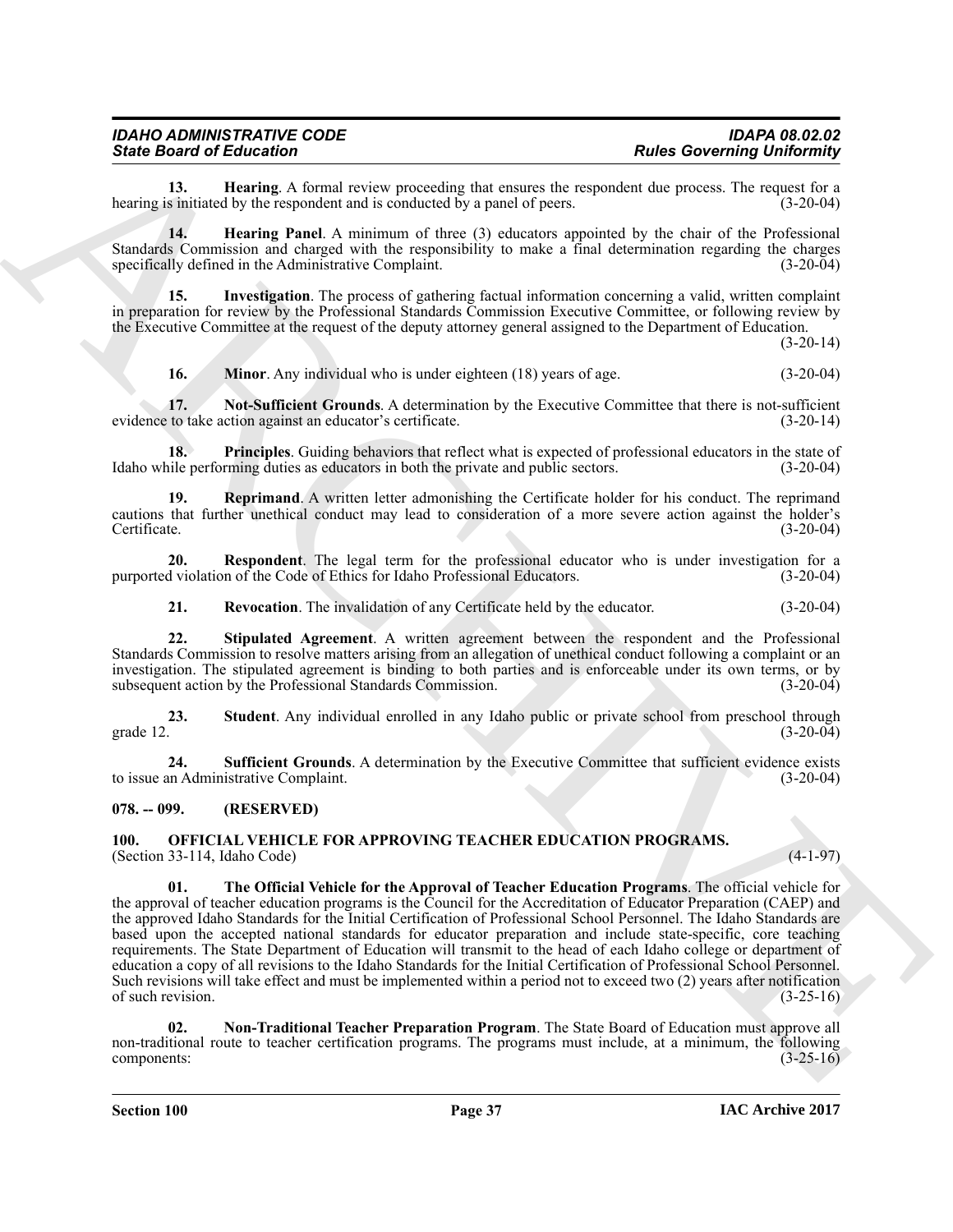**13. Hearing**. A formal review proceeding that ensures the respondent due process. The request for a hearing is initiated by the respondent and is conducted by a panel of peers. (3-20-04)

**14. Hearing Panel**. A minimum of three (3) educators appointed by the chair of the Professional Standards Commission and charged with the responsibility to make a final determination regarding the charges specifically defined in the Administrative Complaint. (3-20-04)

**15. Investigation**. The process of gathering factual information concerning a valid, written complaint in preparation for review by the Professional Standards Commission Executive Committee, or following review by the Executive Committee at the request of the deputy attorney general assigned to the Department of Education. (3-20-14)

**16. Minor**. Any individual who is under eighteen (18) years of age. (3-20-04)

**17. Not-Sufficient Grounds**. A determination by the Executive Committee that there is not-sufficient evidence to take action against an educator's certificate. (3-20-14)

**18. Principles**. Guiding behaviors that reflect what is expected of professional educators in the state of Idaho while performing duties as educators in both the private and public sectors. (3-20-04)

**19. Reprimand**. A written letter admonishing the Certificate holder for his conduct. The reprimand cautions that further unethical conduct may lead to consideration of a more severe action against the holder's Certificate. (3-20-04)

**20. Respondent**. The legal term for the professional educator who is under investigation for a purported violation of the Code of Ethics for Idaho Professional Educators. (3-20-04)

**21. Revocation**. The invalidation of any Certificate held by the educator. (3-20-04)

**22. Stipulated Agreement**. A written agreement between the respondent and the Professional Standards Commission to resolve matters arising from an allegation of unethical conduct following a complaint or an investigation. The stipulated agreement is binding to both parties and is enforceable under its own terms, or by subsequent action by the Professional Standards Commission. (3-20-04)

**23. Student**. Any individual enrolled in any Idaho public or private school from preschool through grade 12. (3-20-04)

**24. Sufficient Grounds**. A determination by the Executive Committee that sufficient evidence exists to issue an Administrative Complaint. (3-20-04)

**078. -- 099. (RESERVED)**

**100. OFFICIAL VEHICLE FOR APPROVING TEACHER EDUCATION PROGRAMS.**
(Section 33-114, Idaho Code) (4-1-97)

**01. The Official Vehicle for the Approval of Teacher Education Programs**. The official vehicle for the approval of teacher education programs is the Council for the Accreditation of Educator Preparation (CAEP) and the approved Idaho Standards for the Initial Certification of Professional School Personnel. The Idaho Standards are based upon the accepted national standards for educator preparation and include state-specific, core teaching requirements. The State Department of Education will transmit to the head of each Idaho college or department of education a copy of all revisions to the Idaho Standards for the Initial Certification of Professional School Personnel. Such revisions will take effect and must be implemented within a period not to exceed two (2) years after notification of such revision. (3-25-16)

**02. Non-Traditional Teacher Preparation Program**. The State Board of Education must approve all non-traditional route to teacher certification programs. The programs must include, at a minimum, the following components: (3-25-16)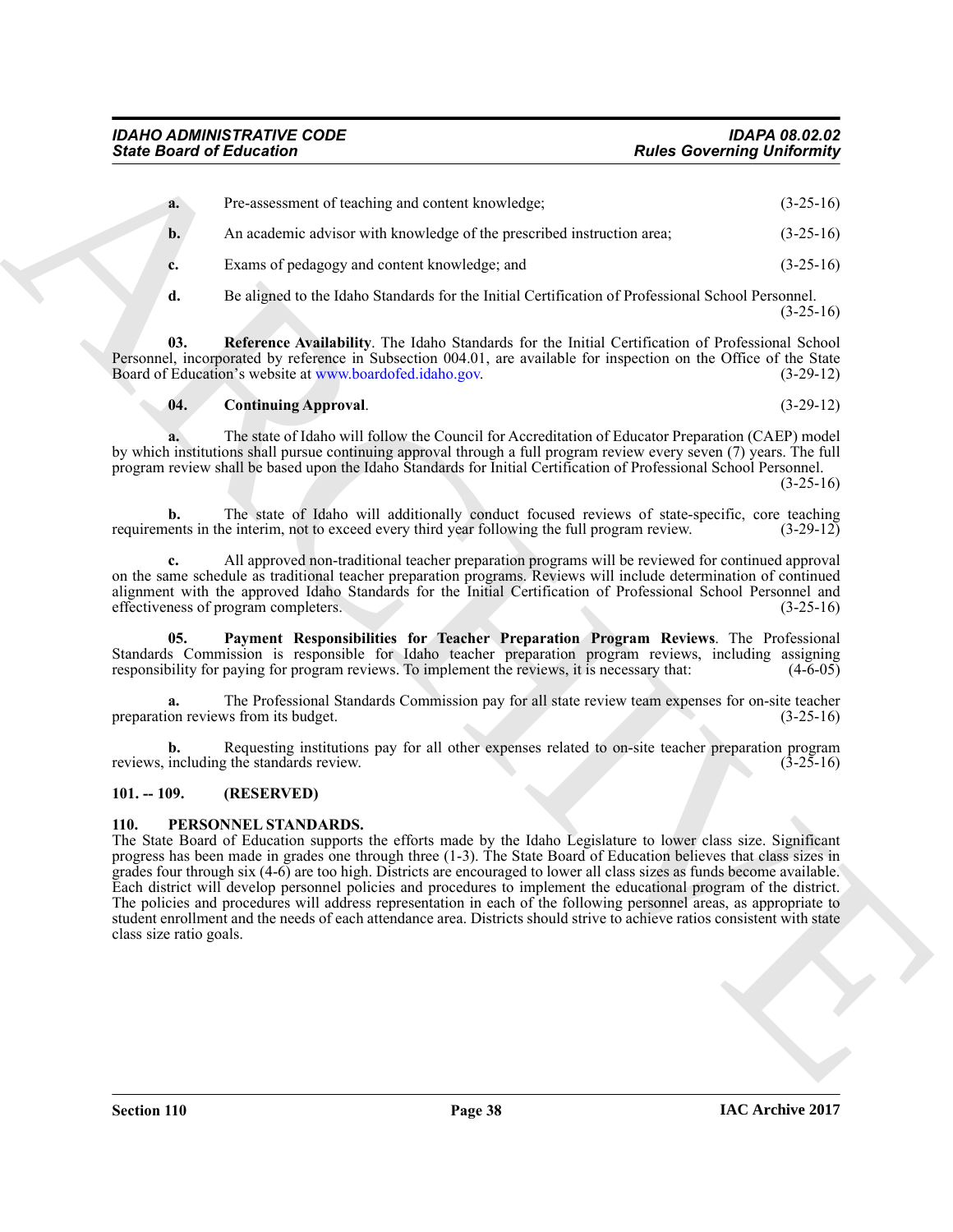**a.** Pre-assessment of teaching and content knowledge; (3-25-16)

**b.** An academic advisor with knowledge of the prescribed instruction area; (3-25-16)

**c.** Exams of pedagogy and content knowledge; and (3-25-16)

**d.** Be aligned to the Idaho Standards for the Initial Certification of Professional School Personnel. (3-25-16)

**03. Reference Availability**. The Idaho Standards for the Initial Certification of Professional School Personnel, incorporated by reference in Subsection 004.01, are available for inspection on the Office of the State Board of Education's website at www.boardofed.idaho.gov. (3-29-12)

**04. Continuing Approval**. (3-29-12)

**a.** The state of Idaho will follow the Council for Accreditation of Educator Preparation (CAEP) model by which institutions shall pursue continuing approval through a full program review every seven (7) years. The full program review shall be based upon the Idaho Standards for Initial Certification of Professional School Personnel. (3-25-16)

**b.** The state of Idaho will additionally conduct focused reviews of state-specific, core teaching requirements in the interim, not to exceed every third year following the full program review. (3-29-12)

**c.** All approved non-traditional teacher preparation programs will be reviewed for continued approval on the same schedule as traditional teacher preparation programs. Reviews will include determination of continued alignment with the approved Idaho Standards for the Initial Certification of Professional School Personnel and effectiveness of program completers. (3-25-16)

**05. Payment Responsibilities for Teacher Preparation Program Reviews**. The Professional Standards Commission is responsible for Idaho teacher preparation program reviews, including assigning responsibility for paying for program reviews. To implement the reviews, it is necessary that: (4-6-05)

**a.** The Professional Standards Commission pay for all state review team expenses for on-site teacher preparation reviews from its budget. (3-25-16)

**b.** Requesting institutions pay for all other expenses related to on-site teacher preparation program reviews, including the standards review. (3-25-16)

### 101. -- 109. (RESERVED)

### 110. PERSONNEL STANDARDS.

The State Board of Education supports the efforts made by the Idaho Legislature to lower class size. Significant progress has been made in grades one through three (1-3). The State Board of Education believes that class sizes in grades four through six (4-6) are too high. Districts are encouraged to lower all class sizes as funds become available. Each district will develop personnel policies and procedures to implement the educational program of the district. The policies and procedures will address representation in each of the following personnel areas, as appropriate to student enrollment and the needs of each attendance area. Districts should strive to achieve ratios consistent with state class size ratio goals.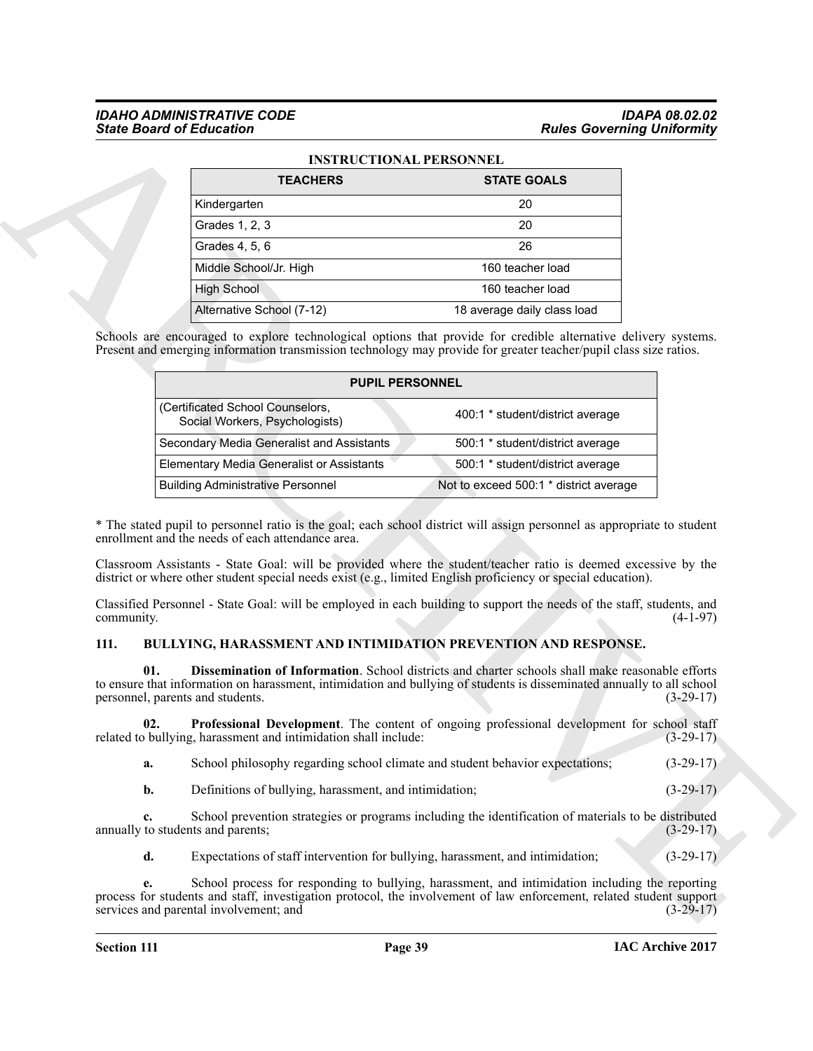**INSTRUCTIONAL PERSONNEL**

| TEACHERS | STATE GOALS |
|---|---|
| Kindergarten | 20 |
| Grades 1, 2, 3 | 20 |
| Grades 4, 5, 6 | 26 |
| Middle School/Jr. High | 160 teacher load |
| High School | 160 teacher load |
| Alternative School (7-12) | 18 average daily class load |

Schools are encouraged to explore technological options that provide for credible alternative delivery systems. Present and emerging information transmission technology may provide for greater teacher/pupil class size ratios.

| PUPIL PERSONNEL | |
|---|---|
| (Certificated School Counselors, Social Workers, Psychologists) | 400:1 * student/district average |
| Secondary Media Generalist and Assistants | 500:1 * student/district average |
| Elementary Media Generalist or Assistants | 500:1 * student/district average |
| Building Administrative Personnel | Not to exceed 500:1 * district average |

* The stated pupil to personnel ratio is the goal; each school district will assign personnel as appropriate to student enrollment and the needs of each attendance area.

Classroom Assistants - State Goal: will be provided where the student/teacher ratio is deemed excessive by the district or where other student special needs exist (e.g., limited English proficiency or special education).

Classified Personnel - State Goal: will be employed in each building to support the needs of the staff, students, and community. (4-1-97)

## 111. BULLYING, HARASSMENT AND INTIMIDATION PREVENTION AND RESPONSE.

**01. Dissemination of Information**. School districts and charter schools shall make reasonable efforts to ensure that information on harassment, intimidation and bullying of students is disseminated annually to all school personnel, parents and students. (3-29-17)

**02. Professional Development**. The content of ongoing professional development for school staff related to bullying, harassment and intimidation shall include: (3-29-17)

**a.** School philosophy regarding school climate and student behavior expectations; (3-29-17)

**b.** Definitions of bullying, harassment, and intimidation; (3-29-17)

**c.** School prevention strategies or programs including the identification of materials to be distributed annually to students and parents; (3-29-17)

**d.** Expectations of staff intervention for bullying, harassment, and intimidation; (3-29-17)

**e.** School process for responding to bullying, harassment, and intimidation including the reporting process for students and staff, investigation protocol, the involvement of law enforcement, related student support services and parental involvement; and (3-29-17)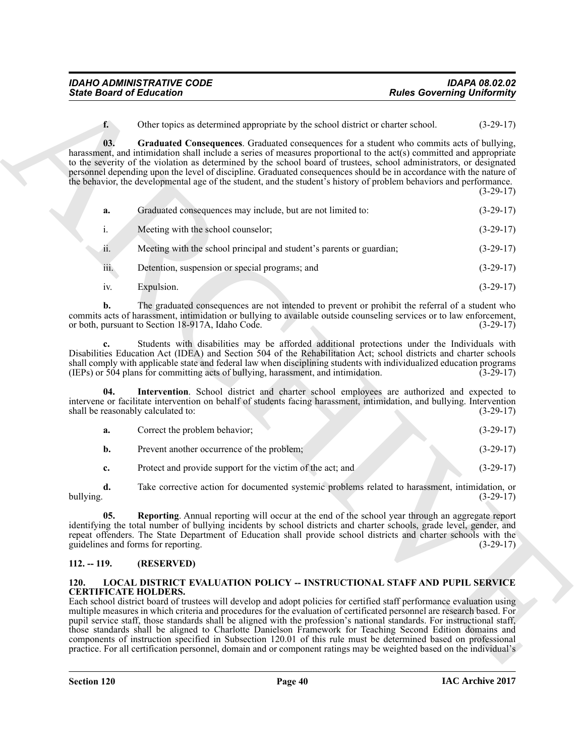**f.** Other topics as determined appropriate by the school district or charter school. (3-29-17)

**03. Graduated Consequences**. Graduated consequences for a student who commits acts of bullying, harassment, and intimidation shall include a series of measures proportional to the act(s) committed and appropriate to the severity of the violation as determined by the school board of trustees, school administrators, or designated personnel depending upon the level of discipline. Graduated consequences should be in accordance with the nature of the behavior, the developmental age of the student, and the student's history of problem behaviors and performance. (3-29-17)

**a.** Graduated consequences may include, but are not limited to: (3-29-17)

i. Meeting with the school counselor; (3-29-17)

ii. Meeting with the school principal and student's parents or guardian; (3-29-17)

iii. Detention, suspension or special programs; and (3-29-17)

iv. Expulsion. (3-29-17)

**b.** The graduated consequences are not intended to prevent or prohibit the referral of a student who commits acts of harassment, intimidation or bullying to available outside counseling services or to law enforcement, or both, pursuant to Section 18-917A, Idaho Code. (3-29-17)

**c.** Students with disabilities may be afforded additional protections under the Individuals with Disabilities Education Act (IDEA) and Section 504 of the Rehabilitation Act; school districts and charter schools shall comply with applicable state and federal law when disciplining students with individualized education programs (IEPs) or 504 plans for committing acts of bullying, harassment, and intimidation. (3-29-17)

**04. Intervention**. School district and charter school employees are authorized and expected to intervene or facilitate intervention on behalf of students facing harassment, intimidation, and bullying. Intervention shall be reasonably calculated to: (3-29-17)

**a.** Correct the problem behavior; (3-29-17)

**b.** Prevent another occurrence of the problem; (3-29-17)

**c.** Protect and provide support for the victim of the act; and (3-29-17)

**d.** Take corrective action for documented systemic problems related to harassment, intimidation, or bullying. (3-29-17)

**05. Reporting**. Annual reporting will occur at the end of the school year through an aggregate report identifying the total number of bullying incidents by school districts and charter schools, grade level, gender, and repeat offenders. The State Department of Education shall provide school districts and charter schools with the guidelines and forms for reporting. (3-29-17)

## 112. -- 119. (RESERVED)

## 120. LOCAL DISTRICT EVALUATION POLICY -- INSTRUCTIONAL STAFF AND PUPIL SERVICE CERTIFICATE HOLDERS.

Each school district board of trustees will develop and adopt policies for certified staff performance evaluation using multiple measures in which criteria and procedures for the evaluation of certificated personnel are research based. For pupil service staff, those standards shall be aligned with the profession's national standards. For instructional staff, those standards shall be aligned to Charlotte Danielson Framework for Teaching Second Edition domains and components of instruction specified in Subsection 120.01 of this rule must be determined based on professional practice. For all certification personnel, domain and or component ratings may be weighted based on the individual's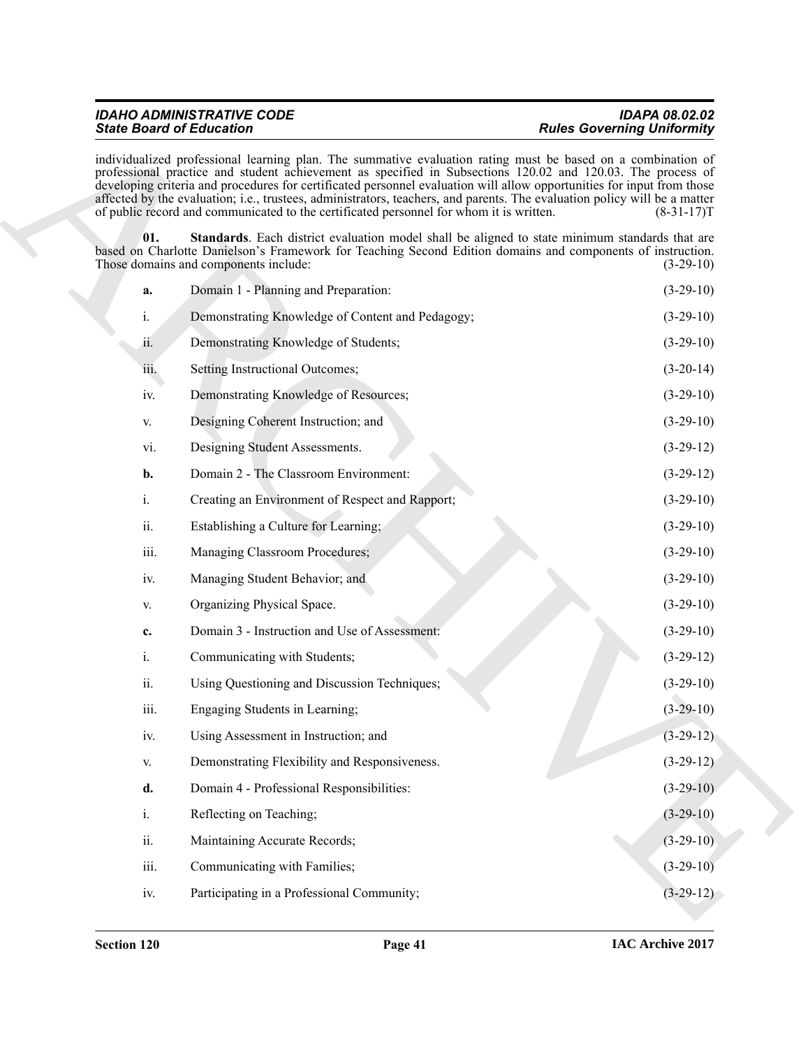individualized professional learning plan. The summative evaluation rating must be based on a combination of professional practice and student achievement as specified in Subsections 120.02 and 120.03. The process of developing criteria and procedures for certificated personnel evaluation will allow opportunities for input from those affected by the evaluation; i.e., trustees, administrators, teachers, and parents. The evaluation policy will be a matter of public record and communicated to the certificated personnel for whom it is written. (8-31-17)T

**01. Standards**. Each district evaluation model shall be aligned to state minimum standards that are based on Charlotte Danielson's Framework for Teaching Second Edition domains and components of instruction. Those domains and components include: (3-29-10)

**a.** Domain 1 - Planning and Preparation: (3-29-10)

i. Demonstrating Knowledge of Content and Pedagogy; (3-29-10)

ii. Demonstrating Knowledge of Students; (3-29-10)

iii. Setting Instructional Outcomes; (3-20-14)

iv. Demonstrating Knowledge of Resources; (3-29-10)

v. Designing Coherent Instruction; and (3-29-10)

vi. Designing Student Assessments. (3-29-12)

**b.** Domain 2 - The Classroom Environment: (3-29-12)

i. Creating an Environment of Respect and Rapport; (3-29-10)

ii. Establishing a Culture for Learning; (3-29-10)

iii. Managing Classroom Procedures; (3-29-10)

iv. Managing Student Behavior; and (3-29-10)

v. Organizing Physical Space. (3-29-10)

**c.** Domain 3 - Instruction and Use of Assessment: (3-29-10)

i. Communicating with Students; (3-29-12)

ii. Using Questioning and Discussion Techniques; (3-29-10)

iii. Engaging Students in Learning; (3-29-10)

iv. Using Assessment in Instruction; and (3-29-12)

v. Demonstrating Flexibility and Responsiveness. (3-29-12)

**d.** Domain 4 - Professional Responsibilities: (3-29-10)

i. Reflecting on Teaching; (3-29-10)

ii. Maintaining Accurate Records; (3-29-10)

iii. Communicating with Families; (3-29-10)

iv. Participating in a Professional Community; (3-29-12)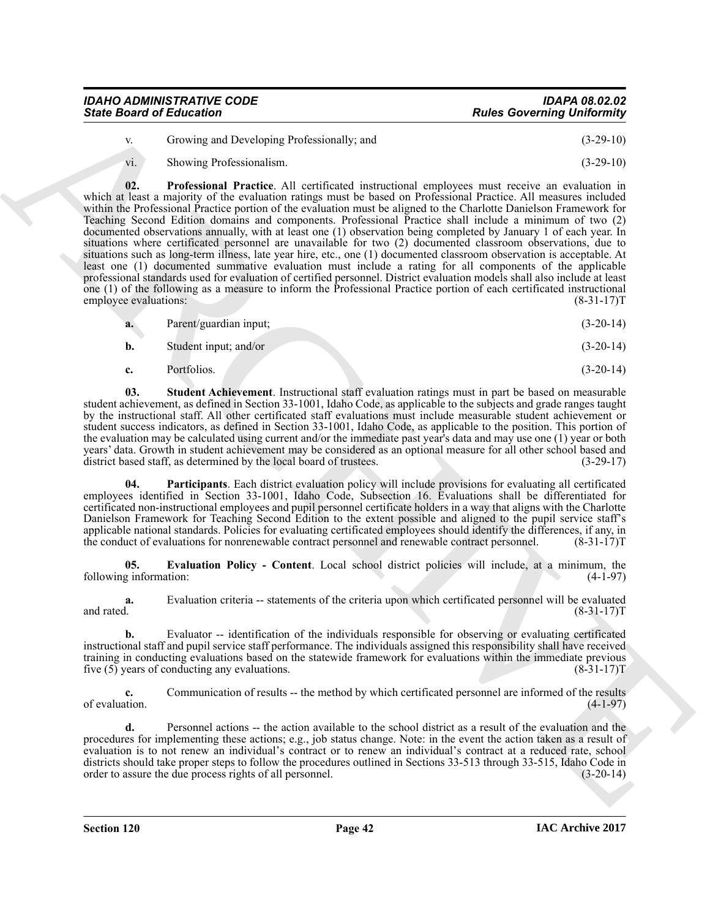v. Growing and Developing Professionally; and (3-29-10)

vi. Showing Professionalism. (3-29-10)

**02. Professional Practice**. All certificated instructional employees must receive an evaluation in which at least a majority of the evaluation ratings must be based on Professional Practice. All measures included within the Professional Practice portion of the evaluation must be aligned to the Charlotte Danielson Framework for Teaching Second Edition domains and components. Professional Practice shall include a minimum of two (2) documented observations annually, with at least one (1) observation being completed by January 1 of each year. In situations where certificated personnel are unavailable for two (2) documented classroom observations, due to situations such as long-term illness, late year hire, etc., one (1) documented classroom observation is acceptable. At least one (1) documented summative evaluation must include a rating for all components of the applicable professional standards used for evaluation of certified personnel. District evaluation models shall also include at least one (1) of the following as a measure to inform the Professional Practice portion of each certificated instructional employee evaluations: (8-31-17)T

**a.** Parent/guardian input; (3-20-14)

**b.** Student input; and/or (3-20-14)

**c.** Portfolios. (3-20-14)

**03. Student Achievement**. Instructional staff evaluation ratings must in part be based on measurable student achievement, as defined in Section 33-1001, Idaho Code, as applicable to the subjects and grade ranges taught by the instructional staff. All other certificated staff evaluations must include measurable student achievement or student success indicators, as defined in Section 33-1001, Idaho Code, as applicable to the position. This portion of the evaluation may be calculated using current and/or the immediate past year's data and may use one (1) year or both years' data. Growth in student achievement may be considered as an optional measure for all other school based and district based staff, as determined by the local board of trustees. (3-29-17)

**04. Participants**. Each district evaluation policy will include provisions for evaluating all certificated employees identified in Section 33-1001, Idaho Code, Subsection 16. Evaluations shall be differentiated for certificated non-instructional employees and pupil personnel certificate holders in a way that aligns with the Charlotte Danielson Framework for Teaching Second Edition to the extent possible and aligned to the pupil service staff's applicable national standards. Policies for evaluating certificated employees should identify the differences, if any, in the conduct of evaluations for nonrenewable contract personnel and renewable contract personnel. (8-31-17)T

**05. Evaluation Policy - Content**. Local school district policies will include, at a minimum, the following information: (4-1-97)

**a.** Evaluation criteria -- statements of the criteria upon which certificated personnel will be evaluated and rated. (8-31-17)T

**b.** Evaluator -- identification of the individuals responsible for observing or evaluating certificated instructional staff and pupil service staff performance. The individuals assigned this responsibility shall have received training in conducting evaluations based on the statewide framework for evaluations within the immediate previous five (5) years of conducting any evaluations. (8-31-17)T

**c.** Communication of results -- the method by which certificated personnel are informed of the results of evaluation. (4-1-97)

**d.** Personnel actions -- the action available to the school district as a result of the evaluation and the procedures for implementing these actions; e.g., job status change. Note: in the event the action taken as a result of evaluation is to not renew an individual's contract or to renew an individual's contract at a reduced rate, school districts should take proper steps to follow the procedures outlined in Sections 33-513 through 33-515, Idaho Code in order to assure the due process rights of all personnel. (3-20-14)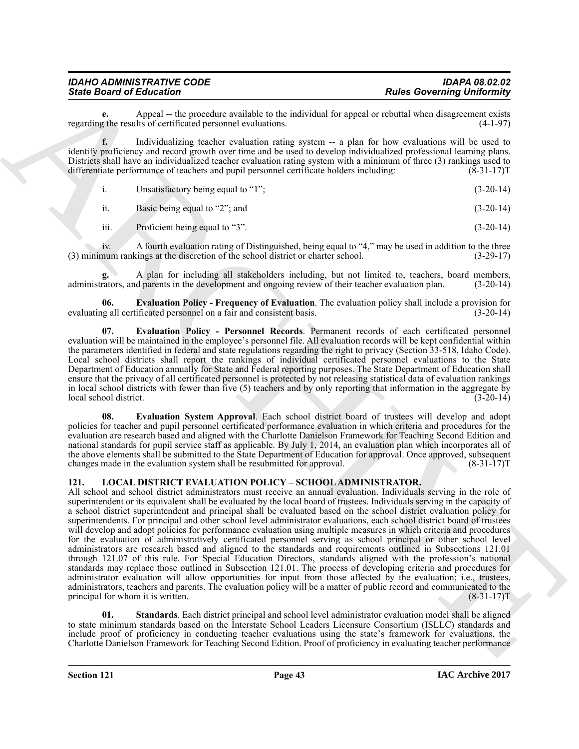**e.** Appeal -- the procedure available to the individual for appeal or rebuttal when disagreement exists regarding the results of certificated personnel evaluations. (4-1-97)

**f.** Individualizing teacher evaluation rating system -- a plan for how evaluations will be used to identify proficiency and record growth over time and be used to develop individualized professional learning plans. Districts shall have an individualized teacher evaluation rating system with a minimum of three (3) rankings used to differentiate performance of teachers and pupil personnel certificate holders including: (8-31-17)T

i. Unsatisfactory being equal to "1"; (3-20-14)

ii. Basic being equal to "2"; and (3-20-14)

iii. Proficient being equal to "3". (3-20-14)

iv. A fourth evaluation rating of Distinguished, being equal to "4," may be used in addition to the three (3) minimum rankings at the discretion of the school district or charter school. (3-29-17)

**g.** A plan for including all stakeholders including, but not limited to, teachers, board members, administrators, and parents in the development and ongoing review of their teacher evaluation plan. (3-20-14)

**06. Evaluation Policy - Frequency of Evaluation**. The evaluation policy shall include a provision for evaluating all certificated personnel on a fair and consistent basis. (3-20-14)

**07. Evaluation Policy - Personnel Records**. Permanent records of each certificated personnel evaluation will be maintained in the employee's personnel file. All evaluation records will be kept confidential within the parameters identified in federal and state regulations regarding the right to privacy (Section 33-518, Idaho Code). Local school districts shall report the rankings of individual certificated personnel evaluations to the State Department of Education annually for State and Federal reporting purposes. The State Department of Education shall ensure that the privacy of all certificated personnel is protected by not releasing statistical data of evaluation rankings in local school districts with fewer than five (5) teachers and by only reporting that information in the aggregate by local school district. (3-20-14)

**08. Evaluation System Approval**. Each school district board of trustees will develop and adopt policies for teacher and pupil personnel certificated performance evaluation in which criteria and procedures for the evaluation are research based and aligned with the Charlotte Danielson Framework for Teaching Second Edition and national standards for pupil service staff as applicable. By July 1, 2014, an evaluation plan which incorporates all of the above elements shall be submitted to the State Department of Education for approval. Once approved, subsequent changes made in the evaluation system shall be resubmitted for approval. (8-31-17)T

## 121. LOCAL DISTRICT EVALUATION POLICY – SCHOOL ADMINISTRATOR.

All school and school district administrators must receive an annual evaluation. Individuals serving in the role of superintendent or its equivalent shall be evaluated by the local board of trustees. Individuals serving in the capacity of a school district superintendent and principal shall be evaluated based on the school district evaluation policy for superintendents. For principal and other school level administrator evaluations, each school district board of trustees will develop and adopt policies for performance evaluation using multiple measures in which criteria and procedures for the evaluation of administratively certificated personnel serving as school principal or other school level administrators are research based and aligned to the standards and requirements outlined in Subsections 121.01 through 121.07 of this rule. For Special Education Directors, standards aligned with the profession's national standards may replace those outlined in Subsection 121.01. The process of developing criteria and procedures for administrator evaluation will allow opportunities for input from those affected by the evaluation; i.e., trustees, administrators, teachers and parents. The evaluation policy will be a matter of public record and communicated to the principal for whom it is written. (8-31-17)T

**01. Standards**. Each district principal and school level administrator evaluation model shall be aligned to state minimum standards based on the Interstate School Leaders Licensure Consortium (ISLLC) standards and include proof of proficiency in conducting teacher evaluations using the state's framework for evaluations, the Charlotte Danielson Framework for Teaching Second Edition. Proof of proficiency in evaluating teacher performance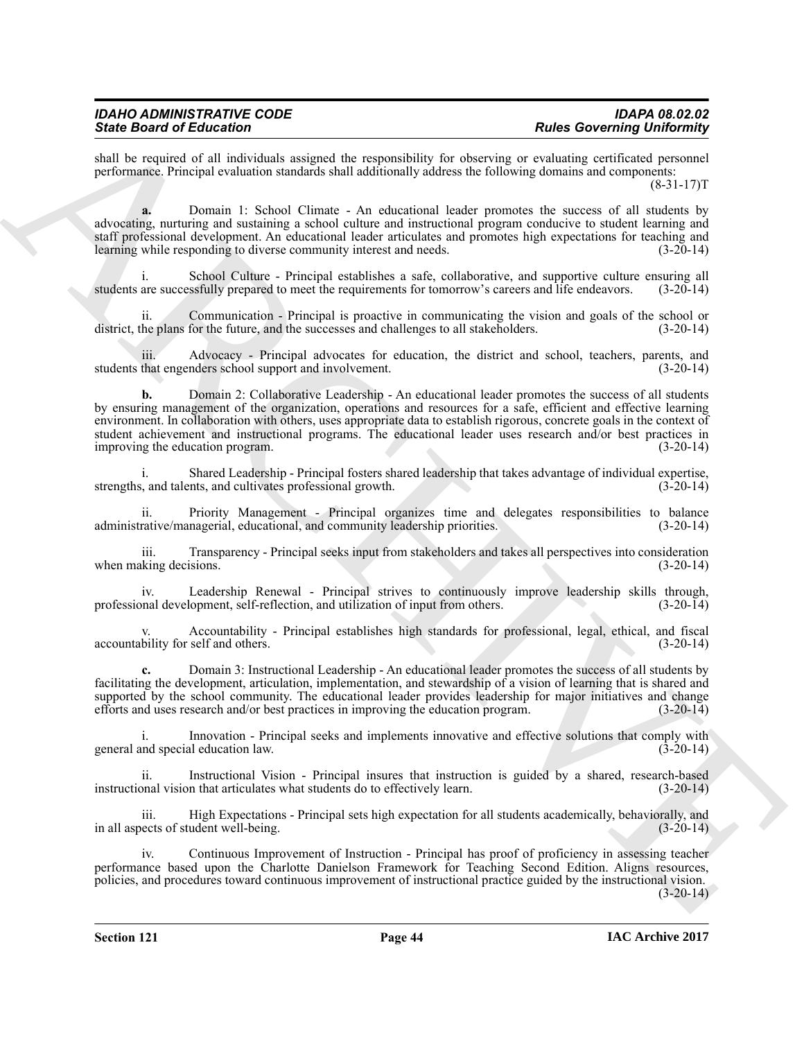shall be required of all individuals assigned the responsibility for observing or evaluating certificated personnel performance. Principal evaluation standards shall additionally address the following domains and components: (8-31-17)T

**a.** Domain 1: School Climate - An educational leader promotes the success of all students by advocating, nurturing and sustaining a school culture and instructional program conducive to student learning and staff professional development. An educational leader articulates and promotes high expectations for teaching and learning while responding to diverse community interest and needs. (3-20-14)

i. School Culture - Principal establishes a safe, collaborative, and supportive culture ensuring all students are successfully prepared to meet the requirements for tomorrow's careers and life endeavors. (3-20-14)

ii. Communication - Principal is proactive in communicating the vision and goals of the school or district, the plans for the future, and the successes and challenges to all stakeholders. (3-20-14)

iii. Advocacy - Principal advocates for education, the district and school, teachers, parents, and students that engenders school support and involvement. (3-20-14)

**b.** Domain 2: Collaborative Leadership - An educational leader promotes the success of all students by ensuring management of the organization, operations and resources for a safe, efficient and effective learning environment. In collaboration with others, uses appropriate data to establish rigorous, concrete goals in the context of student achievement and instructional programs. The educational leader uses research and/or best practices in improving the education program. (3-20-14)

i. Shared Leadership - Principal fosters shared leadership that takes advantage of individual expertise, strengths, and talents, and cultivates professional growth. (3-20-14)

ii. Priority Management - Principal organizes time and delegates responsibilities to balance administrative/managerial, educational, and community leadership priorities. (3-20-14)

iii. Transparency - Principal seeks input from stakeholders and takes all perspectives into consideration when making decisions. (3-20-14)

iv. Leadership Renewal - Principal strives to continuously improve leadership skills through, professional development, self-reflection, and utilization of input from others. (3-20-14)

v. Accountability - Principal establishes high standards for professional, legal, ethical, and fiscal accountability for self and others. (3-20-14)

**c.** Domain 3: Instructional Leadership - An educational leader promotes the success of all students by facilitating the development, articulation, implementation, and stewardship of a vision of learning that is shared and supported by the school community. The educational leader provides leadership for major initiatives and change efforts and uses research and/or best practices in improving the education program. (3-20-14)

i. Innovation - Principal seeks and implements innovative and effective solutions that comply with general and special education law. (3-20-14)

ii. Instructional Vision - Principal insures that instruction is guided by a shared, research-based instructional vision that articulates what students do to effectively learn. (3-20-14)

iii. High Expectations - Principal sets high expectation for all students academically, behaviorally, and in all aspects of student well-being. (3-20-14)

iv. Continuous Improvement of Instruction - Principal has proof of proficiency in assessing teacher performance based upon the Charlotte Danielson Framework for Teaching Second Edition. Aligns resources, policies, and procedures toward continuous improvement of instructional practice guided by the instructional vision. (3-20-14)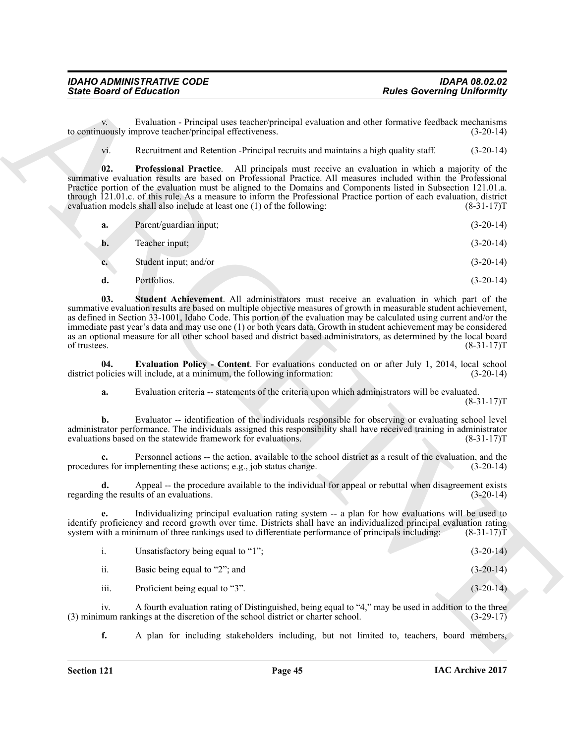v. Evaluation - Principal uses teacher/principal evaluation and other formative feedback mechanisms to continuously improve teacher/principal effectiveness. (3-20-14)

vi. Recruitment and Retention -Principal recruits and maintains a high quality staff. (3-20-14)

**02. Professional Practice**. All principals must receive an evaluation in which a majority of the summative evaluation results are based on Professional Practice. All measures included within the Professional Practice portion of the evaluation must be aligned to the Domains and Components listed in Subsection 121.01.a. through 121.01.c. of this rule. As a measure to inform the Professional Practice portion of each evaluation, district evaluation models shall also include at least one (1) of the following: (8-31-17)T

**a.** Parent/guardian input; (3-20-14)

**b.** Teacher input; (3-20-14)

**c.** Student input; and/or (3-20-14)

**d.** Portfolios. (3-20-14)

**03. Student Achievement**. All administrators must receive an evaluation in which part of the summative evaluation results are based on multiple objective measures of growth in measurable student achievement, as defined in Section 33-1001, Idaho Code. This portion of the evaluation may be calculated using current and/or the immediate past year's data and may use one (1) or both years data. Growth in student achievement may be considered as an optional measure for all other school based and district based administrators, as determined by the local board of trustees. (8-31-17)T

**04. Evaluation Policy - Content**. For evaluations conducted on or after July 1, 2014, local school district policies will include, at a minimum, the following information: (3-20-14)

**a.** Evaluation criteria -- statements of the criteria upon which administrators will be evaluated. (8-31-17)T

**b.** Evaluator -- identification of the individuals responsible for observing or evaluating school level administrator performance. The individuals assigned this responsibility shall have received training in administrator evaluations based on the statewide framework for evaluations. (8-31-17)T

**c.** Personnel actions -- the action, available to the school district as a result of the evaluation, and the procedures for implementing these actions; e.g., job status change. (3-20-14)

**d.** Appeal -- the procedure available to the individual for appeal or rebuttal when disagreement exists regarding the results of an evaluations. (3-20-14)

**e.** Individualizing principal evaluation rating system -- a plan for how evaluations will be used to identify proficiency and record growth over time. Districts shall have an individualized principal evaluation rating system with a minimum of three rankings used to differentiate performance of principals including: (8-31-17)T

i. Unsatisfactory being equal to "1"; (3-20-14)

ii. Basic being equal to "2"; and (3-20-14)

iii. Proficient being equal to "3". (3-20-14)

iv. A fourth evaluation rating of Distinguished, being equal to "4," may be used in addition to the three (3) minimum rankings at the discretion of the school district or charter school. (3-29-17)

**f.** A plan for including stakeholders including, but not limited to, teachers, board members,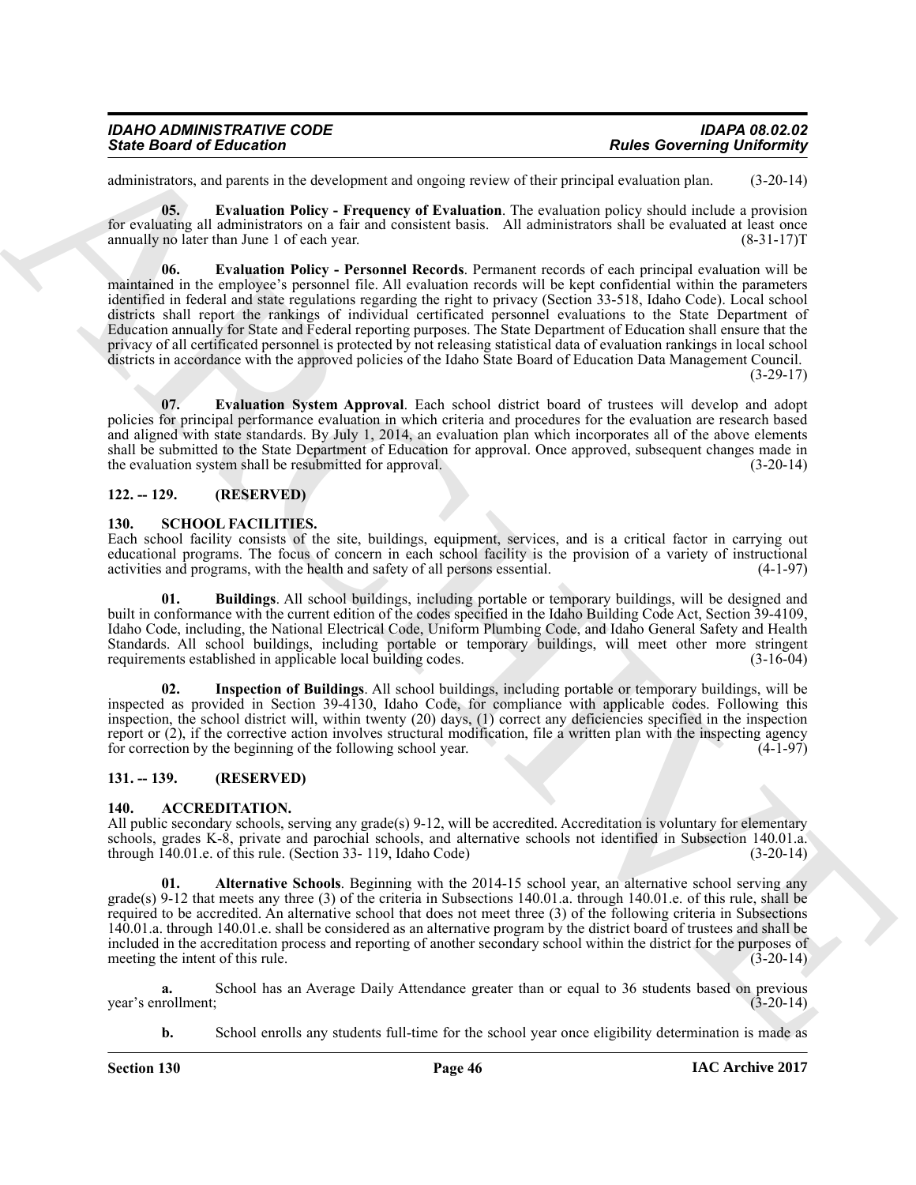administrators, and parents in the development and ongoing review of their principal evaluation plan. (3-20-14)

**05. Evaluation Policy - Frequency of Evaluation**. The evaluation policy should include a provision for evaluating all administrators on a fair and consistent basis. All administrators shall be evaluated at least once annually no later than June 1 of each year. (8-31-17)T

**06. Evaluation Policy - Personnel Records**. Permanent records of each principal evaluation will be maintained in the employee's personnel file. All evaluation records will be kept confidential within the parameters identified in federal and state regulations regarding the right to privacy (Section 33-518, Idaho Code). Local school districts shall report the rankings of individual certificated personnel evaluations to the State Department of Education annually for State and Federal reporting purposes. The State Department of Education shall ensure that the privacy of all certificated personnel is protected by not releasing statistical data of evaluation rankings in local school districts in accordance with the approved policies of the Idaho State Board of Education Data Management Council. (3-29-17)

**07. Evaluation System Approval**. Each school district board of trustees will develop and adopt policies for principal performance evaluation in which criteria and procedures for the evaluation are research based and aligned with state standards. By July 1, 2014, an evaluation plan which incorporates all of the above elements shall be submitted to the State Department of Education for approval. Once approved, subsequent changes made in the evaluation system shall be resubmitted for approval. (3-20-14)

## 122. -- 129. (RESERVED)

## 130. SCHOOL FACILITIES.

Each school facility consists of the site, buildings, equipment, services, and is a critical factor in carrying out educational programs. The focus of concern in each school facility is the provision of a variety of instructional activities and programs, with the health and safety of all persons essential. (4-1-97)

**01. Buildings**. All school buildings, including portable or temporary buildings, will be designed and built in conformance with the current edition of the codes specified in the Idaho Building Code Act, Section 39-4109, Idaho Code, including, the National Electrical Code, Uniform Plumbing Code, and Idaho General Safety and Health Standards. All school buildings, including portable or temporary buildings, will meet other more stringent requirements established in applicable local building codes. (3-16-04)

**02. Inspection of Buildings**. All school buildings, including portable or temporary buildings, will be inspected as provided in Section 39-4130, Idaho Code, for compliance with applicable codes. Following this inspection, the school district will, within twenty (20) days, (1) correct any deficiencies specified in the inspection report or (2), if the corrective action involves structural modification, file a written plan with the inspecting agency for correction by the beginning of the following school year. (4-1-97)

## 131. -- 139. (RESERVED)

## 140. ACCREDITATION.

All public secondary schools, serving any grade(s) 9-12, will be accredited. Accreditation is voluntary for elementary schools, grades K-8, private and parochial schools, and alternative schools not identified in Subsection 140.01.a. through 140.01.e. of this rule. (Section 33- 119, Idaho Code) (3-20-14)

**01. Alternative Schools**. Beginning with the 2014-15 school year, an alternative school serving any grade(s) 9-12 that meets any three (3) of the criteria in Subsections 140.01.a. through 140.01.e. of this rule, shall be required to be accredited. An alternative school that does not meet three (3) of the following criteria in Subsections 140.01.a. through 140.01.e. shall be considered as an alternative program by the district board of trustees and shall be included in the accreditation process and reporting of another secondary school within the district for the purposes of meeting the intent of this rule. (3-20-14)

**a.** School has an Average Daily Attendance greater than or equal to 36 students based on previous year's enrollment; (3-20-14)

**b.** School enrolls any students full-time for the school year once eligibility determination is made as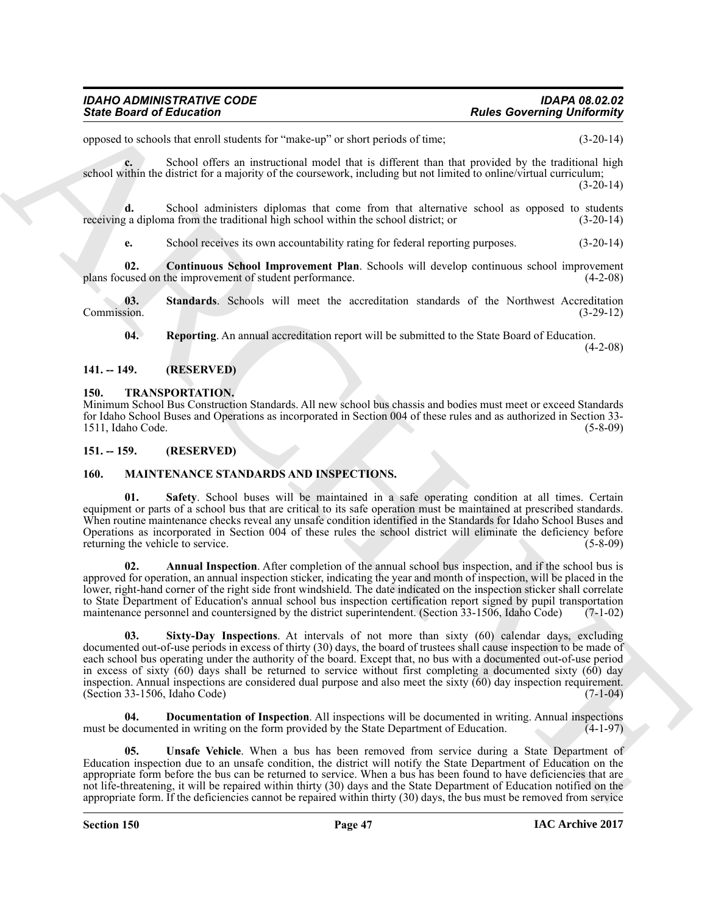opposed to schools that enroll students for "make-up" or short periods of time; (3-20-14)

**c.** School offers an instructional model that is different than that provided by the traditional high school within the district for a majority of the coursework, including but not limited to online/virtual curriculum; (3-20-14)

**d.** School administers diplomas that come from that alternative school as opposed to students receiving a diploma from the traditional high school within the school district; or (3-20-14)

**e.** School receives its own accountability rating for federal reporting purposes. (3-20-14)

**02. Continuous School Improvement Plan**. Schools will develop continuous school improvement plans focused on the improvement of student performance. (4-2-08)

**03. Standards**. Schools will meet the accreditation standards of the Northwest Accreditation Commission. (3-29-12)

**04. Reporting**. An annual accreditation report will be submitted to the State Board of Education. (4-2-08)

## 141. -- 149. (RESERVED)

## 150. TRANSPORTATION.

Minimum School Bus Construction Standards. All new school bus chassis and bodies must meet or exceed Standards for Idaho School Buses and Operations as incorporated in Section 004 of these rules and as authorized in Section 33-1511, Idaho Code. (5-8-09)

## 151. -- 159. (RESERVED)

## 160. MAINTENANCE STANDARDS AND INSPECTIONS.

**01. Safety**. School buses will be maintained in a safe operating condition at all times. Certain equipment or parts of a school bus that are critical to its safe operation must be maintained at prescribed standards. When routine maintenance checks reveal any unsafe condition identified in the Standards for Idaho School Buses and Operations as incorporated in Section 004 of these rules the school district will eliminate the deficiency before returning the vehicle to service. (5-8-09)

**02. Annual Inspection**. After completion of the annual school bus inspection, and if the school bus is approved for operation, an annual inspection sticker, indicating the year and month of inspection, will be placed in the lower, right-hand corner of the right side front windshield. The date indicated on the inspection sticker shall correlate to State Department of Education's annual school bus inspection certification report signed by pupil transportation maintenance personnel and countersigned by the district superintendent. (Section 33-1506, Idaho Code) (7-1-02)

**03. Sixty-Day Inspections**. At intervals of not more than sixty (60) calendar days, excluding documented out-of-use periods in excess of thirty (30) days, the board of trustees shall cause inspection to be made of each school bus operating under the authority of the board. Except that, no bus with a documented out-of-use period in excess of sixty (60) days shall be returned to service without first completing a documented sixty (60) day inspection. Annual inspections are considered dual purpose and also meet the sixty (60) day inspection requirement. (Section 33-1506, Idaho Code) (7-1-04)

**04. Documentation of Inspection**. All inspections will be documented in writing. Annual inspections must be documented in writing on the form provided by the State Department of Education. (4-1-97)

**05. Unsafe Vehicle**. When a bus has been removed from service during a State Department of Education inspection due to an unsafe condition, the district will notify the State Department of Education on the appropriate form before the bus can be returned to service. When a bus has been found to have deficiencies that are not life-threatening, it will be repaired within thirty (30) days and the State Department of Education notified on the appropriate form. If the deficiencies cannot be repaired within thirty (30) days, the bus must be removed from service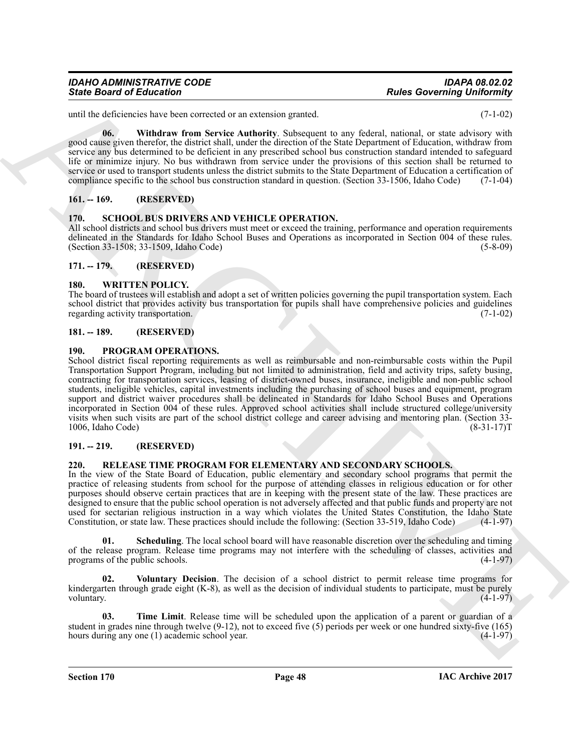until the deficiencies have been corrected or an extension granted. (7-1-02)

**06. Withdraw from Service Authority**. Subsequent to any federal, national, or state advisory with good cause given therefor, the district shall, under the direction of the State Department of Education, withdraw from service any bus determined to be deficient in any prescribed school bus construction standard intended to safeguard life or minimize injury. No bus withdrawn from service under the provisions of this section shall be returned to service or used to transport students unless the district submits to the State Department of Education a certification of compliance specific to the school bus construction standard in question. (Section 33-1506, Idaho Code) (7-1-04)

## 161. -- 169. (RESERVED)

## 170. SCHOOL BUS DRIVERS AND VEHICLE OPERATION.

All school districts and school bus drivers must meet or exceed the training, performance and operation requirements delineated in the Standards for Idaho School Buses and Operations as incorporated in Section 004 of these rules. (Section 33-1508; 33-1509, Idaho Code) (5-8-09)

## 171. -- 179. (RESERVED)

## 180. WRITTEN POLICY.

The board of trustees will establish and adopt a set of written policies governing the pupil transportation system. Each school district that provides activity bus transportation for pupils shall have comprehensive policies and guidelines regarding activity transportation. (7-1-02)

## 181. -- 189. (RESERVED)

## 190. PROGRAM OPERATIONS.

School district fiscal reporting requirements as well as reimbursable and non-reimbursable costs within the Pupil Transportation Support Program, including but not limited to administration, field and activity trips, safety busing, contracting for transportation services, leasing of district-owned buses, insurance, ineligible and non-public school students, ineligible vehicles, capital investments including the purchasing of school buses and equipment, program support and district waiver procedures shall be delineated in Standards for Idaho School Buses and Operations incorporated in Section 004 of these rules. Approved school activities shall include structured college/university visits when such visits are part of the school district college and career advising and mentoring plan. (Section 33-1006, Idaho Code) (8-31-17)T

## 191. -- 219. (RESERVED)

## 220. RELEASE TIME PROGRAM FOR ELEMENTARY AND SECONDARY SCHOOLS.

In the view of the State Board of Education, public elementary and secondary school programs that permit the practice of releasing students from school for the purpose of attending classes in religious education or for other purposes should observe certain practices that are in keeping with the present state of the law. These practices are designed to ensure that the public school operation is not adversely affected and that public funds and property are not used for sectarian religious instruction in a way which violates the United States Constitution, the Idaho State Constitution, or state law. These practices should include the following: (Section 33-519, Idaho Code) (4-1-97)

**01. Scheduling**. The local school board will have reasonable discretion over the scheduling and timing of the release program. Release time programs may not interfere with the scheduling of classes, activities and programs of the public schools. (4-1-97)

**02. Voluntary Decision**. The decision of a school district to permit release time programs for kindergarten through grade eight (K-8), as well as the decision of individual students to participate, must be purely voluntary. (4-1-97)

**03. Time Limit**. Release time will be scheduled upon the application of a parent or guardian of a student in grades nine through twelve (9-12), not to exceed five (5) periods per week or one hundred sixty-five (165) hours during any one (1) academic school year. (4-1-97)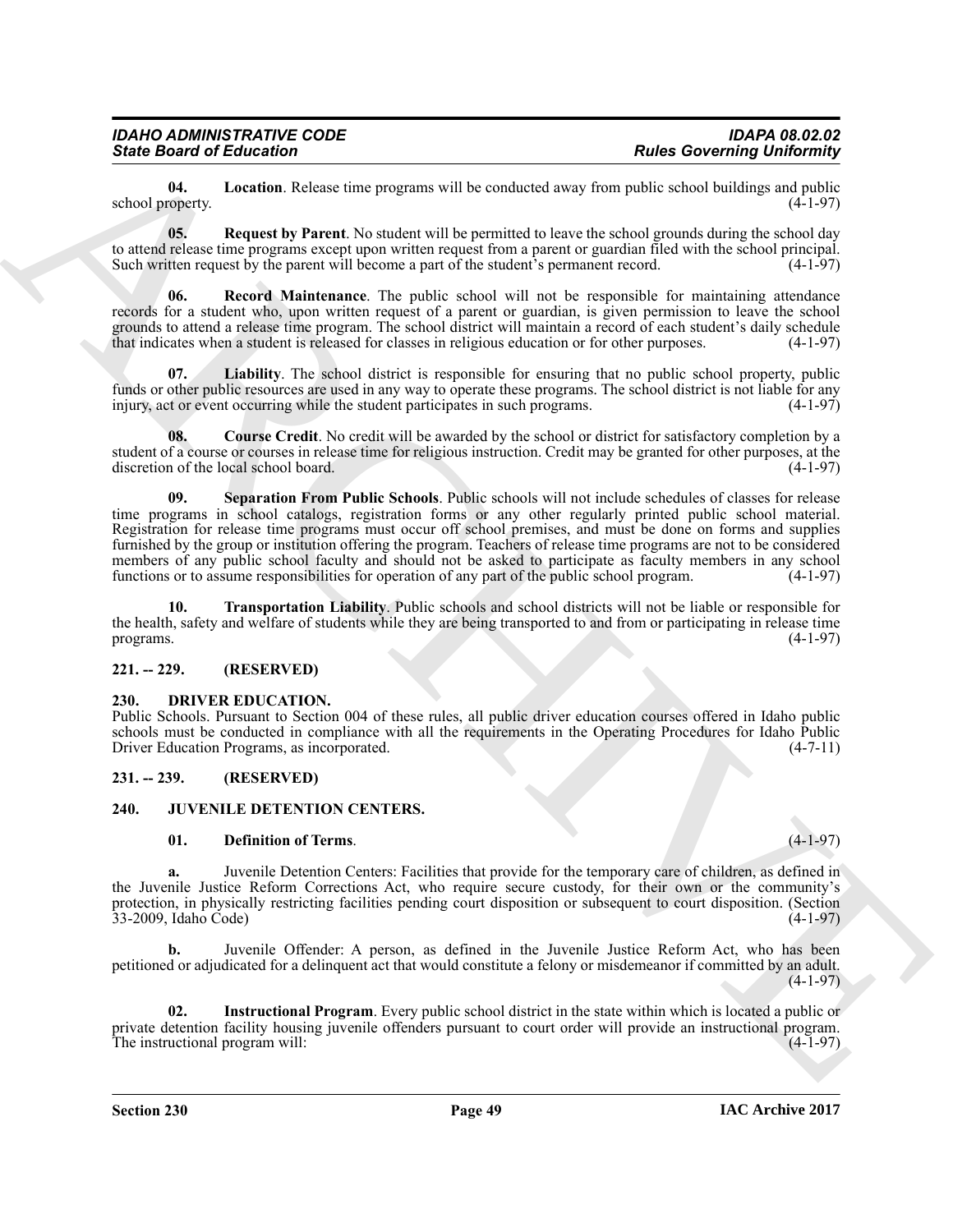**04. Location**. Release time programs will be conducted away from public school buildings and public school property. (4-1-97)

**05. Request by Parent**. No student will be permitted to leave the school grounds during the school day to attend release time programs except upon written request from a parent or guardian filed with the school principal. Such written request by the parent will become a part of the student's permanent record. (4-1-97)

**06. Record Maintenance**. The public school will not be responsible for maintaining attendance records for a student who, upon written request of a parent or guardian, is given permission to leave the school grounds to attend a release time program. The school district will maintain a record of each student's daily schedule that indicates when a student is released for classes in religious education or for other purposes. (4-1-97)

**07. Liability**. The school district is responsible for ensuring that no public school property, public funds or other public resources are used in any way to operate these programs. The school district is not liable for any injury, act or event occurring while the student participates in such programs. (4-1-97)

**08. Course Credit**. No credit will be awarded by the school or district for satisfactory completion by a student of a course or courses in release time for religious instruction. Credit may be granted for other purposes, at the discretion of the local school board. (4-1-97)

**09. Separation From Public Schools**. Public schools will not include schedules of classes for release time programs in school catalogs, registration forms or any other regularly printed public school material. Registration for release time programs must occur off school premises, and must be done on forms and supplies furnished by the group or institution offering the program. Teachers of release time programs are not to be considered members of any public school faculty and should not be asked to participate as faculty members in any school functions or to assume responsibilities for operation of any part of the public school program. (4-1-97)

**10. Transportation Liability**. Public schools and school districts will not be liable or responsible for the health, safety and welfare of students while they are being transported to and from or participating in release time programs. (4-1-97)

## 221. -- 229. (RESERVED)

## 230. DRIVER EDUCATION.

Public Schools. Pursuant to Section 004 of these rules, all public driver education courses offered in Idaho public schools must be conducted in compliance with all the requirements in the Operating Procedures for Idaho Public Driver Education Programs, as incorporated. (4-7-11)

## 231. -- 239. (RESERVED)

## 240. JUVENILE DETENTION CENTERS.

**01. Definition of Terms**. (4-1-97)

**a.** Juvenile Detention Centers: Facilities that provide for the temporary care of children, as defined in the Juvenile Justice Reform Corrections Act, who require secure custody, for their own or the community's protection, in physically restricting facilities pending court disposition or subsequent to court disposition. (Section 33-2009, Idaho Code) (4-1-97)

**b.** Juvenile Offender: A person, as defined in the Juvenile Justice Reform Act, who has been petitioned or adjudicated for a delinquent act that would constitute a felony or misdemeanor if committed by an adult. (4-1-97)

**02. Instructional Program**. Every public school district in the state within which is located a public or private detention facility housing juvenile offenders pursuant to court order will provide an instructional program. The instructional program will: (4-1-97)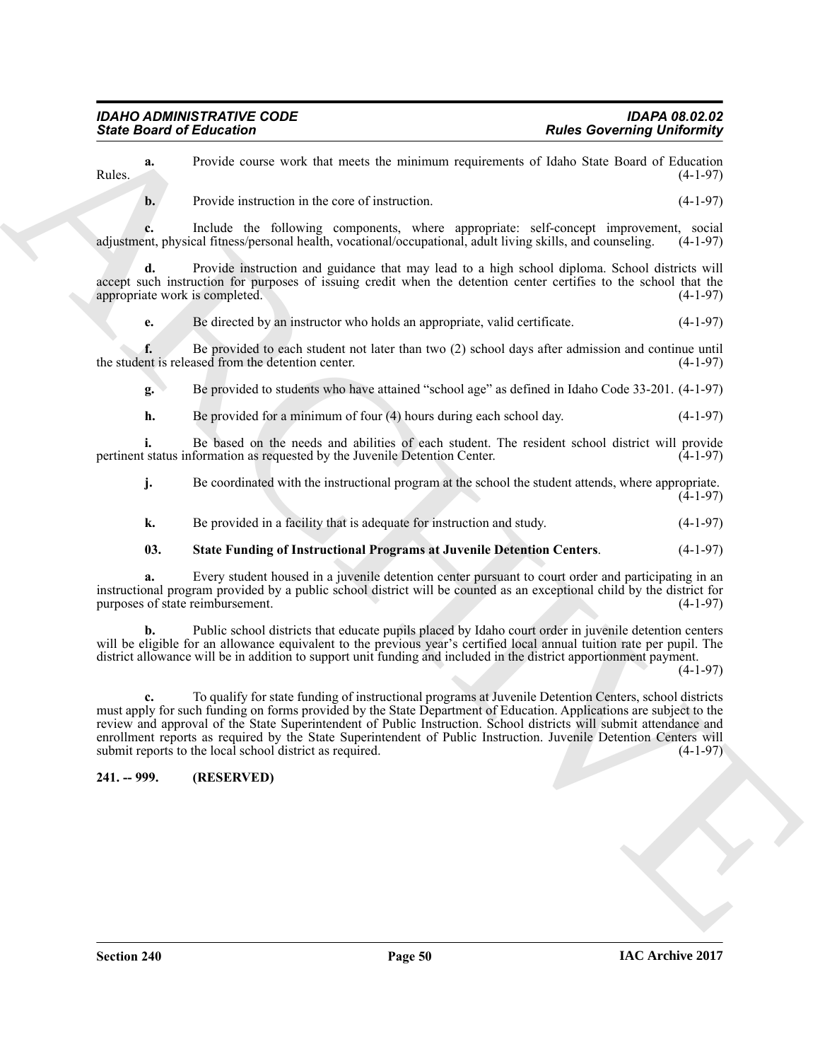**a.** Provide course work that meets the minimum requirements of Idaho State Board of Education Rules. (4-1-97)

**b.** Provide instruction in the core of instruction. (4-1-97)

**c.** Include the following components, where appropriate: self-concept improvement, social adjustment, physical fitness/personal health, vocational/occupational, adult living skills, and counseling. (4-1-97)

**d.** Provide instruction and guidance that may lead to a high school diploma. School districts will accept such instruction for purposes of issuing credit when the detention center certifies to the school that the appropriate work is completed. (4-1-97)

**e.** Be directed by an instructor who holds an appropriate, valid certificate. (4-1-97)

**f.** Be provided to each student not later than two (2) school days after admission and continue until the student is released from the detention center. (4-1-97)

**g.** Be provided to students who have attained "school age" as defined in Idaho Code 33-201. (4-1-97)

**h.** Be provided for a minimum of four (4) hours during each school day. (4-1-97)

**i.** Be based on the needs and abilities of each student. The resident school district will provide pertinent status information as requested by the Juvenile Detention Center. (4-1-97)

**j.** Be coordinated with the instructional program at the school the student attends, where appropriate. (4-1-97)

**k.** Be provided in a facility that is adequate for instruction and study. (4-1-97)

**03. State Funding of Instructional Programs at Juvenile Detention Centers**. (4-1-97)

**a.** Every student housed in a juvenile detention center pursuant to court order and participating in an instructional program provided by a public school district will be counted as an exceptional child by the district for purposes of state reimbursement. (4-1-97)

**b.** Public school districts that educate pupils placed by Idaho court order in juvenile detention centers will be eligible for an allowance equivalent to the previous year's certified local annual tuition rate per pupil. The district allowance will be in addition to support unit funding and included in the district apportionment payment. (4-1-97)

**c.** To qualify for state funding of instructional programs at Juvenile Detention Centers, school districts must apply for such funding on forms provided by the State Department of Education. Applications are subject to the review and approval of the State Superintendent of Public Instruction. School districts will submit attendance and enrollment reports as required by the State Superintendent of Public Instruction. Juvenile Detention Centers will submit reports to the local school district as required. (4-1-97)

**241. -- 999. (RESERVED)**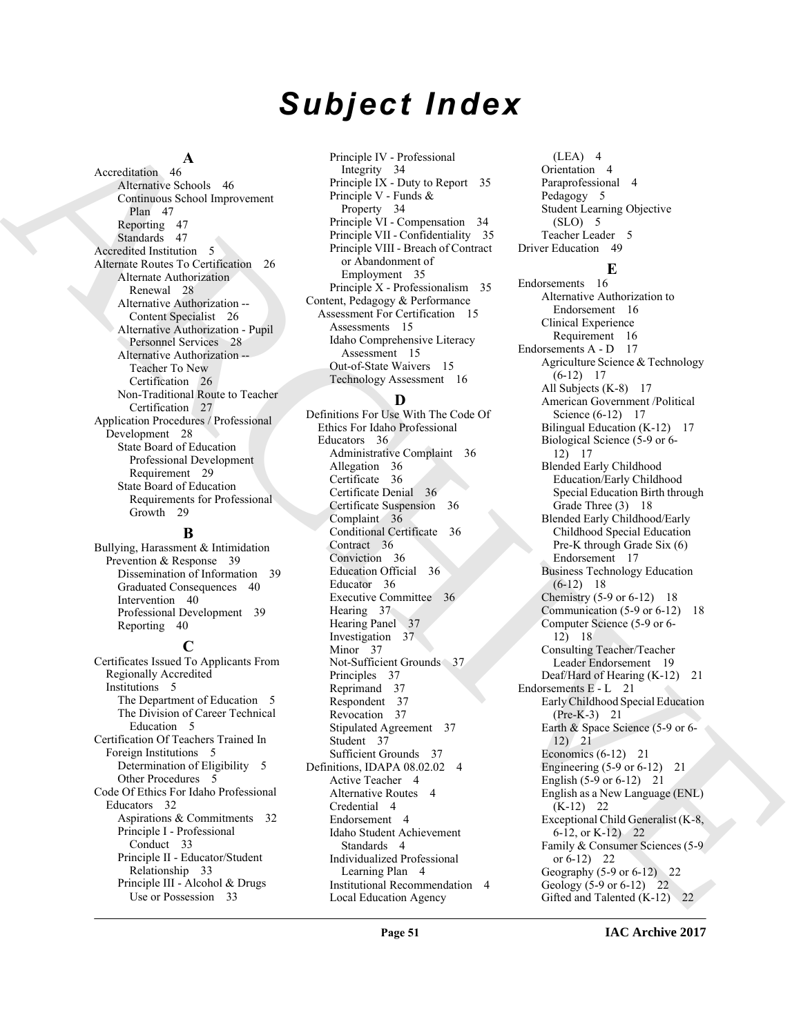# Subject Index

## A

Accreditation 46
- Alternative Schools 46
- Continuous School Improvement Plan 47
- Reporting 47
- Standards 47

Accredited Institution 5

Alternate Routes To Certification 26
- Alternate Authorization Renewal 28
- Alternative Authorization -- Content Specialist 26
- Alternative Authorization - Pupil Personnel Services 28
- Alternative Authorization -- Teacher To New Certification 26
- Non-Traditional Route to Teacher Certification 27

Application Procedures / Professional Development 28
- State Board of Education Professional Development Requirement 29
- State Board of Education Requirements for Professional Growth 29

## B

Bullying, Harassment & Intimidation Prevention & Response 39
- Dissemination of Information 39
- Graduated Consequences 40
- Intervention 40
- Professional Development 39
- Reporting 40

## C

Certificates Issued To Applicants From Regionally Accredited Institutions 5
- The Department of Education 5
- The Division of Career Technical Education 5

Certification Of Teachers Trained In Foreign Institutions 5
- Determination of Eligibility 5
- Other Procedures 5

Code Of Ethics For Idaho Professional Educators 32
- Aspirations & Commitments 32
- Principle I - Professional Conduct 33
- Principle II - Educator/Student Relationship 33
- Principle III - Alcohol & Drugs Use or Possession 33
- Principle IV - Professional Integrity 34
- Principle IX - Duty to Report 35
- Principle V - Funds & Property 34
- Principle VI - Compensation 34
- Principle VII - Confidentiality 35
- Principle VIII - Breach of Contract or Abandonment of Employment 35
- Principle X - Professionalism 35

Content, Pedagogy & Performance Assessment For Certification 15
- Assessments 15
- Idaho Comprehensive Literacy Assessment 15
- Out-of-State Waivers 15
- Technology Assessment 16

## D

Definitions For Use With The Code Of Ethics For Idaho Professional Educators 36
- Administrative Complaint 36
- Allegation 36
- Certificate 36
- Certificate Denial 36
- Certificate Suspension 36
- Complaint 36
- Conditional Certificate 36
- Contract 36
- Conviction 36
- Education Official 36
- Educator 36
- Executive Committee 36
- Hearing 37
- Hearing Panel 37
- Investigation 37
- Minor 37
- Not-Sufficient Grounds 37
- Principles 37
- Reprimand 37
- Respondent 37
- Revocation 37
- Stipulated Agreement 37
- Student 37
- Sufficient Grounds 37

Definitions, IDAPA 08.02.02 4
- Active Teacher 4
- Alternative Routes 4
- Credential 4
- Endorsement 4
- Idaho Student Achievement Standards 4
- Individualized Professional Learning Plan 4
- Institutional Recommendation 4
- Local Education Agency (LEA) 4
- Orientation 4
- Paraprofessional 4
- Pedagogy 5
- Student Learning Objective (SLO) 5
- Teacher Leader 5

Driver Education 49

## E

Endorsements 16
- Alternative Authorization to Endorsement 16
- Clinical Experience Requirement 16

Endorsements A - D 17
- Agriculture Science & Technology (6-12) 17
- All Subjects (K-8) 17
- American Government /Political Science (6-12) 17
- Bilingual Education (K-12) 17
- Biological Science (5-9 or 6-12) 17
- Blended Early Childhood Education/Early Childhood Special Education Birth through Grade Three (3) 18
- Blended Early Childhood/Early Childhood Special Education Pre-K through Grade Six (6) Endorsement 17
- Business Technology Education (6-12) 18
- Chemistry (5-9 or 6-12) 18
- Communication (5-9 or 6-12) 18
- Computer Science (5-9 or 6-12) 18
- Consulting Teacher/Teacher Leader Endorsement 19
- Deaf/Hard of Hearing (K-12) 21

Endorsements E - L 21
- Early Childhood Special Education (Pre-K-3) 21
- Earth & Space Science (5-9 or 6-12) 21
- Economics (6-12) 21
- Engineering (5-9 or 6-12) 21
- English (5-9 or 6-12) 21
- English as a New Language (ENL) (K-12) 22
- Exceptional Child Generalist (K-8, 6-12, or K-12) 22
- Family & Consumer Sciences (5-9 or 6-12) 22
- Geography (5-9 or 6-12) 22
- Geology (5-9 or 6-12) 22
- Gifted and Talented (K-12) 22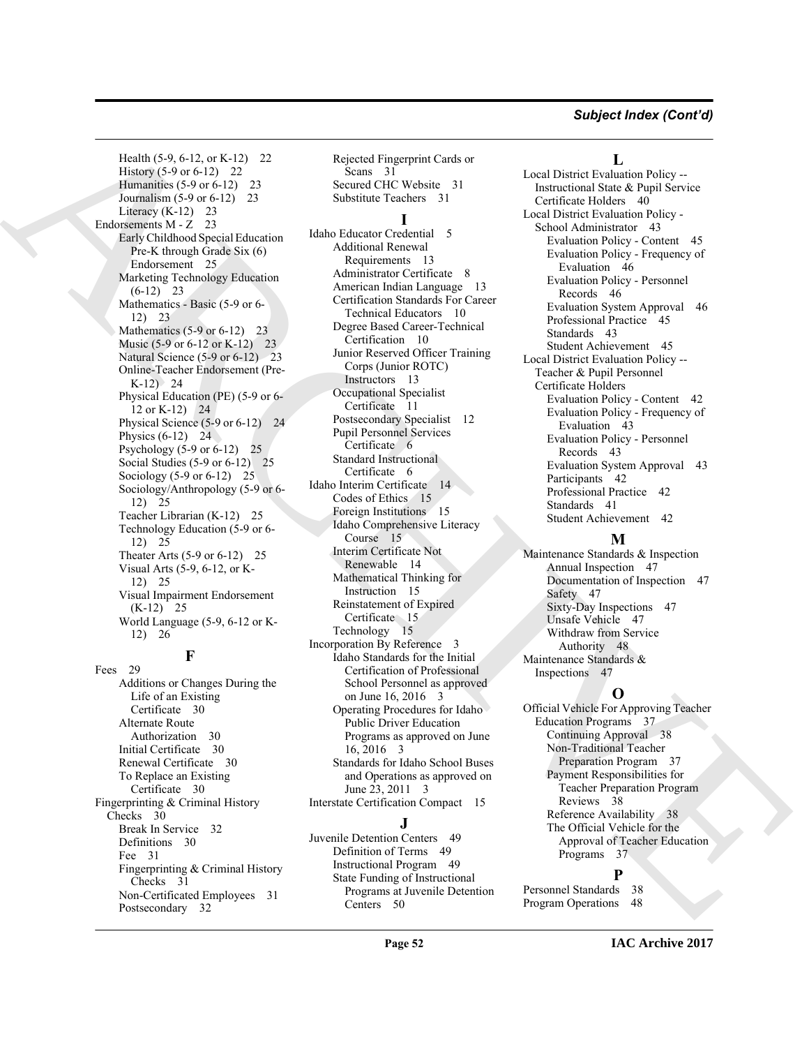## Subject Index (Cont'd)

Health (5-9, 6-12, or K-12) 22
History (5-9 or 6-12) 22
Humanities (5-9 or 6-12) 23
Journalism (5-9 or 6-12) 23
Literacy (K-12) 23

Endorsements M - Z 23
Early Childhood Special Education Pre-K through Grade Six (6) Endorsement 25
Marketing Technology Education (6-12) 23
Mathematics - Basic (5-9 or 6-12) 23
Mathematics (5-9 or 6-12) 23
Music (5-9 or 6-12 or K-12) 23
Natural Science (5-9 or 6-12) 23
Online-Teacher Endorsement (Pre-K-12) 24
Physical Education (PE) (5-9 or 6-12 or K-12) 24
Physical Science (5-9 or 6-12) 24
Physics (6-12) 24
Psychology (5-9 or 6-12) 25
Social Studies (5-9 or 6-12) 25
Sociology (5-9 or 6-12) 25
Sociology/Anthropology (5-9 or 6-12) 25
Teacher Librarian (K-12) 25
Technology Education (5-9 or 6-12) 25
Theater Arts (5-9 or 6-12) 25
Visual Arts (5-9, 6-12, or K-12) 25
Visual Impairment Endorsement (K-12) 25
World Language (5-9, 6-12 or K-12) 26

**F**

Fees 29
Additions or Changes During the Life of an Existing Certificate 30
Alternate Route Authorization 30
Initial Certificate 30
Renewal Certificate 30
To Replace an Existing Certificate 30

Fingerprinting & Criminal History Checks 30
Break In Service 32
Definitions 30
Fee 31
Fingerprinting & Criminal History Checks 31
Non-Certificated Employees 31
Postsecondary 32
Rejected Fingerprint Cards or Scans 31
Secured CHC Website 31
Substitute Teachers 31

**I**

Idaho Educator Credential 5
Additional Renewal Requirements 13
Administrator Certificate 8
American Indian Language 13
Certification Standards For Career Technical Educators 10
Degree Based Career-Technical Certification 10
Junior Reserved Officer Training Corps (Junior ROTC) Instructors 13
Occupational Specialist Certificate 11
Postsecondary Specialist 12
Pupil Personnel Services Certificate 6
Standard Instructional Certificate 6

Idaho Interim Certificate 14
Codes of Ethics 15
Foreign Institutions 15
Idaho Comprehensive Literacy Course 15
Interim Certificate Not Renewable 14
Mathematical Thinking for Instruction 15
Reinstatement of Expired Certificate 15
Technology 15

Incorporation By Reference 3
Idaho Standards for the Initial Certification of Professional School Personnel as approved on June 16, 2016 3
Operating Procedures for Idaho Public Driver Education Programs as approved on June 16, 2016 3
Standards for Idaho School Buses and Operations as approved on June 23, 2011 3

Interstate Certification Compact 15

**J**

Juvenile Detention Centers 49
Definition of Terms 49
Instructional Program 49
State Funding of Instructional Programs at Juvenile Detention Centers 50

**L**

Local District Evaluation Policy -- Instructional State & Pupil Service Certificate Holders 40

Local District Evaluation Policy - School Administrator 43
Evaluation Policy - Content 45
Evaluation Policy - Frequency of Evaluation 46
Evaluation Policy - Personnel Records 46
Evaluation System Approval 46
Professional Practice 45
Standards 43
Student Achievement 45

Local District Evaluation Policy -- Teacher & Pupil Personnel Certificate Holders
Evaluation Policy - Content 42
Evaluation Policy - Frequency of Evaluation 43
Evaluation Policy - Personnel Records 43
Evaluation System Approval 43
Participants 42
Professional Practice 42
Standards 41
Student Achievement 42

**M**

Maintenance Standards & Inspection
Annual Inspection 47
Documentation of Inspection 47
Safety 47
Sixty-Day Inspections 47
Unsafe Vehicle 47
Withdraw from Service Authority 48

Maintenance Standards & Inspections 47

**O**

Official Vehicle For Approving Teacher Education Programs 37
Continuing Approval 38
Non-Traditional Teacher Preparation Program 37
Payment Responsibilities for Teacher Preparation Program Reviews 38
Reference Availability 38
The Official Vehicle for the Approval of Teacher Education Programs 37

**P**

Personnel Standards 38
Program Operations 48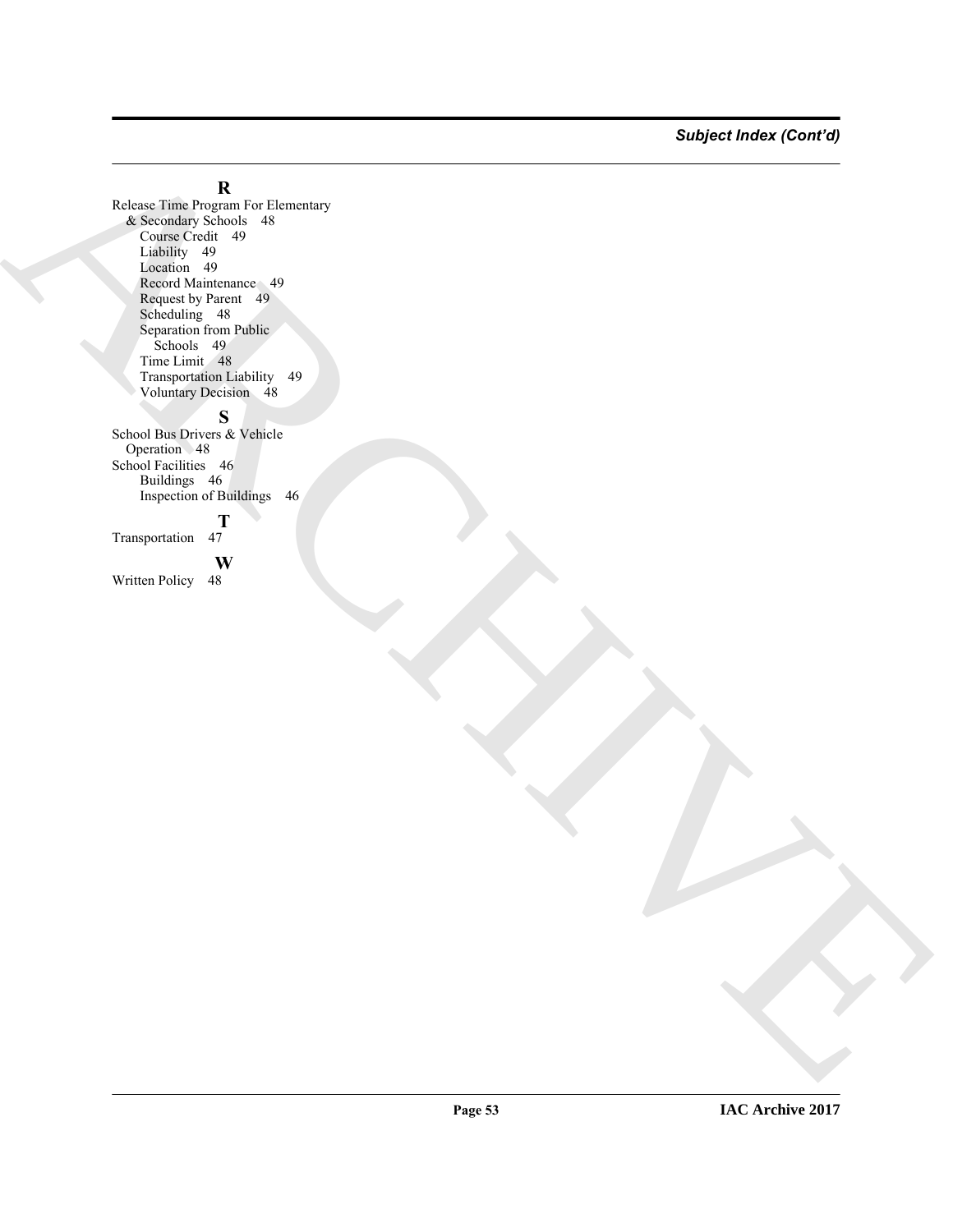## R

Release Time Program For Elementary & Secondary Schools 48
- Course Credit 49
- Liability 49
- Location 49
- Record Maintenance 49
- Request by Parent 49
- Scheduling 48
- Separation from Public Schools 49
- Time Limit 48
- Transportation Liability 49
- Voluntary Decision 48

## S

School Bus Drivers & Vehicle Operation 48

School Facilities 46
- Buildings 46
- Inspection of Buildings 46

## T

Transportation 47

## W

Written Policy 48